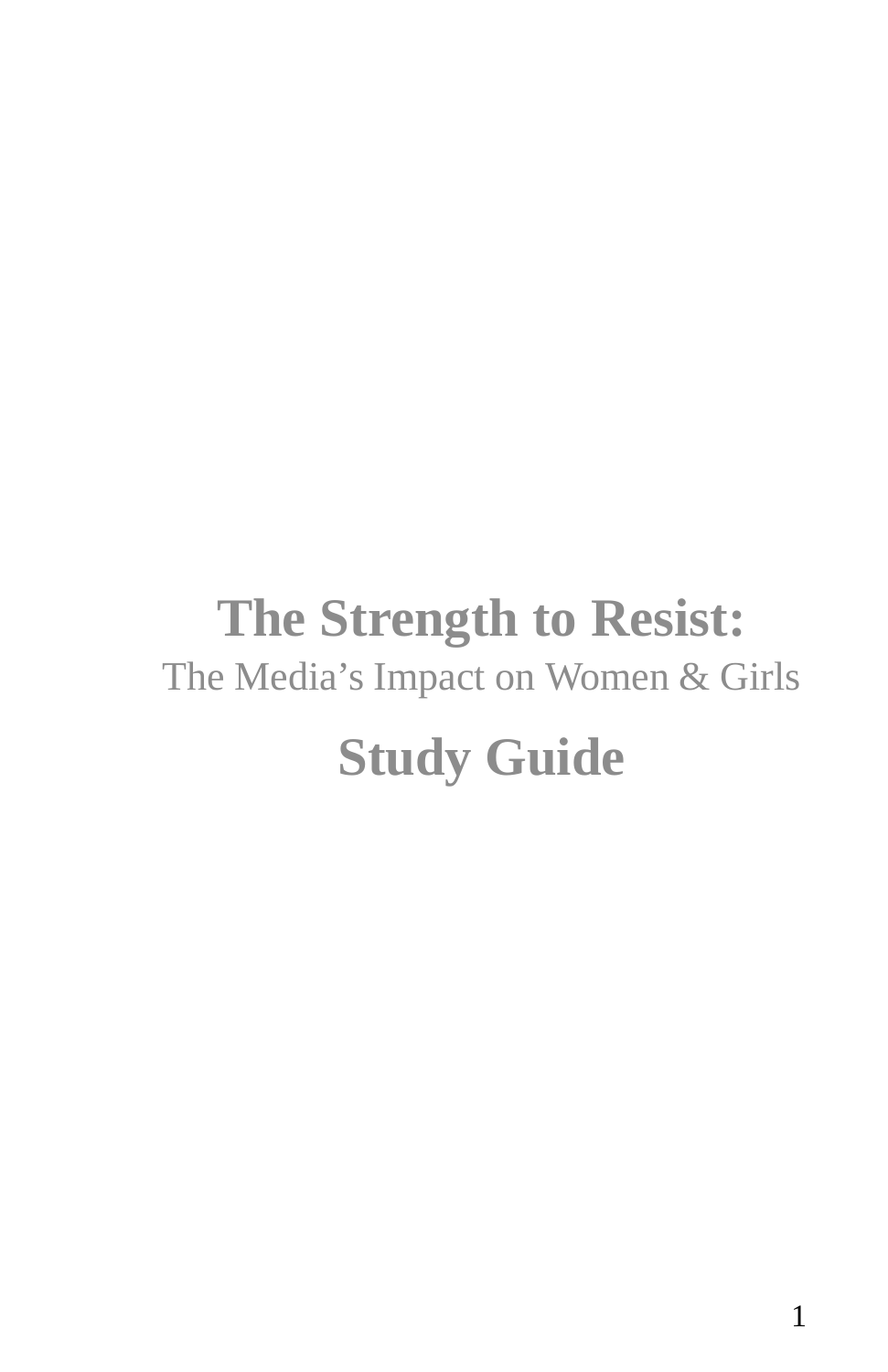# The Strength to Resist:

The Media's Impact on Women & Girls

# Study Guide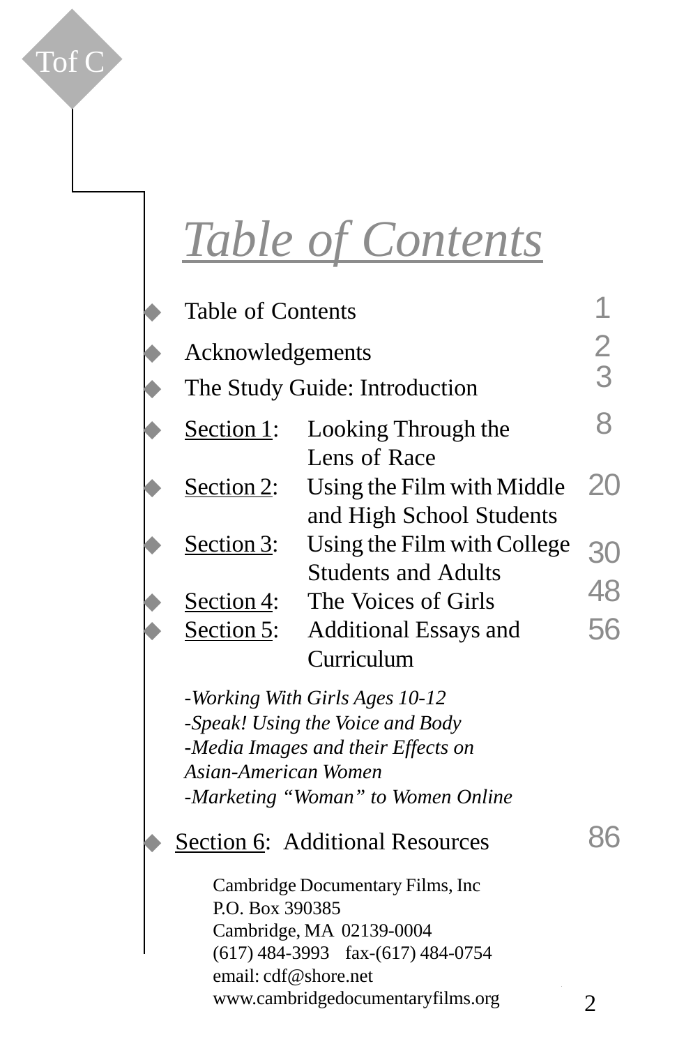Tof C

# *Table of Contents*

| | | Page |
|---|---|---|
| Table of Contents | | 1 |
| Acknowledgements | | 2 |
| The Study Guide: Introduction | | 3 |
| Section 1: | Looking Through the Lens of Race | 8 |
| Section 2: | Using the Film with Middle and High School Students | 20 |
| Section 3: | Using the Film with College Students and Adults | 30 |
| Section 4: | The Voices of Girls | 48 |
| Section 5: | Additional Essays and Curriculum | 56 |

*-Working With Girls Ages 10-12*
*-Speak! Using the Voice and Body*
*-Media Images and their Effects on Asian-American Women*
*-Marketing "Woman" to Women Online*

| | | Page |
|---|---|---|
| Section 6: | Additional Resources | 86 |

Cambridge Documentary Films, Inc
P.O. Box 390385
Cambridge, MA 02139-0004
(617) 484-3993 fax-(617) 484-0754
email: cdf@shore.net
www.cambridgedocumentaryfilms.org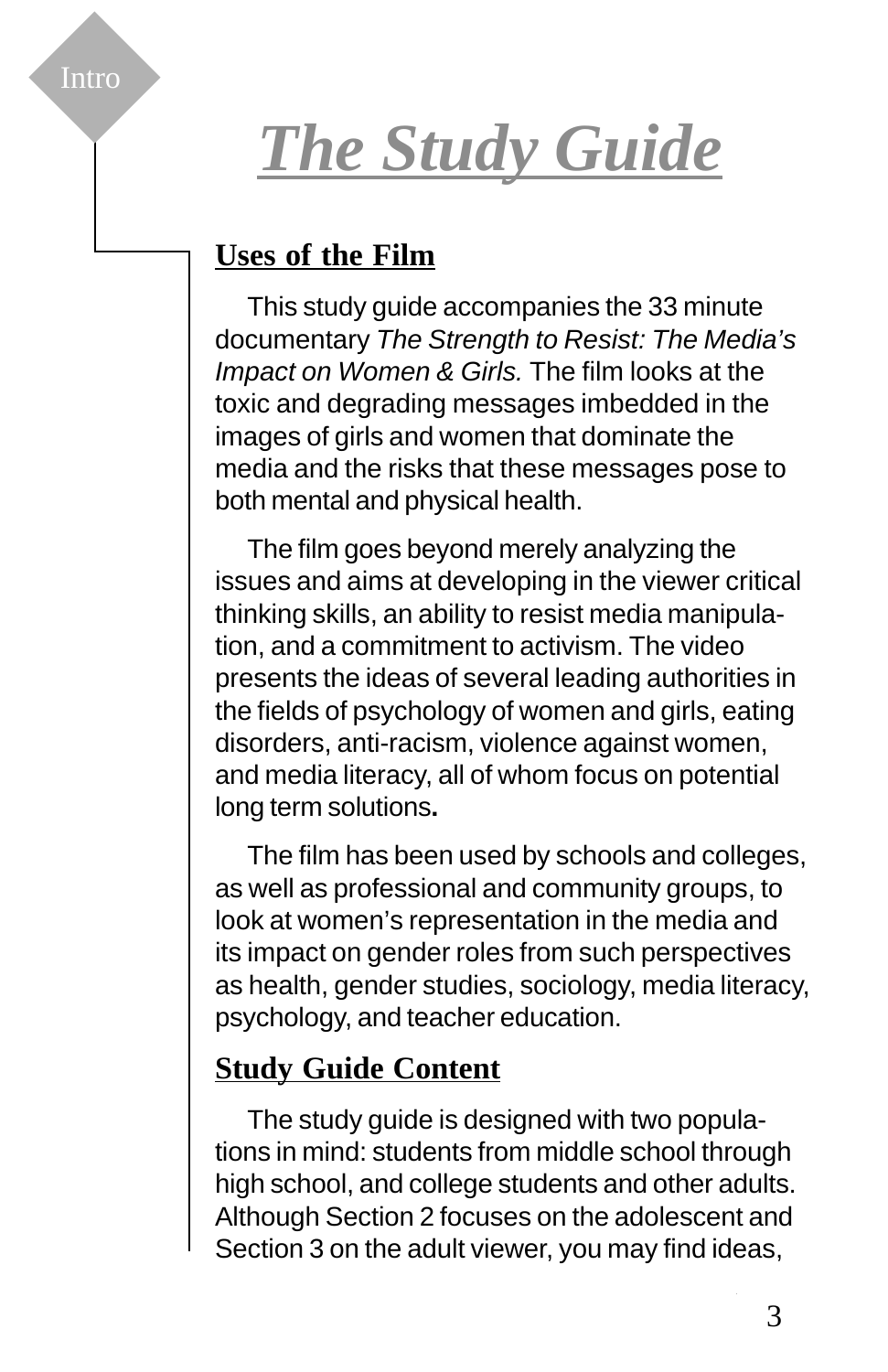Intro

# *The Study Guide*

## Uses of the Film

This study guide accompanies the 33 minute documentary *The Strength to Resist: The Media's Impact on Women & Girls.* The film looks at the toxic and degrading messages imbedded in the images of girls and women that dominate the media and the risks that these messages pose to both mental and physical health.

The film goes beyond merely analyzing the issues and aims at developing in the viewer critical thinking skills, an ability to resist media manipulation, and a commitment to activism. The video presents the ideas of several leading authorities in the fields of psychology of women and girls, eating disorders, anti-racism, violence against women, and media literacy, all of whom focus on potential long term solutions.

The film has been used by schools and colleges, as well as professional and community groups, to look at women's representation in the media and its impact on gender roles from such perspectives as health, gender studies, sociology, media literacy, psychology, and teacher education.

## Study Guide Content

The study guide is designed with two populations in mind: students from middle school through high school, and college students and other adults. Although Section 2 focuses on the adolescent and Section 3 on the adult viewer, you may find ideas,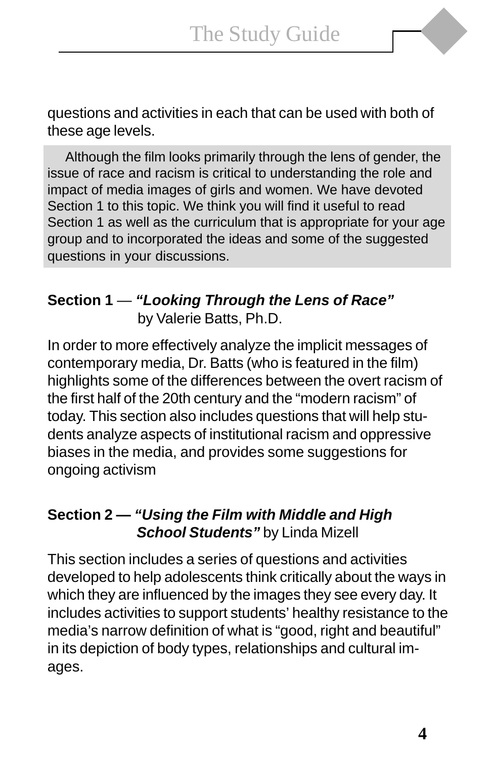questions and activities in each that can be used with both of these age levels.

Although the film looks primarily through the lens of gender, the issue of race and racism is critical to understanding the role and impact of media images of girls and women. We have devoted Section 1 to this topic. We think you will find it useful to read Section 1 as well as the curriculum that is appropriate for your age group and to incorporated the ideas and some of the suggested questions in your discussions.

**Section 1** — ***"Looking Through the Lens of Race"*** by Valerie Batts, Ph.D.

In order to more effectively analyze the implicit messages of contemporary media, Dr. Batts (who is featured in the film) highlights some of the differences between the overt racism of the first half of the 20th century and the "modern racism" of today. This section also includes questions that will help students analyze aspects of institutional racism and oppressive biases in the media, and provides some suggestions for ongoing activism

**Section 2 — *"Using the Film with Middle and High School Students"*** by Linda Mizell

This section includes a series of questions and activities developed to help adolescents think critically about the ways in which they are influenced by the images they see every day. It includes activities to support students' healthy resistance to the media's narrow definition of what is "good, right and beautiful" in its depiction of body types, relationships and cultural images.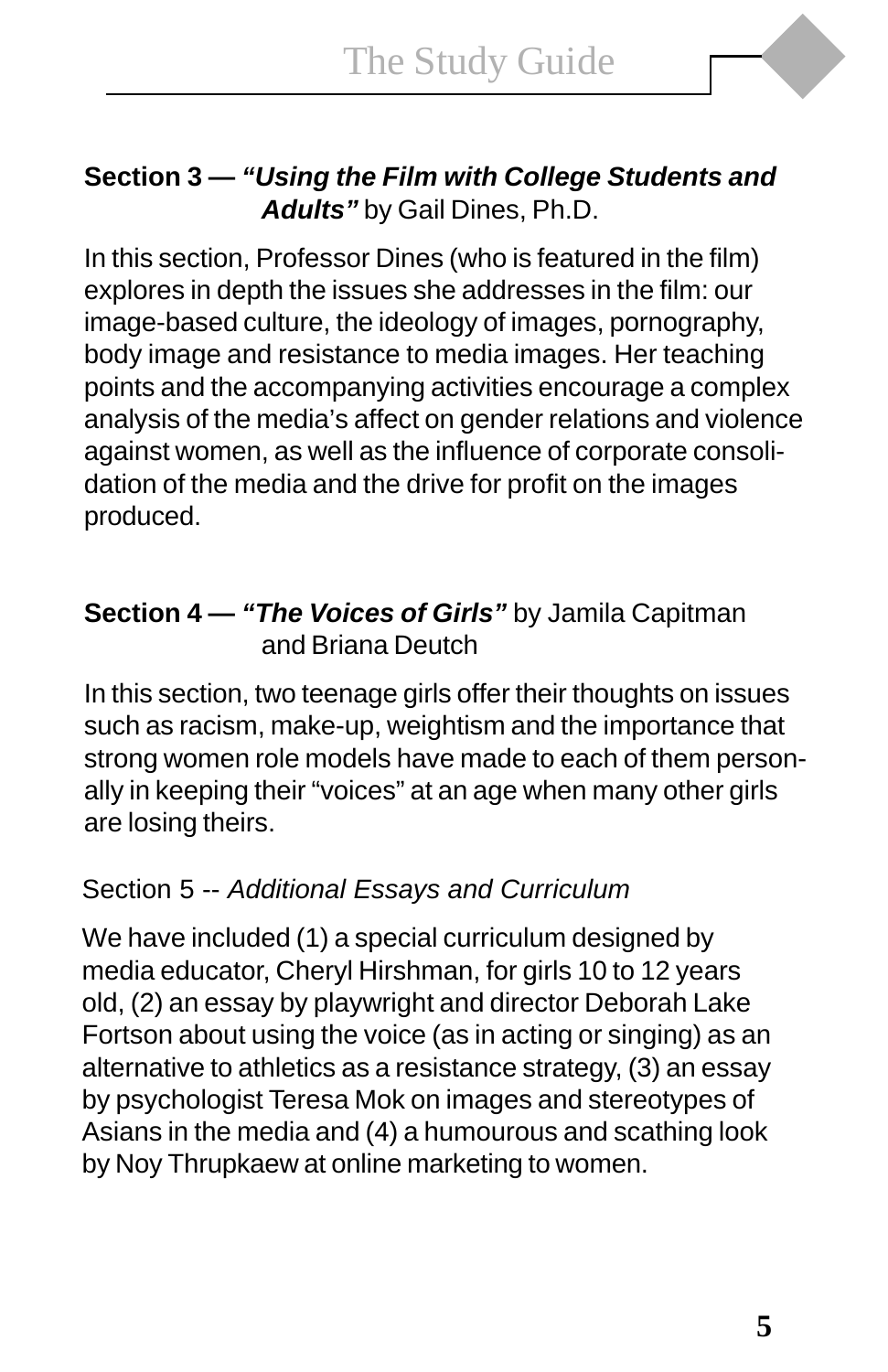**Section 3 — *"Using the Film with College Students and Adults"*** by Gail Dines, Ph.D.

In this section, Professor Dines (who is featured in the film) explores in depth the issues she addresses in the film: our image-based culture, the ideology of images, pornography, body image and resistance to media images. Her teaching points and the accompanying activities encourage a complex analysis of the media's affect on gender relations and violence against women, as well as the influence of corporate consolidation of the media and the drive for profit on the images produced.

**Section 4 — *"The Voices of Girls"*** by Jamila Capitman and Briana Deutch

In this section, two teenage girls offer their thoughts on issues such as racism, make-up, weightism and the importance that strong women role models have made to each of them personally in keeping their "voices" at an age when many other girls are losing theirs.

Section 5 -- *Additional Essays and Curriculum*

We have included (1) a special curriculum designed by media educator, Cheryl Hirshman, for girls 10 to 12 years old, (2) an essay by playwright and director Deborah Lake Fortson about using the voice (as in acting or singing) as an alternative to athletics as a resistance strategy, (3) an essay by psychologist Teresa Mok on images and stereotypes of Asians in the media and (4) a humourous and scathing look by Noy Thrupkaew at online marketing to women.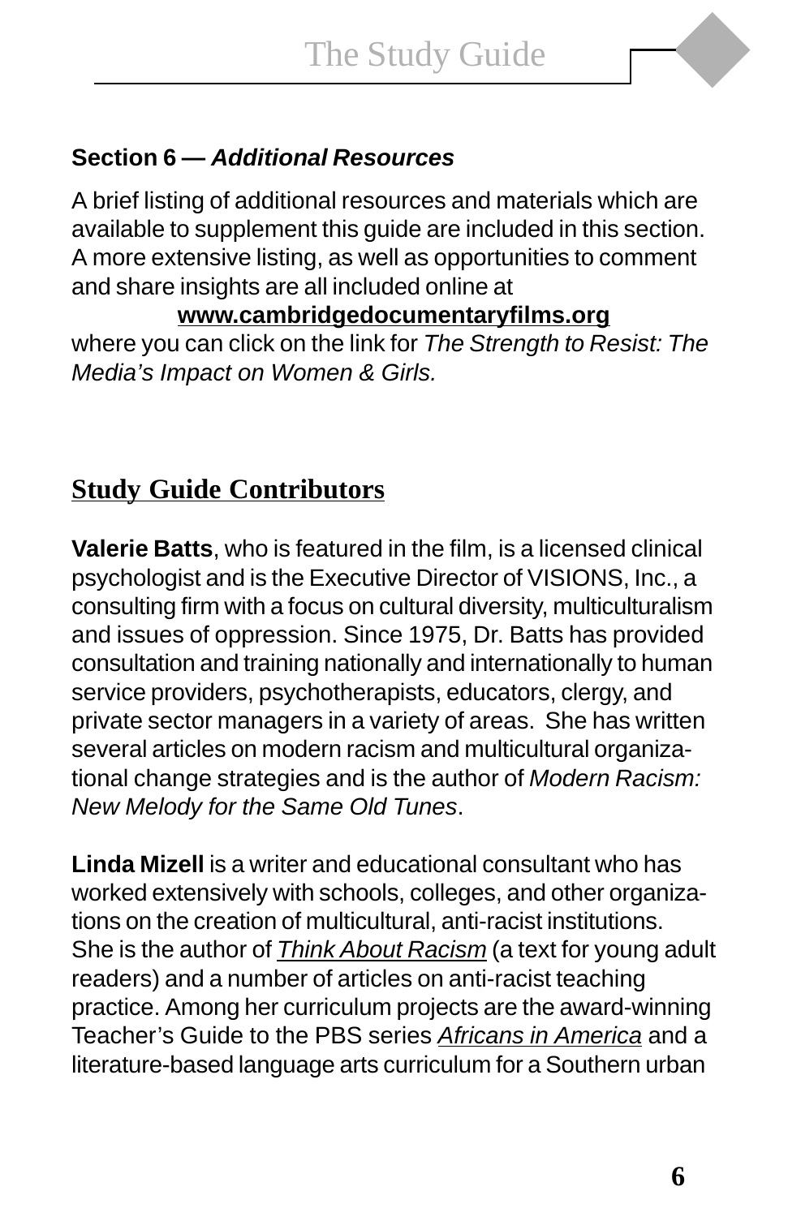### Section 6 — *Additional Resources*

A brief listing of additional resources and materials which are available to supplement this guide are included in this section. A more extensive listing, as well as opportunities to comment and share insights are all included online at

**www.cambridgedocumentaryfilms.org**

where you can click on the link for *The Strength to Resist: The Media's Impact on Women & Girls.*

## Study Guide Contributors

**Valerie Batts**, who is featured in the film, is a licensed clinical psychologist and is the Executive Director of VISIONS, Inc., a consulting firm with a focus on cultural diversity, multiculturalism and issues of oppression. Since 1975, Dr. Batts has provided consultation and training nationally and internationally to human service providers, psychotherapists, educators, clergy, and private sector managers in a variety of areas. She has written several articles on modern racism and multicultural organizational change strategies and is the author of *Modern Racism: New Melody for the Same Old Tunes*.

**Linda Mizell** is a writer and educational consultant who has worked extensively with schools, colleges, and other organizations on the creation of multicultural, anti-racist institutions. She is the author of *Think About Racism* (a text for young adult readers) and a number of articles on anti-racist teaching practice. Among her curriculum projects are the award-winning Teacher's Guide to the PBS series *Africans in America* and a literature-based language arts curriculum for a Southern urban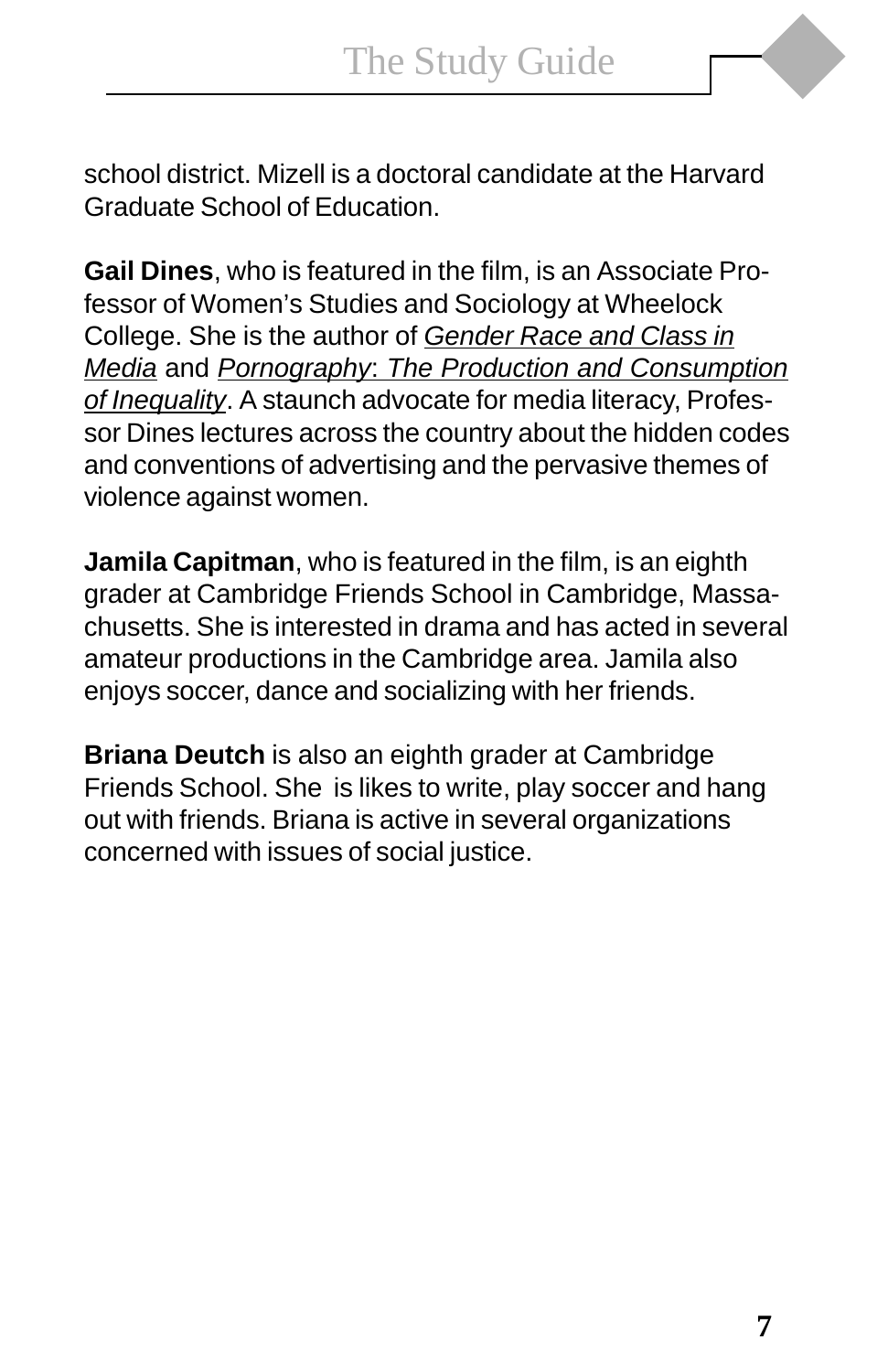school district. Mizell is a doctoral candidate at the Harvard Graduate School of Education.

**Gail Dines**, who is featured in the film, is an Associate Professor of Women's Studies and Sociology at Wheelock College. She is the author of *Gender Race and Class in Media* and *Pornography: The Production and Consumption of Inequality*. A staunch advocate for media literacy, Professor Dines lectures across the country about the hidden codes and conventions of advertising and the pervasive themes of violence against women.

**Jamila Capitman**, who is featured in the film, is an eighth grader at Cambridge Friends School in Cambridge, Massachusetts. She is interested in drama and has acted in several amateur productions in the Cambridge area. Jamila also enjoys soccer, dance and socializing with her friends.

**Briana Deutch** is also an eighth grader at Cambridge Friends School. She is likes to write, play soccer and hang out with friends. Briana is active in several organizations concerned with issues of social justice.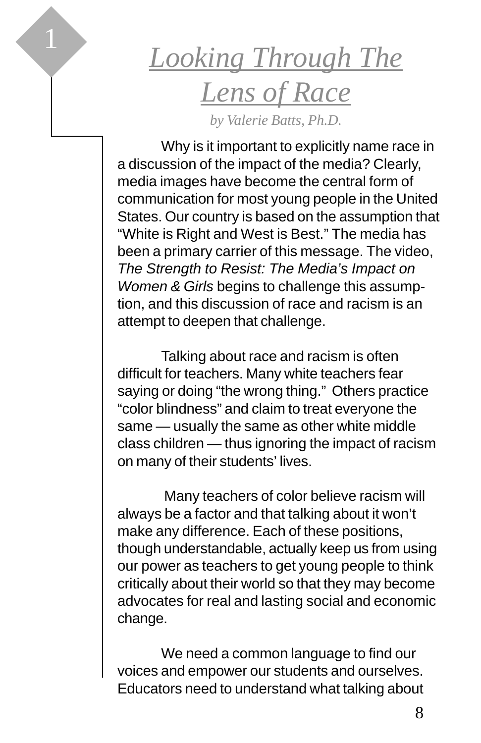1

# *Looking Through The Lens of Race*

*by Valerie Batts, Ph.D.*

Why is it important to explicitly name race in a discussion of the impact of the media? Clearly, media images have become the central form of communication for most young people in the United States. Our country is based on the assumption that "White is Right and West is Best." The media has been a primary carrier of this message. The video, *The Strength to Resist: The Media's Impact on Women & Girls* begins to challenge this assumption, and this discussion of race and racism is an attempt to deepen that challenge.

Talking about race and racism is often difficult for teachers. Many white teachers fear saying or doing "the wrong thing." Others practice "color blindness" and claim to treat everyone the same — usually the same as other white middle class children — thus ignoring the impact of racism on many of their students' lives.

Many teachers of color believe racism will always be a factor and that talking about it won't make any difference. Each of these positions, though understandable, actually keep us from using our power as teachers to get young people to think critically about their world so that they may become advocates for real and lasting social and economic change.

We need a common language to find our voices and empower our students and ourselves. Educators need to understand what talking about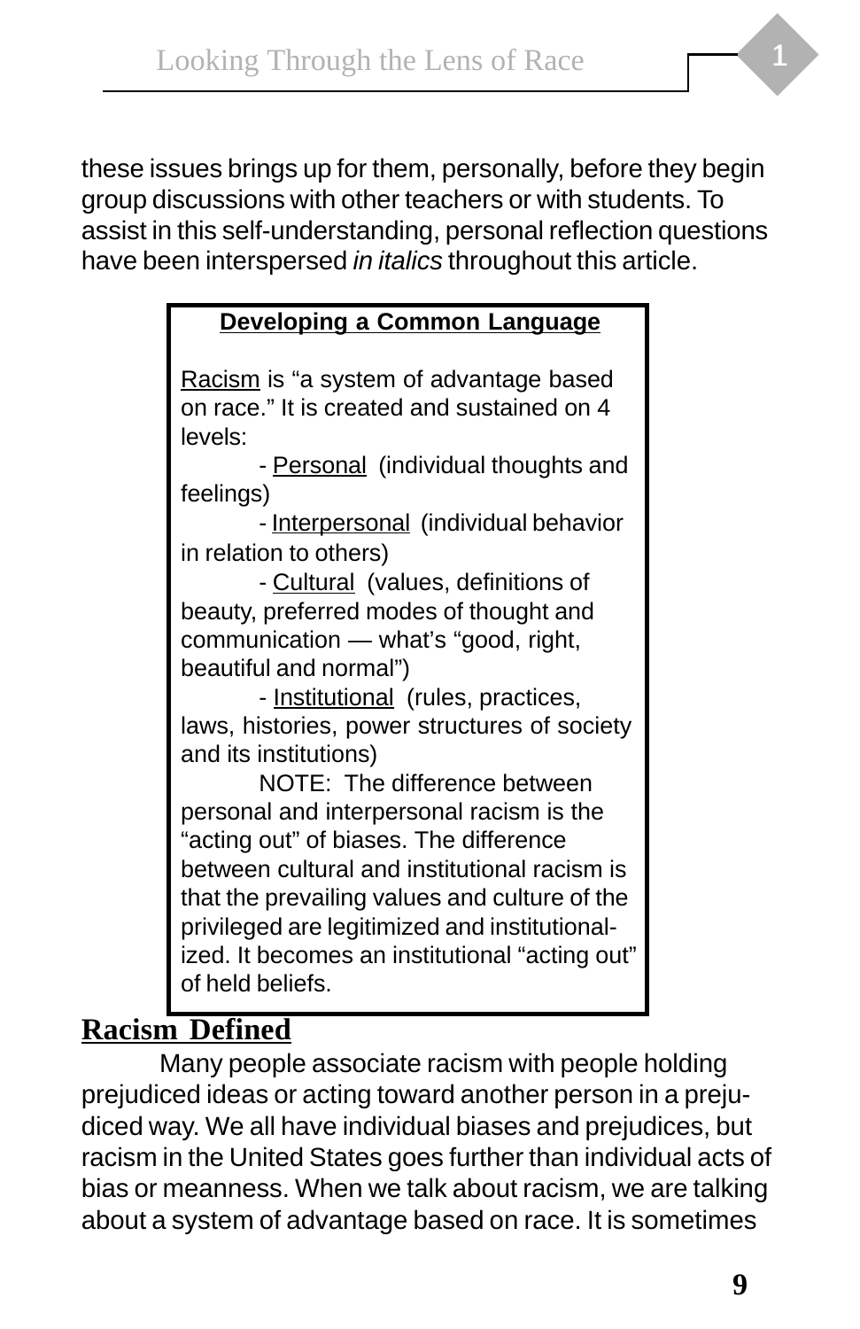these issues brings up for them, personally, before they begin group discussions with other teachers or with students. To assist in this self-understanding, personal reflection questions have been interspersed *in italics* throughout this article.

> **Developing a Common Language**
>
> Racism is "a system of advantage based on race." It is created and sustained on 4 levels:
>
> - Personal (individual thoughts and feelings)
> - Interpersonal (individual behavior in relation to others)
> - Cultural (values, definitions of beauty, preferred modes of thought and communication — what's "good, right, beautiful and normal")
> - Institutional (rules, practices, laws, histories, power structures of society and its institutions)
>
> NOTE: The difference between personal and interpersonal racism is the "acting out" of biases. The difference between cultural and institutional racism is that the prevailing values and culture of the privileged are legitimized and institutionalized. It becomes an institutional "acting out" of held beliefs.

## Racism Defined

Many people associate racism with people holding prejudiced ideas or acting toward another person in a prejudiced way. We all have individual biases and prejudices, but racism in the United States goes further than individual acts of bias or meanness. When we talk about racism, we are talking about a system of advantage based on race. It is sometimes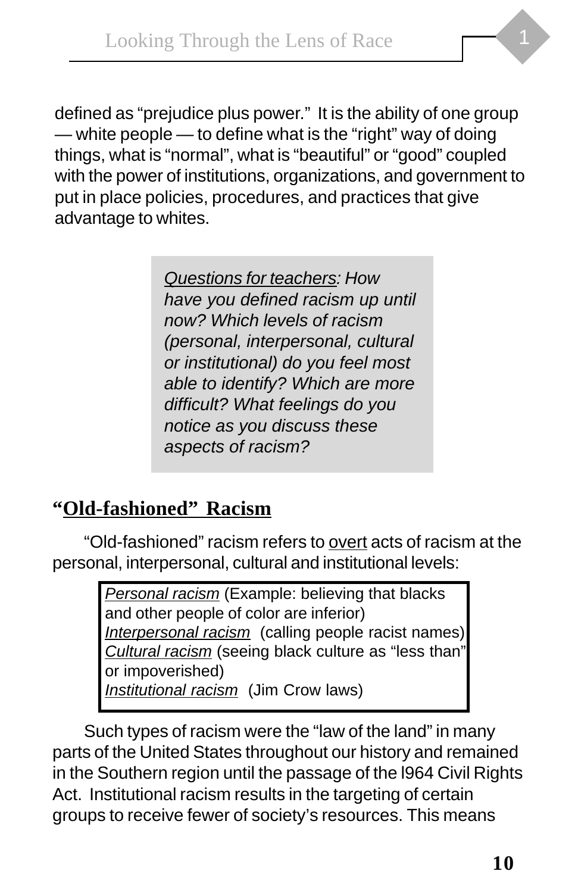defined as “prejudice plus power.” It is the ability of one group — white people — to define what is the “right” way of doing things, what is “normal”, what is “beautiful” or “good” coupled with the power of institutions, organizations, and government to put in place policies, procedures, and practices that give advantage to whites.

> *<u>Questions for teachers</u>: How have you defined racism up until now? Which levels of racism (personal, interpersonal, cultural or institutional) do you feel most able to identify? Which are more difficult? What feelings do you notice as you discuss these aspects of racism?*

## “<u>Old-fashioned” Racism</u>

“Old-fashioned” racism refers to <u>overt</u> acts of racism at the personal, interpersonal, cultural and institutional levels:

> *<u>Personal racism</u>* (Example: believing that blacks and other people of color are inferior)
> *<u>Interpersonal racism</u>* (calling people racist names)
> *<u>Cultural racism</u>* (seeing black culture as “less than” or impoverished)
> *<u>Institutional racism</u>* (Jim Crow laws)

Such types of racism were the “law of the land” in many parts of the United States throughout our history and remained in the Southern region until the passage of the l964 Civil Rights Act. Institutional racism results in the targeting of certain groups to receive fewer of society’s resources. This means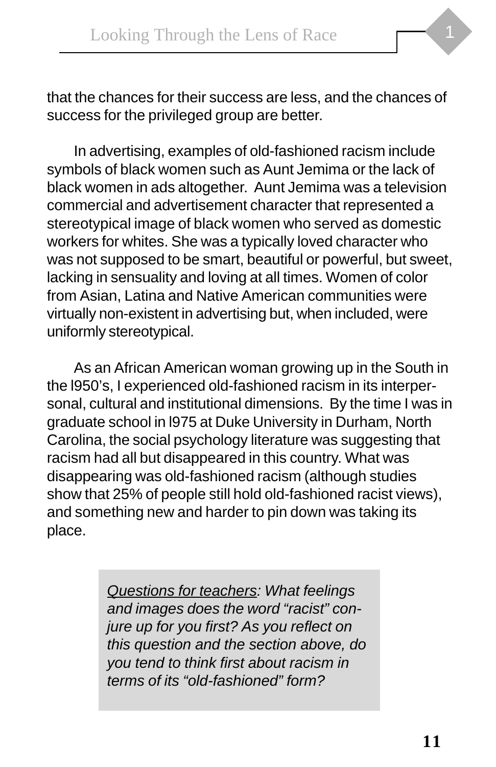that the chances for their success are less, and the chances of success for the privileged group are better.

In advertising, examples of old-fashioned racism include symbols of black women such as Aunt Jemima or the lack of black women in ads altogether. Aunt Jemima was a television commercial and advertisement character that represented a stereotypical image of black women who served as domestic workers for whites. She was a typically loved character who was not supposed to be smart, beautiful or powerful, but sweet, lacking in sensuality and loving at all times. Women of color from Asian, Latina and Native American communities were virtually non-existent in advertising but, when included, were uniformly stereotypical.

As an African American woman growing up in the South in the l950's, I experienced old-fashioned racism in its interpersonal, cultural and institutional dimensions. By the time I was in graduate school in l975 at Duke University in Durham, North Carolina, the social psychology literature was suggesting that racism had all but disappeared in this country. What was disappearing was old-fashioned racism (although studies show that 25% of people still hold old-fashioned racist views), and something new and harder to pin down was taking its place.

> *<u>Questions for teachers</u>: What feelings and images does the word "racist" conjure up for you first? As you reflect on this question and the section above, do you tend to think first about racism in terms of its "old-fashioned" form?*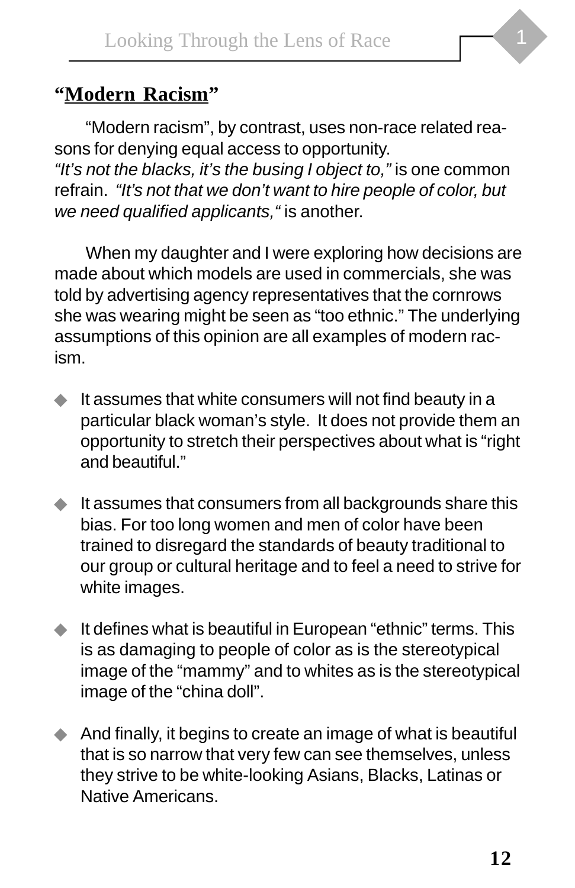## **"Modern Racism"**

"Modern racism", by contrast, uses non-race related reasons for denying equal access to opportunity. *"It's not the blacks, it's the busing I object to,"* is one common refrain. *"It's not that we don't want to hire people of color, but we need qualified applicants,"* is another.

When my daughter and I were exploring how decisions are made about which models are used in commercials, she was told by advertising agency representatives that the cornrows she was wearing might be seen as "too ethnic." The underlying assumptions of this opinion are all examples of modern racism.

- It assumes that white consumers will not find beauty in a particular black woman's style. It does not provide them an opportunity to stretch their perspectives about what is "right and beautiful."
- It assumes that consumers from all backgrounds share this bias. For too long women and men of color have been trained to disregard the standards of beauty traditional to our group or cultural heritage and to feel a need to strive for white images.
- It defines what is beautiful in European "ethnic" terms. This is as damaging to people of color as is the stereotypical image of the "mammy" and to whites as is the stereotypical image of the "china doll".
- And finally, it begins to create an image of what is beautiful that is so narrow that very few can see themselves, unless they strive to be white-looking Asians, Blacks, Latinas or Native Americans.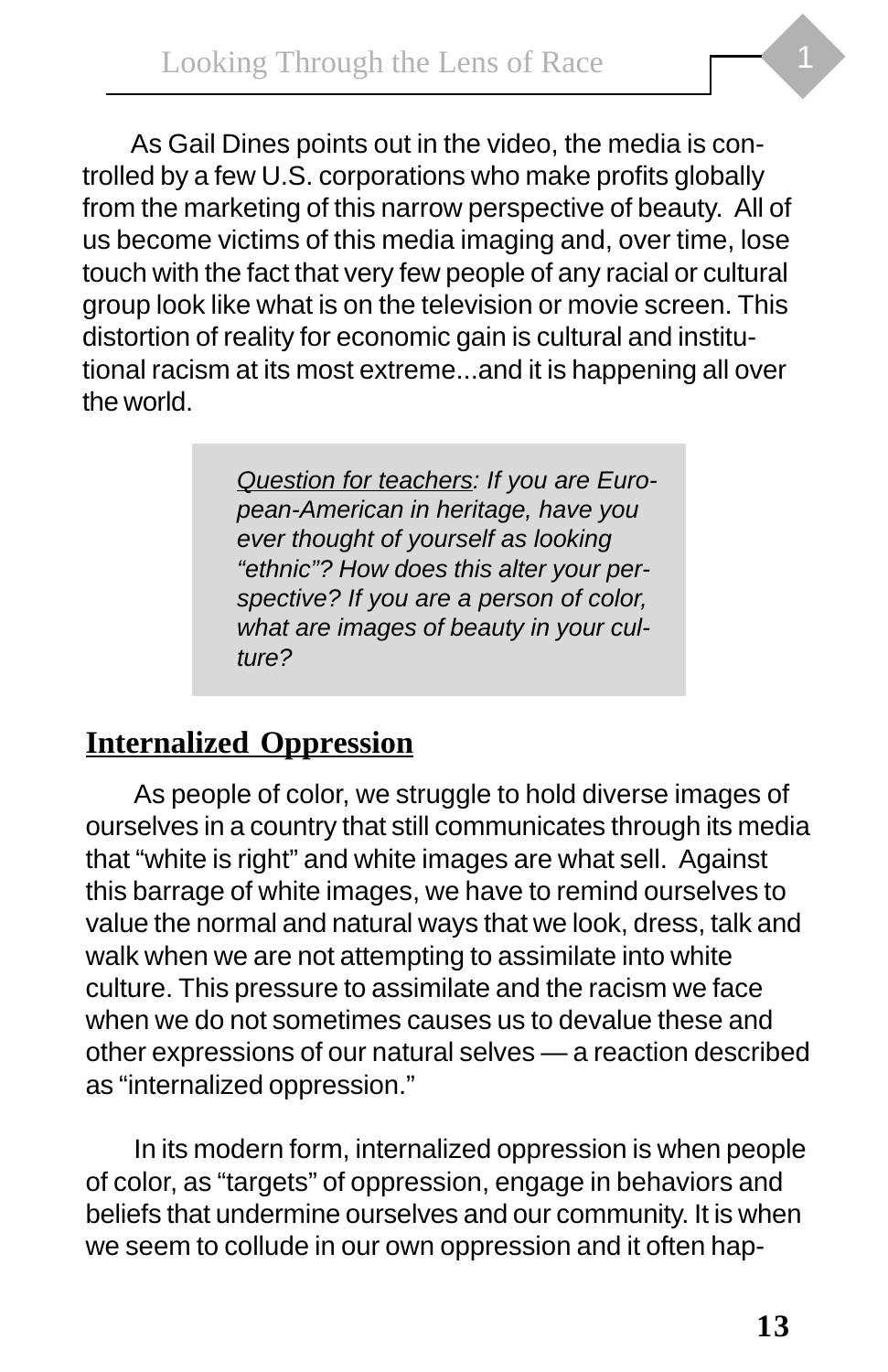As Gail Dines points out in the video, the media is controlled by a few U.S. corporations who make profits globally from the marketing of this narrow perspective of beauty. All of us become victims of this media imaging and, over time, lose touch with the fact that very few people of any racial or cultural group look like what is on the television or movie screen. This distortion of reality for economic gain is cultural and institutional racism at its most extreme...and it is happening all over the world.

> *Question for teachers: If you are European-American in heritage, have you ever thought of yourself as looking "ethnic"? How does this alter your perspective? If you are a person of color, what are images of beauty in your culture?*

## Internalized Oppression

As people of color, we struggle to hold diverse images of ourselves in a country that still communicates through its media that "white is right" and white images are what sell. Against this barrage of white images, we have to remind ourselves to value the normal and natural ways that we look, dress, talk and walk when we are not attempting to assimilate into white culture. This pressure to assimilate and the racism we face when we do not sometimes causes us to devalue these and other expressions of our natural selves — a reaction described as "internalized oppression."

In its modern form, internalized oppression is when people of color, as "targets" of oppression, engage in behaviors and beliefs that undermine ourselves and our community. It is when we seem to collude in our own oppression and it often hap-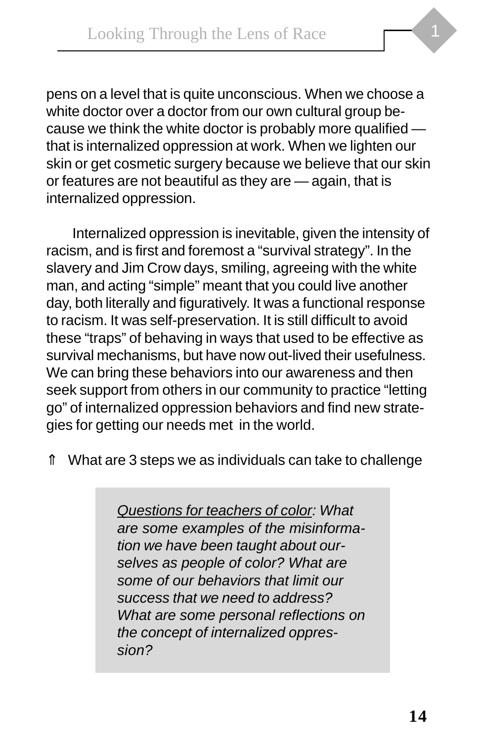pens on a level that is quite unconscious. When we choose a white doctor over a doctor from our own cultural group because we think the white doctor is probably more qualified — that is internalized oppression at work. When we lighten our skin or get cosmetic surgery because we believe that our skin or features are not beautiful as they are — again, that is internalized oppression.

Internalized oppression is inevitable, given the intensity of racism, and is first and foremost a "survival strategy". In the slavery and Jim Crow days, smiling, agreeing with the white man, and acting "simple" meant that you could live another day, both literally and figuratively. It was a functional response to racism. It was self-preservation. It is still difficult to avoid these "traps" of behaving in ways that used to be effective as survival mechanisms, but have now out-lived their usefulness. We can bring these behaviors into our awareness and then seek support from others in our community to practice "letting go" of internalized oppression behaviors and find new strategies for getting our needs met in the world.

⇑ What are 3 steps we as individuals can take to challenge

> *<u>Questions for teachers of color</u>: What are some examples of the misinformation we have been taught about ourselves as people of color? What are some of our behaviors that limit our success that we need to address? What are some personal reflections on the concept of internalized oppression?*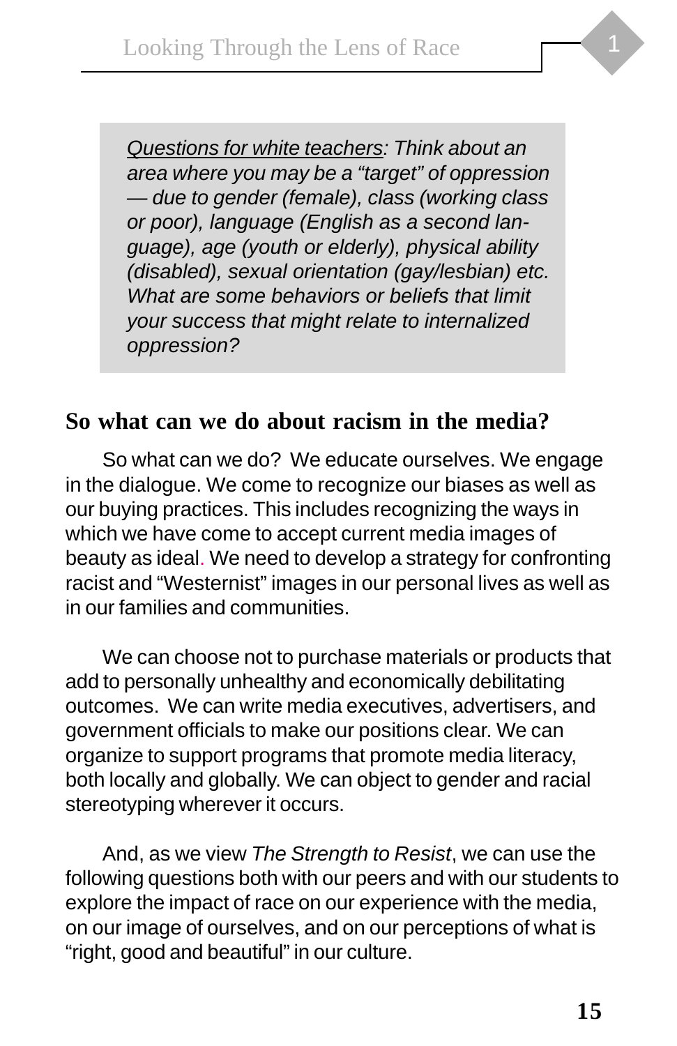*<u>Questions for white teachers</u>: Think about an area where you may be a "target" of oppression — due to gender (female), class (working class or poor), language (English as a second language), age (youth or elderly), physical ability (disabled), sexual orientation (gay/lesbian) etc. What are some behaviors or beliefs that limit your success that might relate to internalized oppression?*

## So what can we do about racism in the media?

So what can we do? We educate ourselves. We engage in the dialogue. We come to recognize our biases as well as our buying practices. This includes recognizing the ways in which we have come to accept current media images of beauty as ideal. We need to develop a strategy for confronting racist and "Westernist" images in our personal lives as well as in our families and communities.

We can choose not to purchase materials or products that add to personally unhealthy and economically debilitating outcomes. We can write media executives, advertisers, and government officials to make our positions clear. We can organize to support programs that promote media literacy, both locally and globally. We can object to gender and racial stereotyping wherever it occurs.

And, as we view *The Strength to Resist*, we can use the following questions both with our peers and with our students to explore the impact of race on our experience with the media, on our image of ourselves, and on our perceptions of what is "right, good and beautiful" in our culture.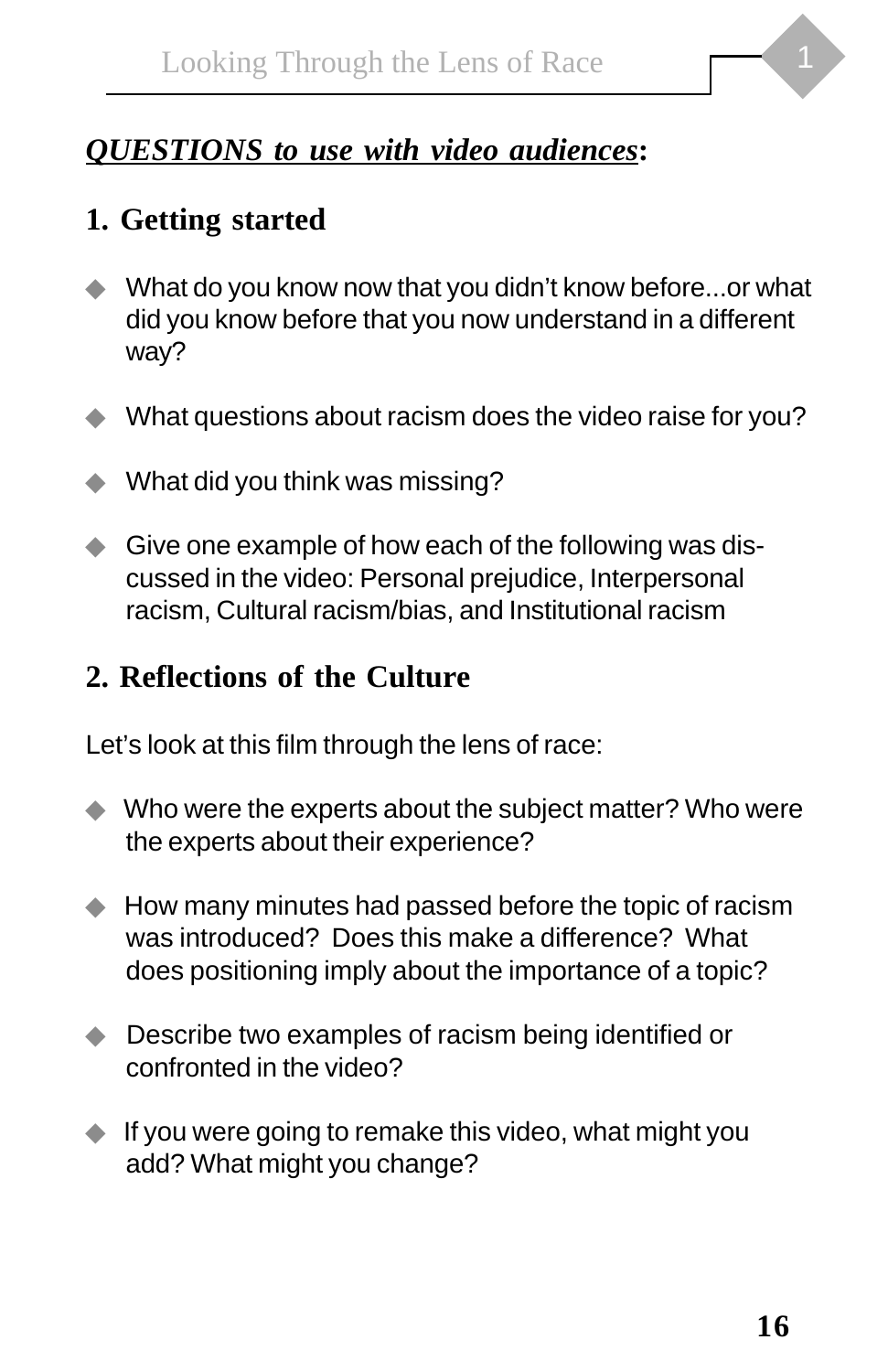## ***QUESTIONS to use with video audiences*:**

### 1. Getting started

- What do you know now that you didn't know before...or what did you know before that you now understand in a different way?
- What questions about racism does the video raise for you?
- What did you think was missing?
- Give one example of how each of the following was discussed in the video: Personal prejudice, Interpersonal racism, Cultural racism/bias, and Institutional racism

### 2. Reflections of the Culture

Let's look at this film through the lens of race:

- Who were the experts about the subject matter? Who were the experts about their experience?
- How many minutes had passed before the topic of racism was introduced? Does this make a difference? What does positioning imply about the importance of a topic?
- Describe two examples of racism being identified or confronted in the video?
- If you were going to remake this video, what might you add? What might you change?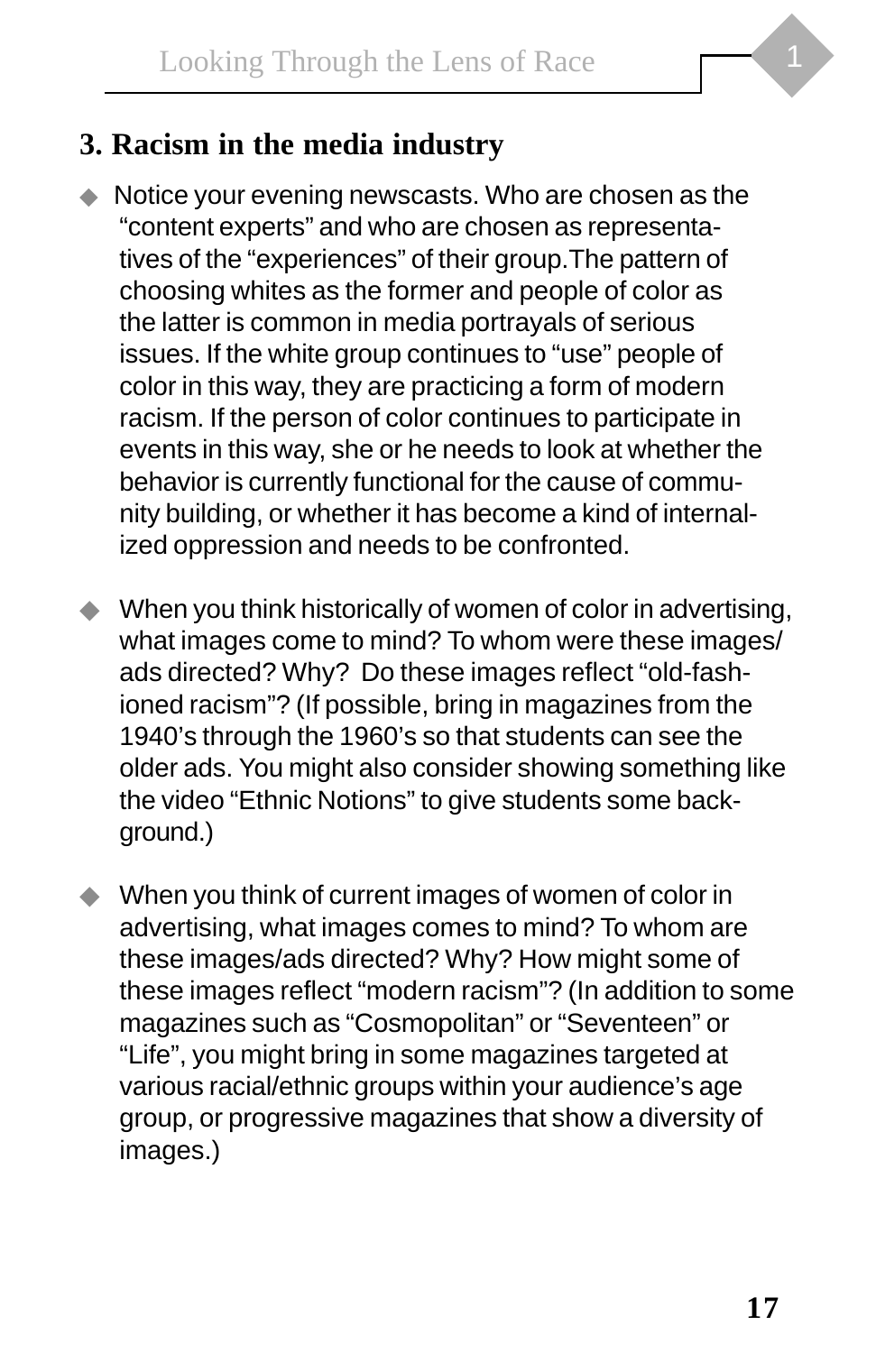## 3. Racism in the media industry

- Notice your evening newscasts. Who are chosen as the "content experts" and who are chosen as representatives of the "experiences" of their group.The pattern of choosing whites as the former and people of color as the latter is common in media portrayals of serious issues. If the white group continues to "use" people of color in this way, they are practicing a form of modern racism. If the person of color continues to participate in events in this way, she or he needs to look at whether the behavior is currently functional for the cause of community building, or whether it has become a kind of internalized oppression and needs to be confronted.

- When you think historically of women of color in advertising, what images come to mind? To whom were these images/ ads directed? Why? Do these images reflect "old-fashioned racism"? (If possible, bring in magazines from the 1940's through the 1960's so that students can see the older ads. You might also consider showing something like the video "Ethnic Notions" to give students some background.)

- When you think of current images of women of color in advertising, what images comes to mind? To whom are these images/ads directed? Why? How might some of these images reflect "modern racism"? (In addition to some magazines such as "Cosmopolitan" or "Seventeen" or "Life", you might bring in some magazines targeted at various racial/ethnic groups within your audience's age group, or progressive magazines that show a diversity of images.)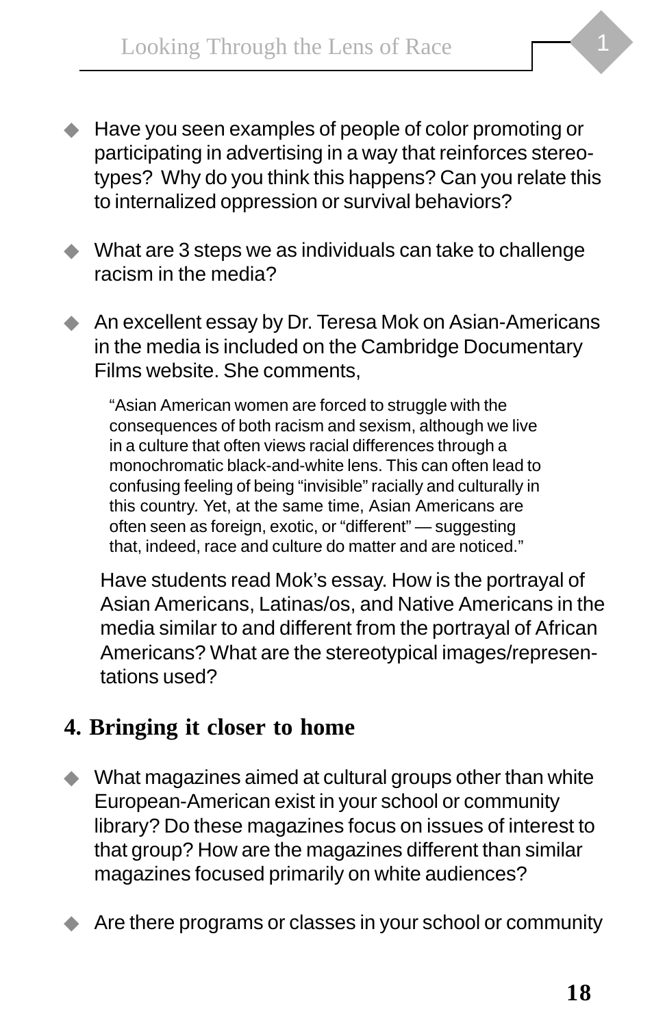- Have you seen examples of people of color promoting or participating in advertising in a way that reinforces stereotypes? Why do you think this happens? Can you relate this to internalized oppression or survival behaviors?

- What are 3 steps we as individuals can take to challenge racism in the media?

- An excellent essay by Dr. Teresa Mok on Asian-Americans in the media is included on the Cambridge Documentary Films website. She comments,

  > "Asian American women are forced to struggle with the consequences of both racism and sexism, although we live in a culture that often views racial differences through a monochromatic black-and-white lens. This can often lead to confusing feeling of being "invisible" racially and culturally in this country. Yet, at the same time, Asian Americans are often seen as foreign, exotic, or "different" — suggesting that, indeed, race and culture do matter and are noticed."

  Have students read Mok's essay. How is the portrayal of Asian Americans, Latinas/os, and Native Americans in the media similar to and different from the portrayal of African Americans? What are the stereotypical images/representations used?

## 4. Bringing it closer to home

- What magazines aimed at cultural groups other than white European-American exist in your school or community library? Do these magazines focus on issues of interest to that group? How are the magazines different than similar magazines focused primarily on white audiences?

- Are there programs or classes in your school or community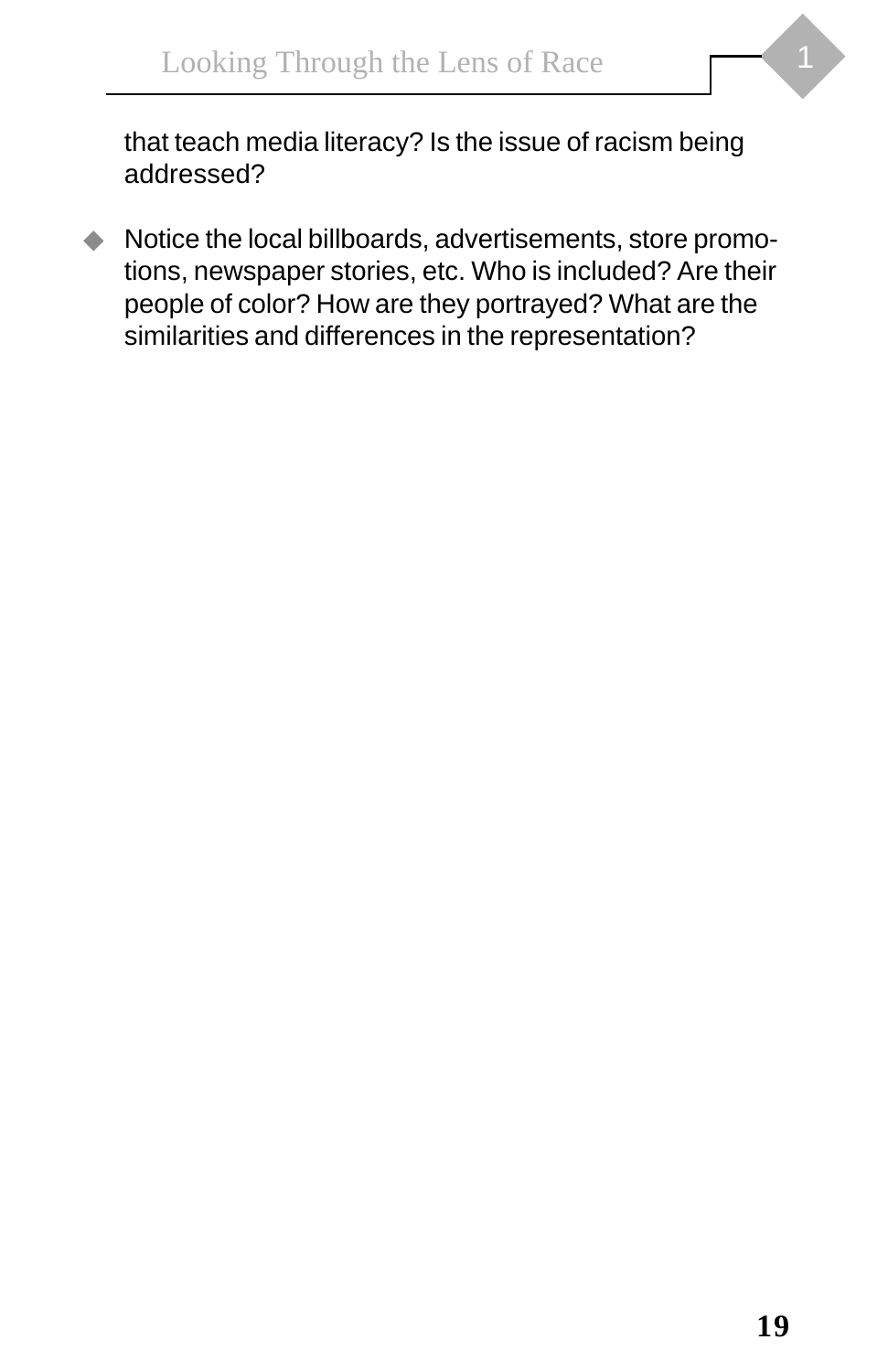that teach media literacy? Is the issue of racism being addressed?

- Notice the local billboards, advertisements, store promotions, newspaper stories, etc. Who is included? Are their people of color? How are they portrayed? What are the similarities and differences in the representation?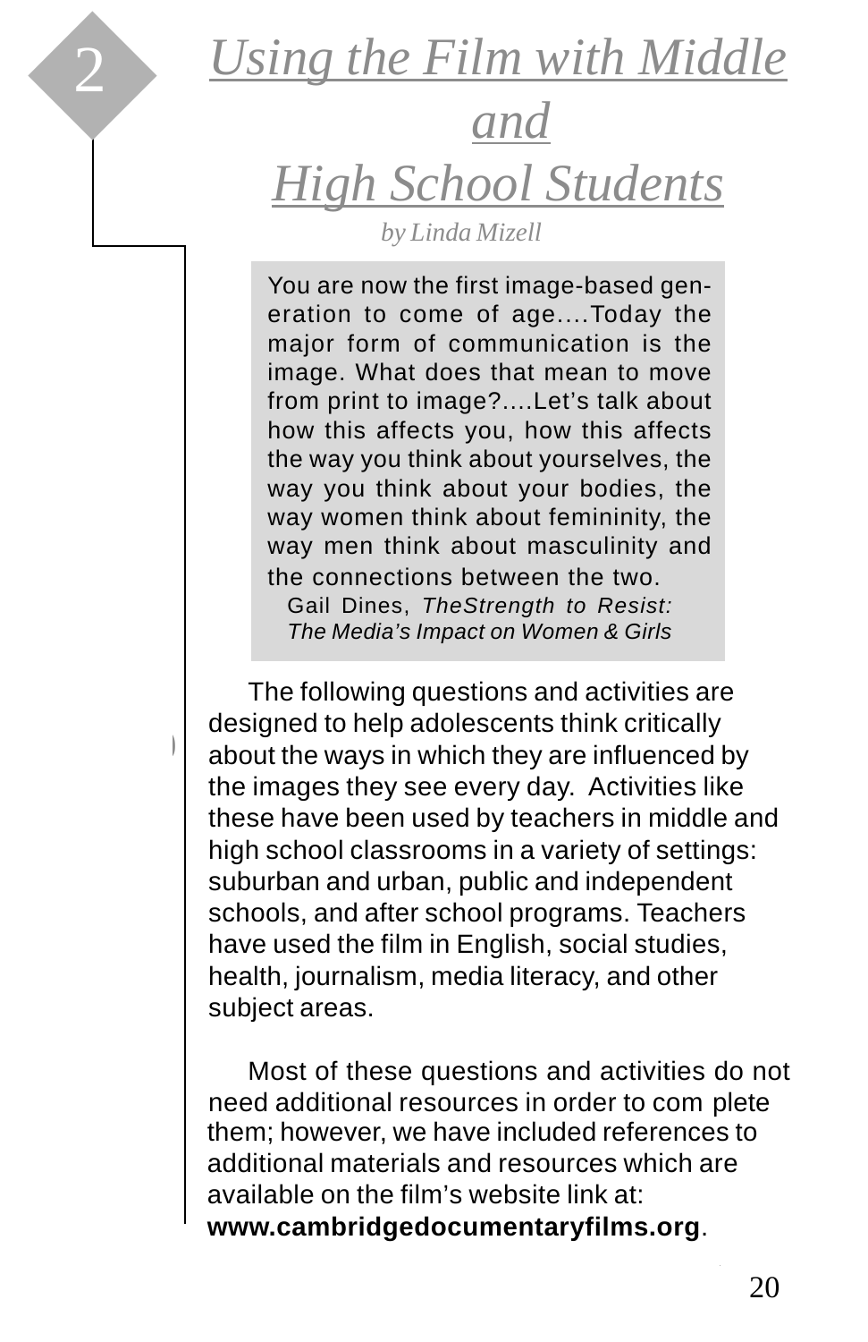# 2 Using the Film with Middle and High School Students

*by Linda Mizell*

> You are now the first image-based generation to come of age....Today the major form of communication is the image. What does that mean to move from print to image?....Let's talk about how this affects you, how this affects the way you think about yourselves, the way you think about your bodies, the way women think about femininity, the way men think about masculinity and the connections between the two.
>
> Gail Dines, *TheStrength to Resist: The Media's Impact on Women & Girls*

The following questions and activities are designed to help adolescents think critically about the ways in which they are influenced by the images they see every day. Activities like these have been used by teachers in middle and high school classrooms in a variety of settings: suburban and urban, public and independent schools, and after school programs. Teachers have used the film in English, social studies, health, journalism, media literacy, and other subject areas.

Most of these questions and activities do not need additional resources in order to complete them; however, we have included references to additional materials and resources which are available on the film's website link at: **www.cambridgedocumentaryfilms.org**.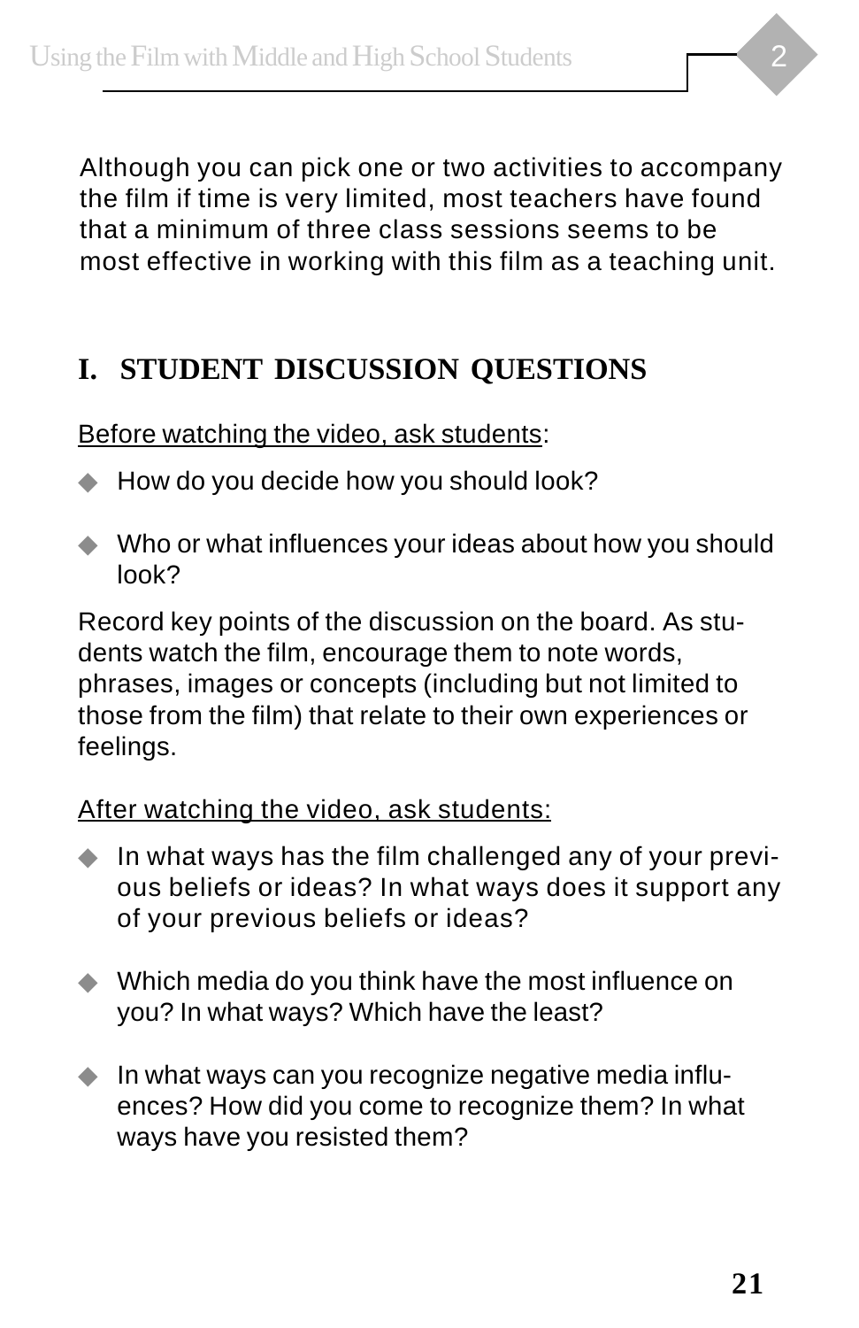Although you can pick one or two activities to accompany the film if time is very limited, most teachers have found that a minimum of three class sessions seems to be most effective in working with this film as a teaching unit.

## I. STUDENT DISCUSSION QUESTIONS

<u>Before watching the video, ask students</u>:

- How do you decide how you should look?
- Who or what influences your ideas about how you should look?

Record key points of the discussion on the board. As students watch the film, encourage them to note words, phrases, images or concepts (including but not limited to those from the film) that relate to their own experiences or feelings.

<u>After watching the video, ask students:</u>

- In what ways has the film challenged any of your previous beliefs or ideas? In what ways does it support any of your previous beliefs or ideas?
- Which media do you think have the most influence on you? In what ways? Which have the least?
- In what ways can you recognize negative media influences? How did you come to recognize them? In what ways have you resisted them?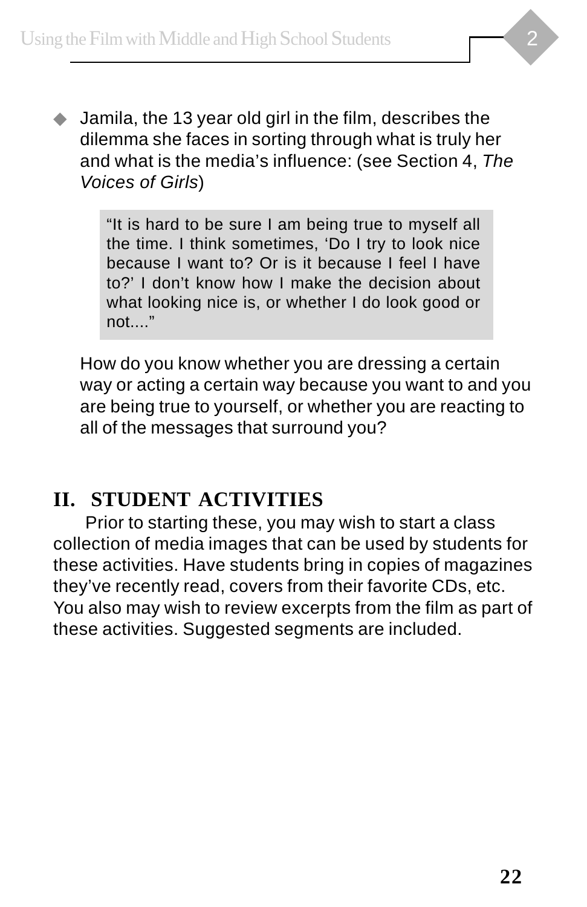- Jamila, the 13 year old girl in the film, describes the dilemma she faces in sorting through what is truly her and what is the media's influence: (see Section 4, *The Voices of Girls*)

  > "It is hard to be sure I am being true to myself all the time. I think sometimes, 'Do I try to look nice because I want to? Or is it because I feel I have to?' I don't know how I make the decision about what looking nice is, or whether I do look good or not...."

  How do you know whether you are dressing a certain way or acting a certain way because you want to and you are being true to yourself, or whether you are reacting to all of the messages that surround you?

## II. STUDENT ACTIVITIES

Prior to starting these, you may wish to start a class collection of media images that can be used by students for these activities. Have students bring in copies of magazines they've recently read, covers from their favorite CDs, etc. You also may wish to review excerpts from the film as part of these activities. Suggested segments are included.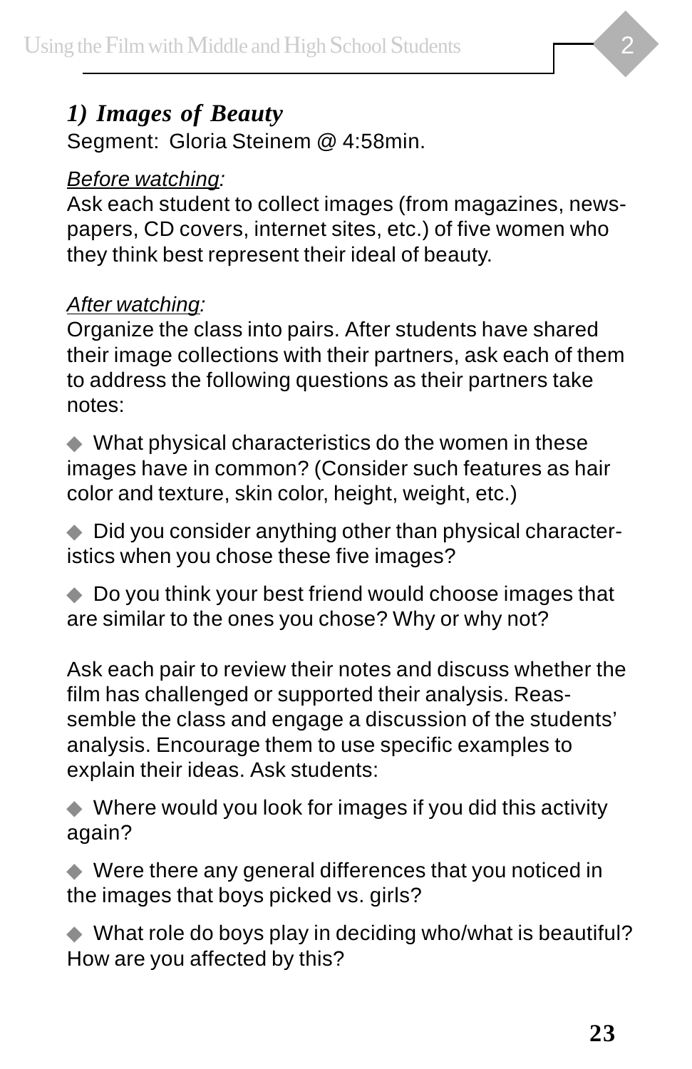### *1) Images of Beauty*

Segment: Gloria Steinem @ 4:58min.

*Before watching:*

Ask each student to collect images (from magazines, newspapers, CD covers, internet sites, etc.) of five women who they think best represent their ideal of beauty.

*After watching:*

Organize the class into pairs. After students have shared their image collections with their partners, ask each of them to address the following questions as their partners take notes:

- What physical characteristics do the women in these images have in common? (Consider such features as hair color and texture, skin color, height, weight, etc.)
- Did you consider anything other than physical characteristics when you chose these five images?
- Do you think your best friend would choose images that are similar to the ones you chose? Why or why not?

Ask each pair to review their notes and discuss whether the film has challenged or supported their analysis. Reassemble the class and engage a discussion of the students' analysis. Encourage them to use specific examples to explain their ideas. Ask students:

- Where would you look for images if you did this activity again?
- Were there any general differences that you noticed in the images that boys picked vs. girls?
- What role do boys play in deciding who/what is beautiful? How are you affected by this?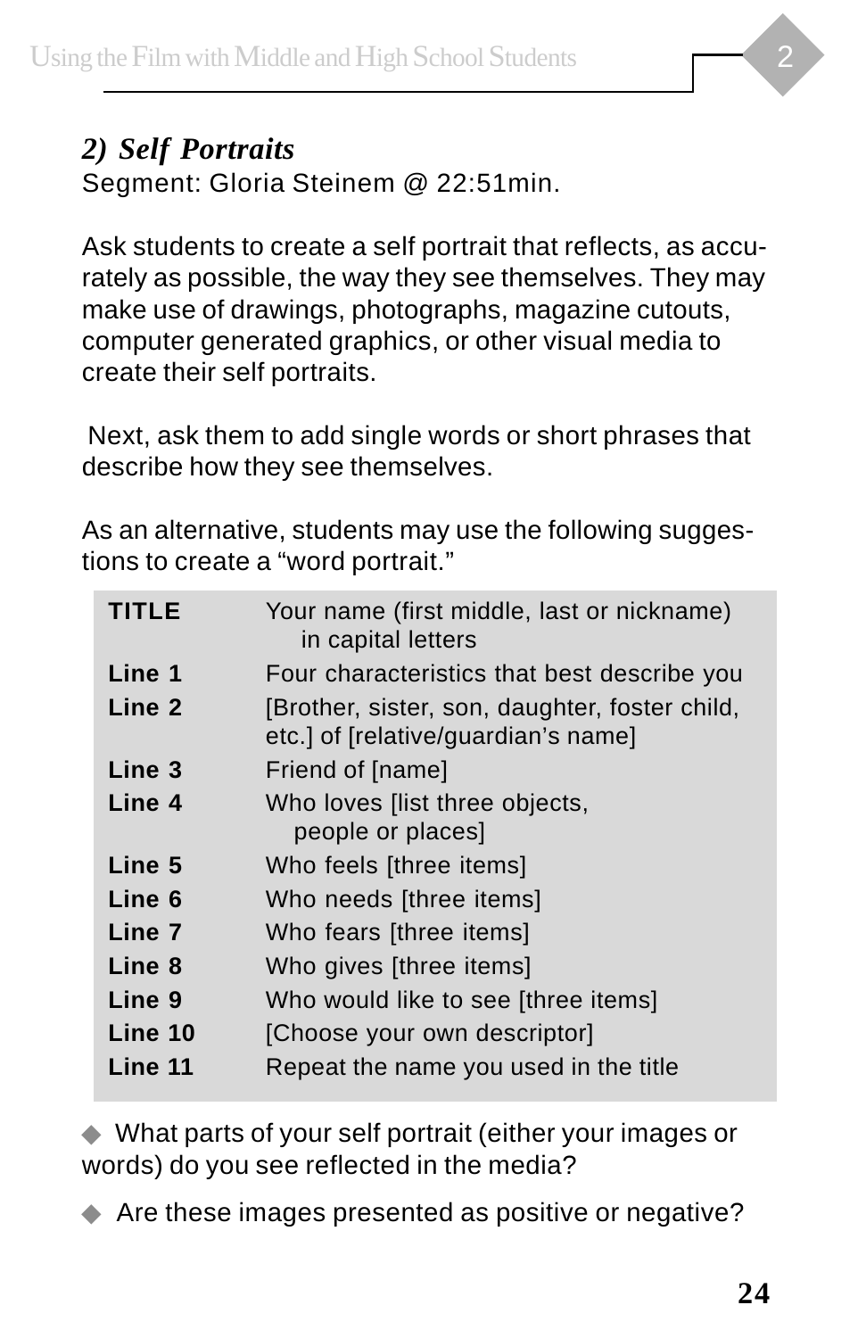## *2) Self Portraits*

Segment: Gloria Steinem @ 22:51min.

Ask students to create a self portrait that reflects, as accurately as possible, the way they see themselves. They may make use of drawings, photographs, magazine cutouts, computer generated graphics, or other visual media to create their self portraits.

Next, ask them to add single words or short phrases that describe how they see themselves.

As an alternative, students may use the following suggestions to create a "word portrait."

| | |
|---|---|
| **TITLE** | Your name (first middle, last or nickname) in capital letters |
| **Line 1** | Four characteristics that best describe you |
| **Line 2** | [Brother, sister, son, daughter, foster child, etc.] of [relative/guardian's name] |
| **Line 3** | Friend of [name] |
| **Line 4** | Who loves [list three objects, people or places] |
| **Line 5** | Who feels [three items] |
| **Line 6** | Who needs [three items] |
| **Line 7** | Who fears [three items] |
| **Line 8** | Who gives [three items] |
| **Line 9** | Who would like to see [three items] |
| **Line 10** | [Choose your own descriptor] |
| **Line 11** | Repeat the name you used in the title |

- What parts of your self portrait (either your images or words) do you see reflected in the media?
- Are these images presented as positive or negative?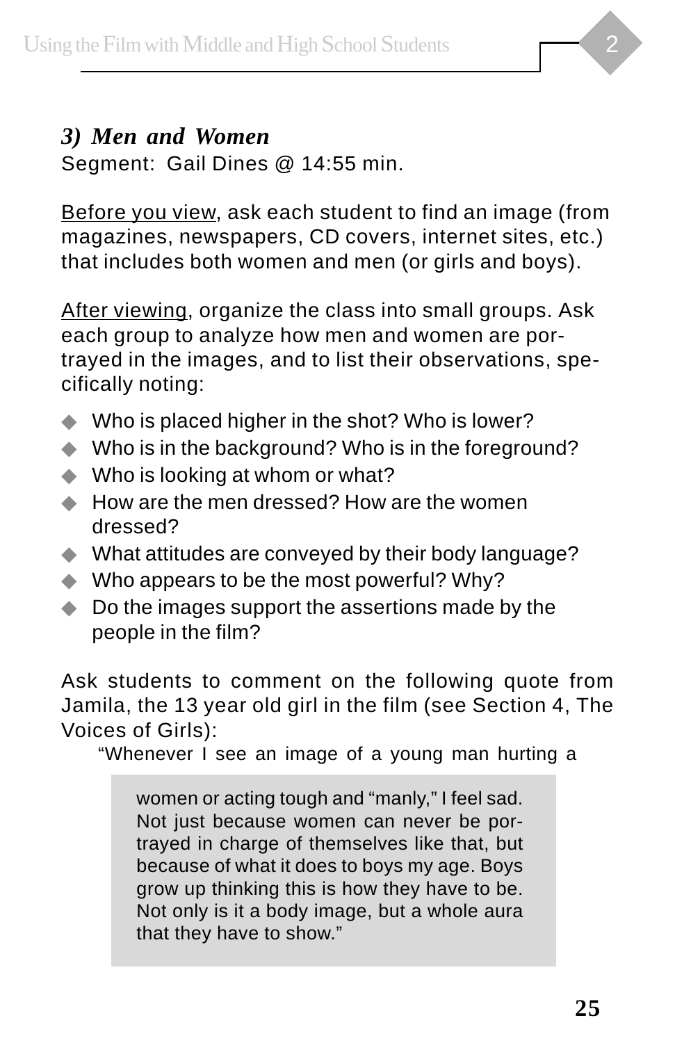### *3) Men and Women*

Segment: Gail Dines @ 14:55 min.

Before you view, ask each student to find an image (from magazines, newspapers, CD covers, internet sites, etc.) that includes both women and men (or girls and boys).

After viewing, organize the class into small groups. Ask each group to analyze how men and women are portrayed in the images, and to list their observations, specifically noting:

- Who is placed higher in the shot? Who is lower?
- Who is in the background? Who is in the foreground?
- Who is looking at whom or what?
- How are the men dressed? How are the women dressed?
- What attitudes are conveyed by their body language?
- Who appears to be the most powerful? Why?
- Do the images support the assertions made by the people in the film?

Ask students to comment on the following quote from Jamila, the 13 year old girl in the film (see Section 4, The Voices of Girls):

> "Whenever I see an image of a young man hurting a women or acting tough and "manly," I feel sad. Not just because women can never be portrayed in charge of themselves like that, but because of what it does to boys my age. Boys grow up thinking this is how they have to be. Not only is it a body image, but a whole aura that they have to show."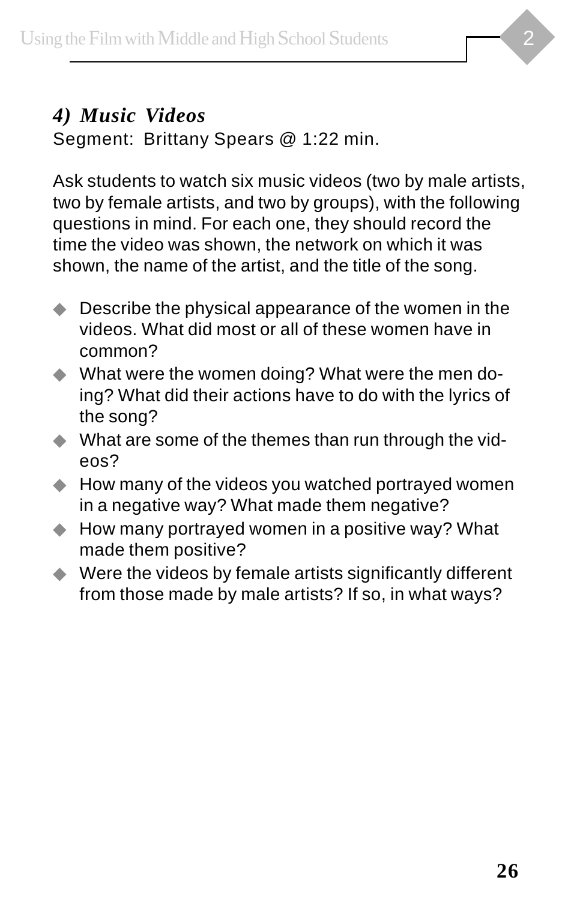### *4) Music Videos*

Segment: Brittany Spears @ 1:22 min.

Ask students to watch six music videos (two by male artists, two by female artists, and two by groups), with the following questions in mind. For each one, they should record the time the video was shown, the network on which it was shown, the name of the artist, and the title of the song.

- Describe the physical appearance of the women in the videos. What did most or all of these women have in common?
- What were the women doing? What were the men doing? What did their actions have to do with the lyrics of the song?
- What are some of the themes than run through the videos?
- How many of the videos you watched portrayed women in a negative way? What made them negative?
- How many portrayed women in a positive way? What made them positive?
- Were the videos by female artists significantly different from those made by male artists? If so, in what ways?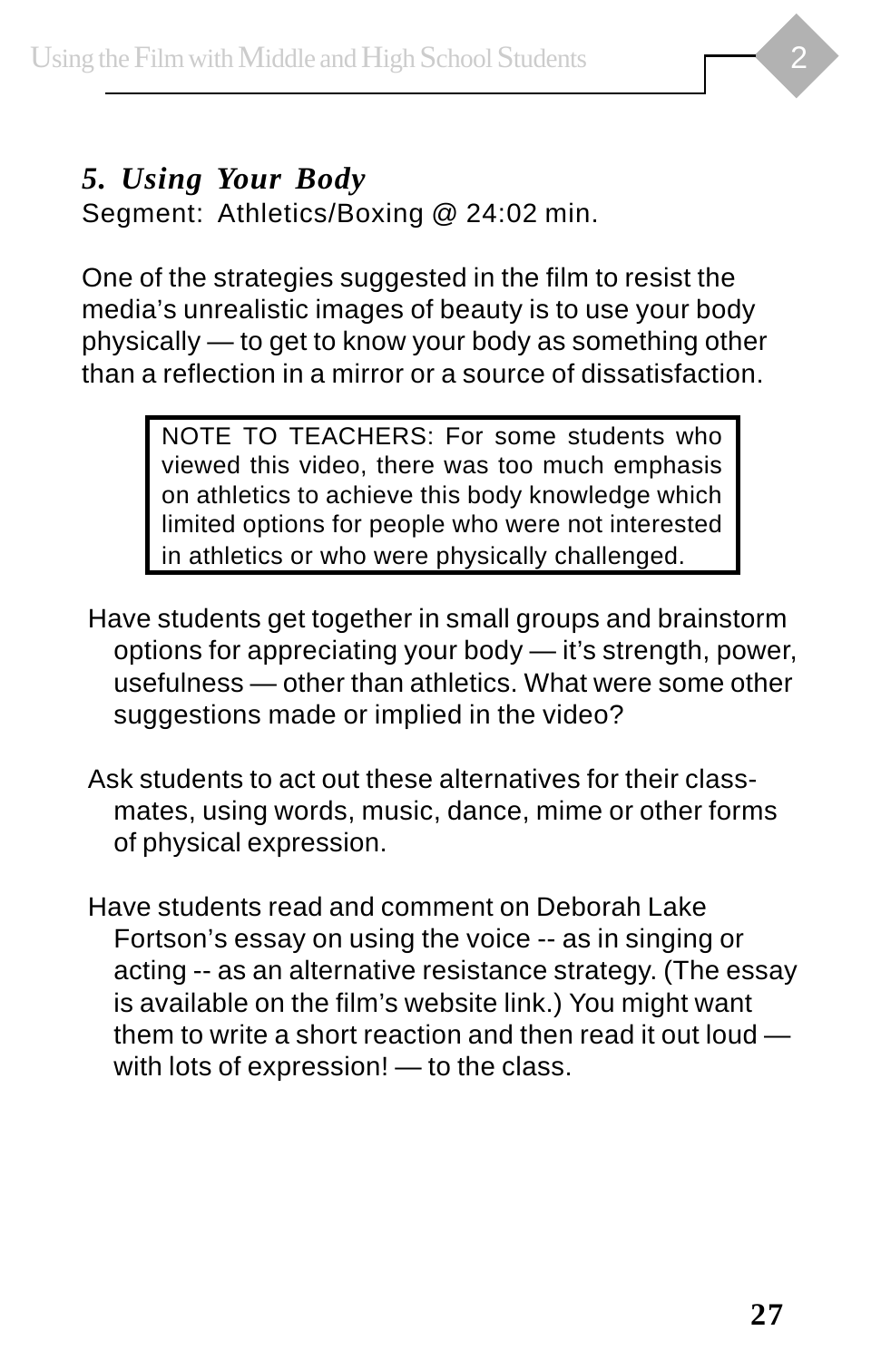### *5. Using Your Body*

Segment: Athletics/Boxing @ 24:02 min.

One of the strategies suggested in the film to resist the media's unrealistic images of beauty is to use your body physically — to get to know your body as something other than a reflection in a mirror or a source of dissatisfaction.

> NOTE TO TEACHERS: For some students who viewed this video, there was too much emphasis on athletics to achieve this body knowledge which limited options for people who were not interested in athletics or who were physically challenged.

Have students get together in small groups and brainstorm options for appreciating your body — it's strength, power, usefulness — other than athletics. What were some other suggestions made or implied in the video?

Ask students to act out these alternatives for their classmates, using words, music, dance, mime or other forms of physical expression.

Have students read and comment on Deborah Lake Fortson's essay on using the voice -- as in singing or acting -- as an alternative resistance strategy. (The essay is available on the film's website link.) You might want them to write a short reaction and then read it out loud — with lots of expression! — to the class.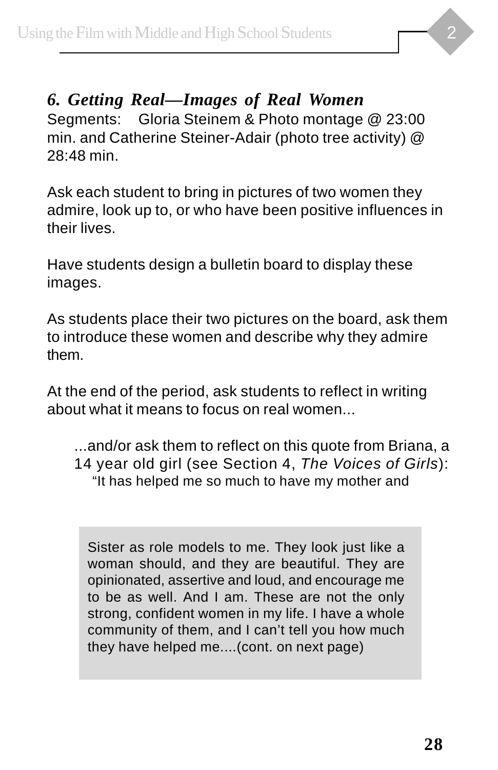### *6. Getting Real—Images of Real Women*

Segments: Gloria Steinem & Photo montage @ 23:00 min. and Catherine Steiner-Adair (photo tree activity) @ 28:48 min.

Ask each student to bring in pictures of two women they admire, look up to, or who have been positive influences in their lives.

Have students design a bulletin board to display these images.

As students place their two pictures on the board, ask them to introduce these women and describe why they admire them.

At the end of the period, ask students to reflect in writing about what it means to focus on real women...

> ...and/or ask them to reflect on this quote from Briana, a 14 year old girl (see Section 4, *The Voices of Girls*):
>
> "It has helped me so much to have my mother and Sister as role models to me. They look just like a woman should, and they are beautiful. They are opinionated, assertive and loud, and encourage me to be as well. And I am. These are not the only strong, confident women in my life. I have a whole community of them, and I can't tell you how much they have helped me....(cont. on next page)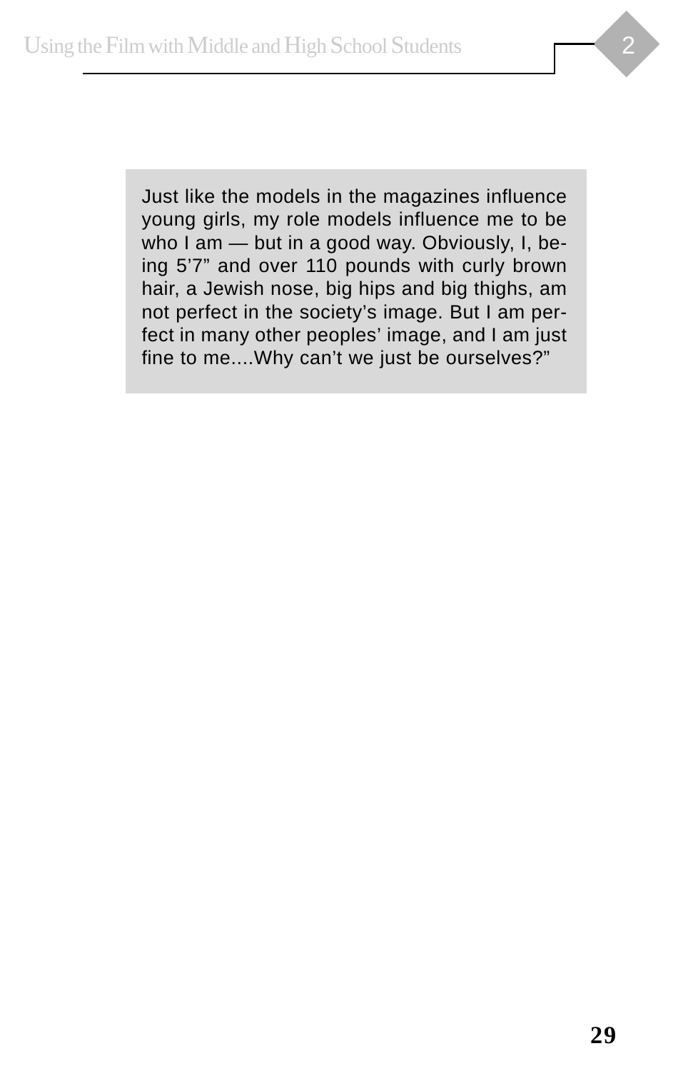Just like the models in the magazines influence young girls, my role models influence me to be who I am — but in a good way. Obviously, I, being 5'7" and over 110 pounds with curly brown hair, a Jewish nose, big hips and big thighs, am not perfect in the society's image. But I am perfect in many other peoples' image, and I am just fine to me....Why can't we just be ourselves?"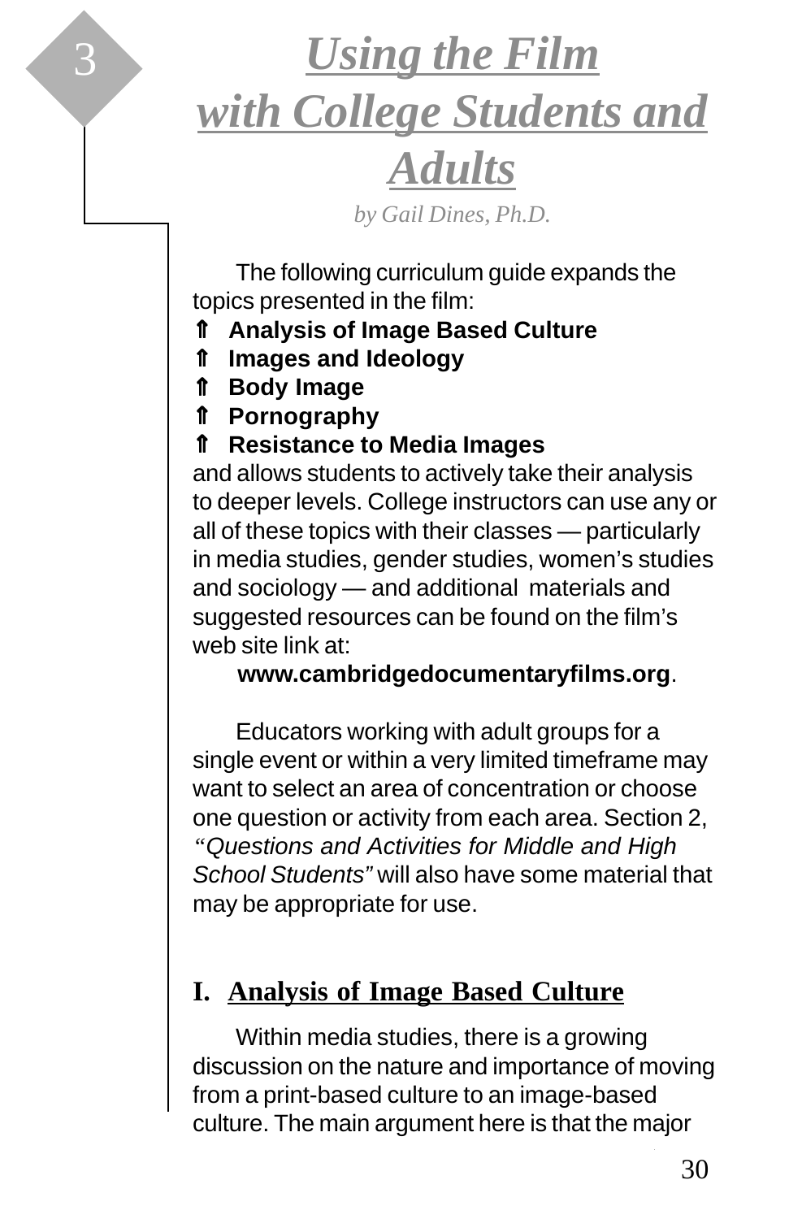# 3 *Using the Film with College Students and Adults*

*by Gail Dines, Ph.D.*

The following curriculum guide expands the topics presented in the film:

- **Analysis of Image Based Culture**
- **Images and Ideology**
- **Body Image**
- **Pornography**
- **Resistance to Media Images**

and allows students to actively take their analysis to deeper levels. College instructors can use any or all of these topics with their classes — particularly in media studies, gender studies, women's studies and sociology — and additional materials and suggested resources can be found on the film's web site link at:

**www.cambridgedocumentaryfilms.org**.

Educators working with adult groups for a single event or within a very limited timeframe may want to select an area of concentration or choose one question or activity from each area. Section 2, *"Questions and Activities for Middle and High School Students"* will also have some material that may be appropriate for use.

## I. Analysis of Image Based Culture

Within media studies, there is a growing discussion on the nature and importance of moving from a print-based culture to an image-based culture. The main argument here is that the major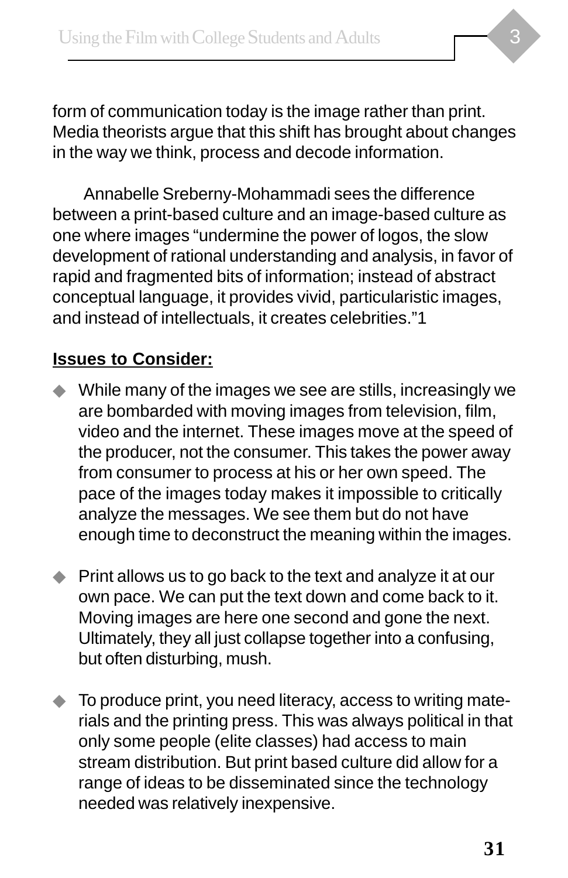form of communication today is the image rather than print. Media theorists argue that this shift has brought about changes in the way we think, process and decode information.

Annabelle Sreberny-Mohammadi sees the difference between a print-based culture and an image-based culture as one where images "undermine the power of logos, the slow development of rational understanding and analysis, in favor of rapid and fragmented bits of information; instead of abstract conceptual language, it provides vivid, particularistic images, and instead of intellectuals, it creates celebrities."1

**Issues to Consider:**

- While many of the images we see are stills, increasingly we are bombarded with moving images from television, film, video and the internet. These images move at the speed of the producer, not the consumer. This takes the power away from consumer to process at his or her own speed. The pace of the images today makes it impossible to critically analyze the messages. We see them but do not have enough time to deconstruct the meaning within the images.

- Print allows us to go back to the text and analyze it at our own pace. We can put the text down and come back to it. Moving images are here one second and gone the next. Ultimately, they all just collapse together into a confusing, but often disturbing, mush.

- To produce print, you need literacy, access to writing materials and the printing press. This was always political in that only some people (elite classes) had access to main stream distribution. But print based culture did allow for a range of ideas to be disseminated since the technology needed was relatively inexpensive.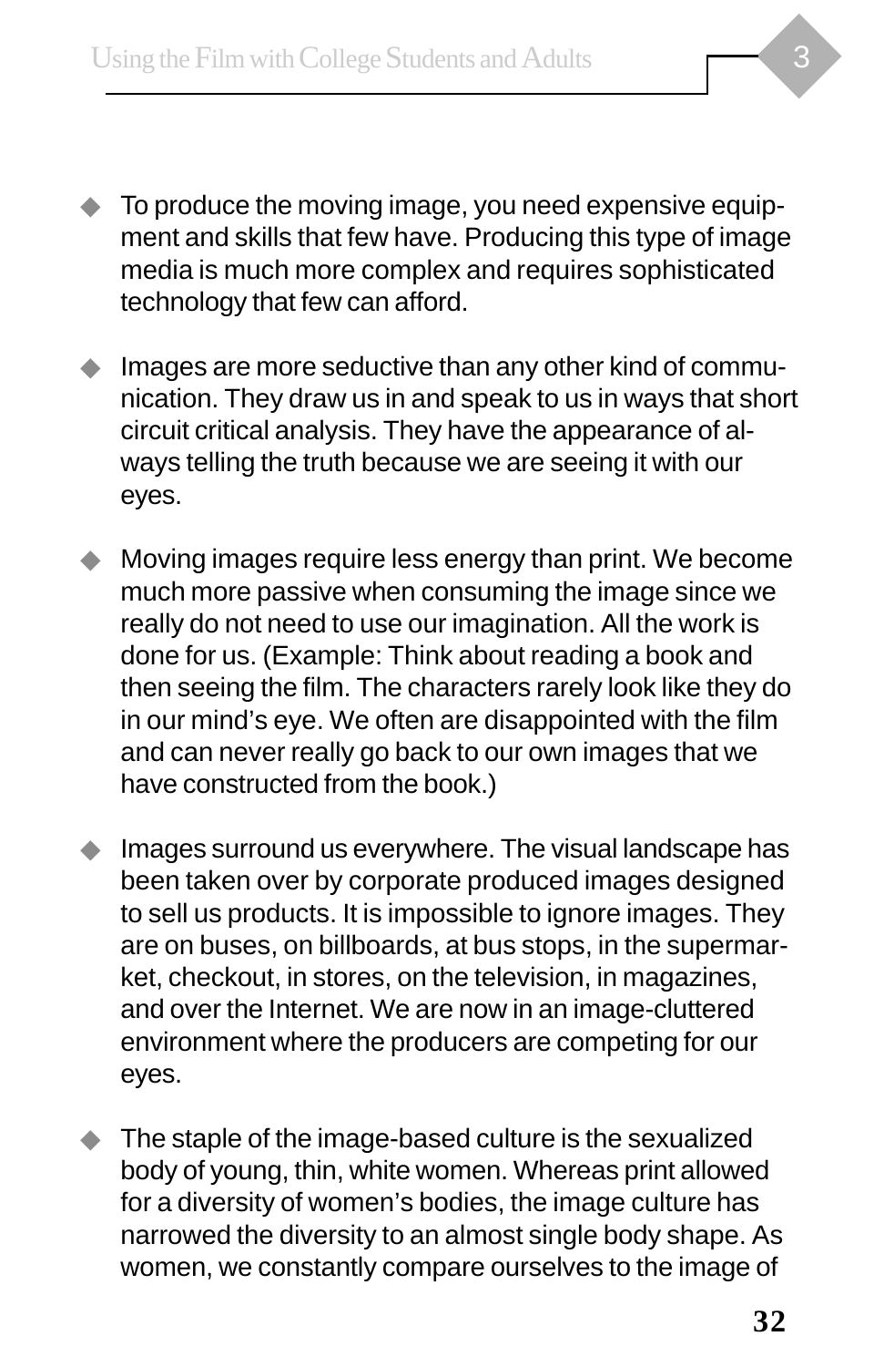- To produce the moving image, you need expensive equipment and skills that few have. Producing this type of image media is much more complex and requires sophisticated technology that few can afford.

- Images are more seductive than any other kind of communication. They draw us in and speak to us in ways that short circuit critical analysis. They have the appearance of always telling the truth because we are seeing it with our eyes.

- Moving images require less energy than print. We become much more passive when consuming the image since we really do not need to use our imagination. All the work is done for us. (Example: Think about reading a book and then seeing the film. The characters rarely look like they do in our mind's eye. We often are disappointed with the film and can never really go back to our own images that we have constructed from the book.)

- Images surround us everywhere. The visual landscape has been taken over by corporate produced images designed to sell us products. It is impossible to ignore images. They are on buses, on billboards, at bus stops, in the supermarket, checkout, in stores, on the television, in magazines, and over the Internet. We are now in an image-cluttered environment where the producers are competing for our eyes.

- The staple of the image-based culture is the sexualized body of young, thin, white women. Whereas print allowed for a diversity of women's bodies, the image culture has narrowed the diversity to an almost single body shape. As women, we constantly compare ourselves to the image of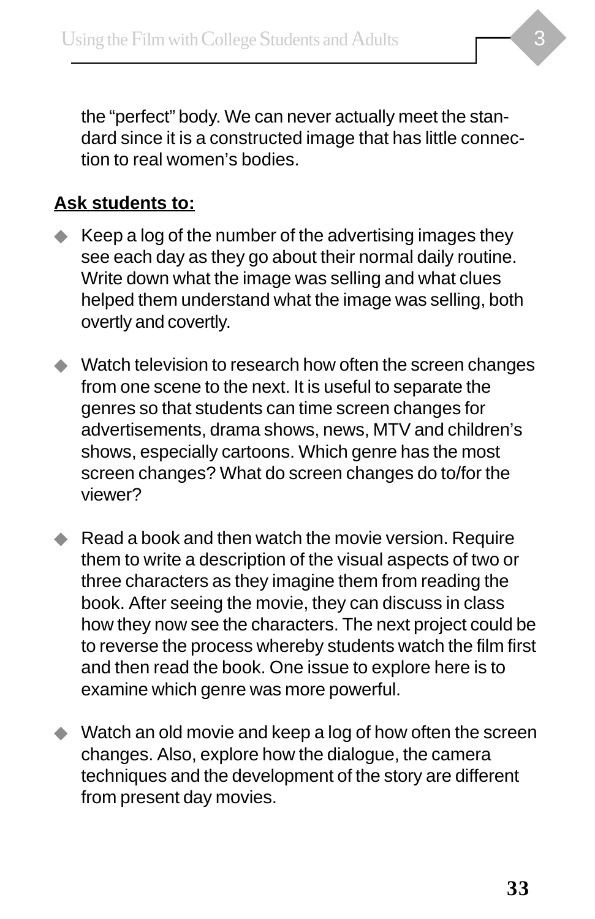the "perfect" body. We can never actually meet the standard since it is a constructed image that has little connection to real women's bodies.

**Ask students to:**

- Keep a log of the number of the advertising images they see each day as they go about their normal daily routine. Write down what the image was selling and what clues helped them understand what the image was selling, both overtly and covertly.

- Watch television to research how often the screen changes from one scene to the next. It is useful to separate the genres so that students can time screen changes for advertisements, drama shows, news, MTV and children's shows, especially cartoons. Which genre has the most screen changes? What do screen changes do to/for the viewer?

- Read a book and then watch the movie version. Require them to write a description of the visual aspects of two or three characters as they imagine them from reading the book. After seeing the movie, they can discuss in class how they now see the characters. The next project could be to reverse the process whereby students watch the film first and then read the book. One issue to explore here is to examine which genre was more powerful.

- Watch an old movie and keep a log of how often the screen changes. Also, explore how the dialogue, the camera techniques and the development of the story are different from present day movies.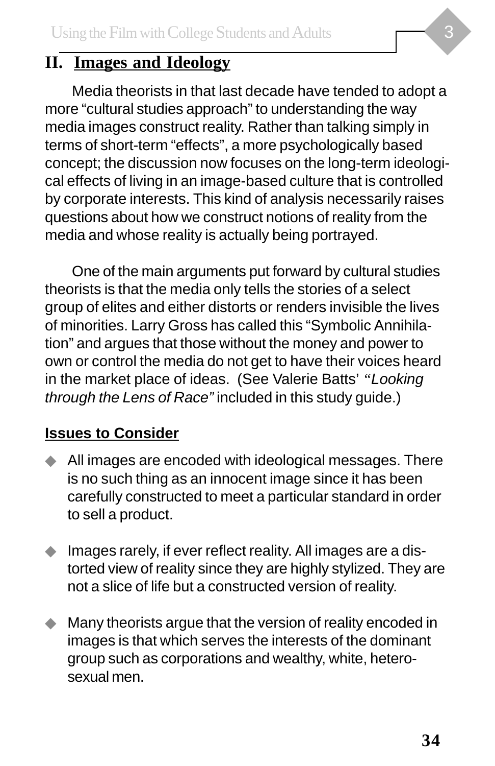## II. Images and Ideology

Media theorists in that last decade have tended to adopt a more "cultural studies approach" to understanding the way media images construct reality. Rather than talking simply in terms of short-term "effects", a more psychologically based concept; the discussion now focuses on the long-term ideological effects of living in an image-based culture that is controlled by corporate interests. This kind of analysis necessarily raises questions about how we construct notions of reality from the media and whose reality is actually being portrayed.

One of the main arguments put forward by cultural studies theorists is that the media only tells the stories of a select group of elites and either distorts or renders invisible the lives of minorities. Larry Gross has called this "Symbolic Annihilation" and argues that those without the money and power to own or control the media do not get to have their voices heard in the market place of ideas. (See Valerie Batts' *"Looking through the Lens of Race"* included in this study guide.)

**Issues to Consider**

- All images are encoded with ideological messages. There is no such thing as an innocent image since it has been carefully constructed to meet a particular standard in order to sell a product.

- Images rarely, if ever reflect reality. All images are a distorted view of reality since they are highly stylized. They are not a slice of life but a constructed version of reality.

- Many theorists argue that the version of reality encoded in images is that which serves the interests of the dominant group such as corporations and wealthy, white, heterosexual men.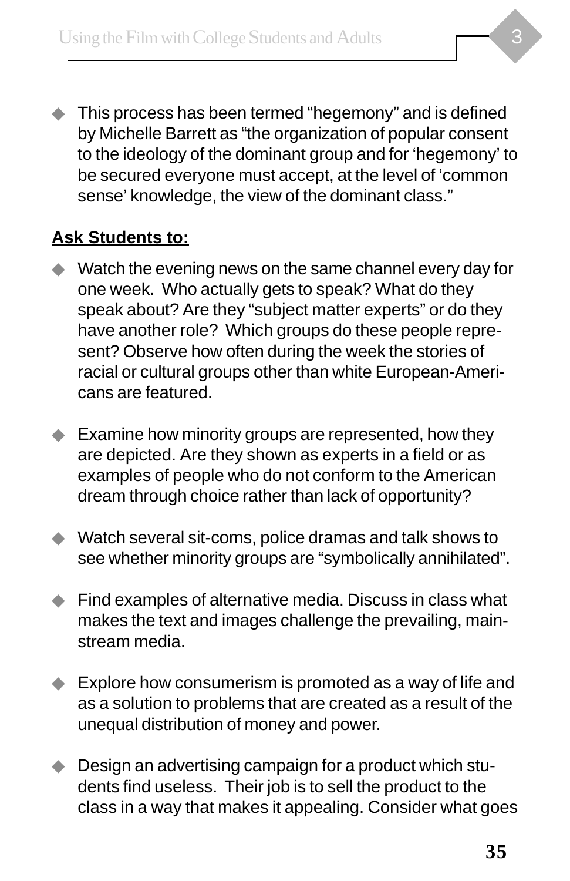- This process has been termed “hegemony” and is defined by Michelle Barrett as “the organization of popular consent to the ideology of the dominant group and for ‘hegemony’ to be secured everyone must accept, at the level of ‘common sense’ knowledge, the view of the dominant class.”

**Ask Students to:**

- Watch the evening news on the same channel every day for one week. Who actually gets to speak? What do they speak about? Are they “subject matter experts” or do they have another role? Which groups do these people represent? Observe how often during the week the stories of racial or cultural groups other than white European-Americans are featured.

- Examine how minority groups are represented, how they are depicted. Are they shown as experts in a field or as examples of people who do not conform to the American dream through choice rather than lack of opportunity?

- Watch several sit-coms, police dramas and talk shows to see whether minority groups are “symbolically annihilated”.

- Find examples of alternative media. Discuss in class what makes the text and images challenge the prevailing, mainstream media.

- Explore how consumerism is promoted as a way of life and as a solution to problems that are created as a result of the unequal distribution of money and power.

- Design an advertising campaign for a product which students find useless. Their job is to sell the product to the class in a way that makes it appealing. Consider what goes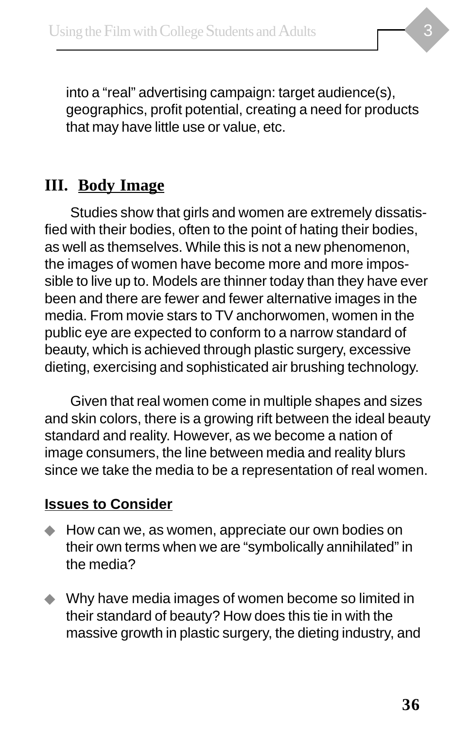into a “real” advertising campaign: target audience(s), geographics, profit potential, creating a need for products that may have little use or value, etc.

## III. Body Image

Studies show that girls and women are extremely dissatisfied with their bodies, often to the point of hating their bodies, as well as themselves. While this is not a new phenomenon, the images of women have become more and more impossible to live up to. Models are thinner today than they have ever been and there are fewer and fewer alternative images in the media. From movie stars to TV anchorwomen, women in the public eye are expected to conform to a narrow standard of beauty, which is achieved through plastic surgery, excessive dieting, exercising and sophisticated air brushing technology.

Given that real women come in multiple shapes and sizes and skin colors, there is a growing rift between the ideal beauty standard and reality. However, as we become a nation of image consumers, the line between media and reality blurs since we take the media to be a representation of real women.

**Issues to Consider**

- How can we, as women, appreciate our own bodies on their own terms when we are “symbolically annihilated” in the media?
- Why have media images of women become so limited in their standard of beauty? How does this tie in with the massive growth in plastic surgery, the dieting industry, and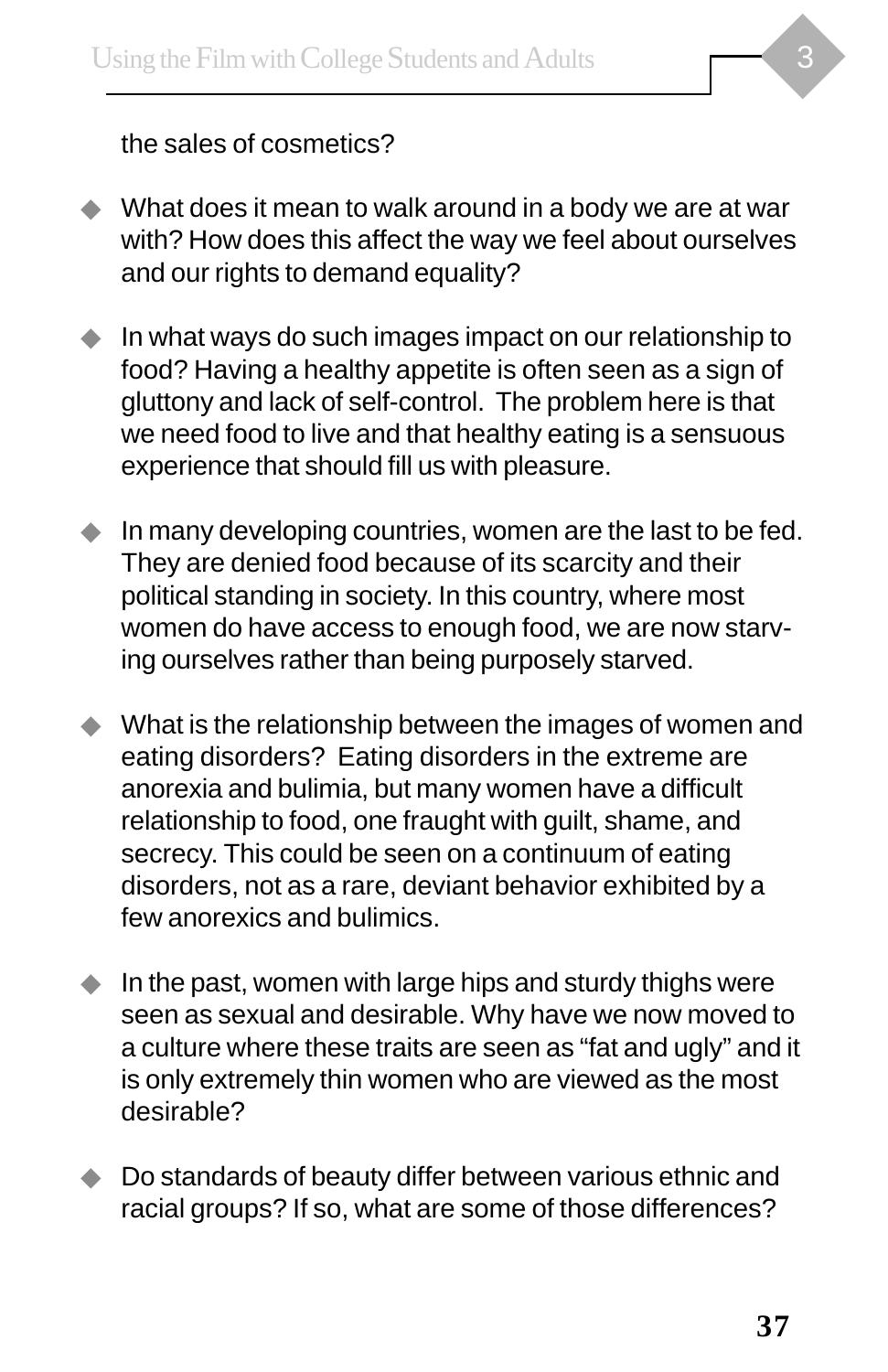the sales of cosmetics?

- What does it mean to walk around in a body we are at war with? How does this affect the way we feel about ourselves and our rights to demand equality?

- In what ways do such images impact on our relationship to food? Having a healthy appetite is often seen as a sign of gluttony and lack of self-control. The problem here is that we need food to live and that healthy eating is a sensuous experience that should fill us with pleasure.

- In many developing countries, women are the last to be fed. They are denied food because of its scarcity and their political standing in society. In this country, where most women do have access to enough food, we are now starving ourselves rather than being purposely starved.

- What is the relationship between the images of women and eating disorders? Eating disorders in the extreme are anorexia and bulimia, but many women have a difficult relationship to food, one fraught with guilt, shame, and secrecy. This could be seen on a continuum of eating disorders, not as a rare, deviant behavior exhibited by a few anorexics and bulimics.

- In the past, women with large hips and sturdy thighs were seen as sexual and desirable. Why have we now moved to a culture where these traits are seen as "fat and ugly" and it is only extremely thin women who are viewed as the most desirable?

- Do standards of beauty differ between various ethnic and racial groups? If so, what are some of those differences?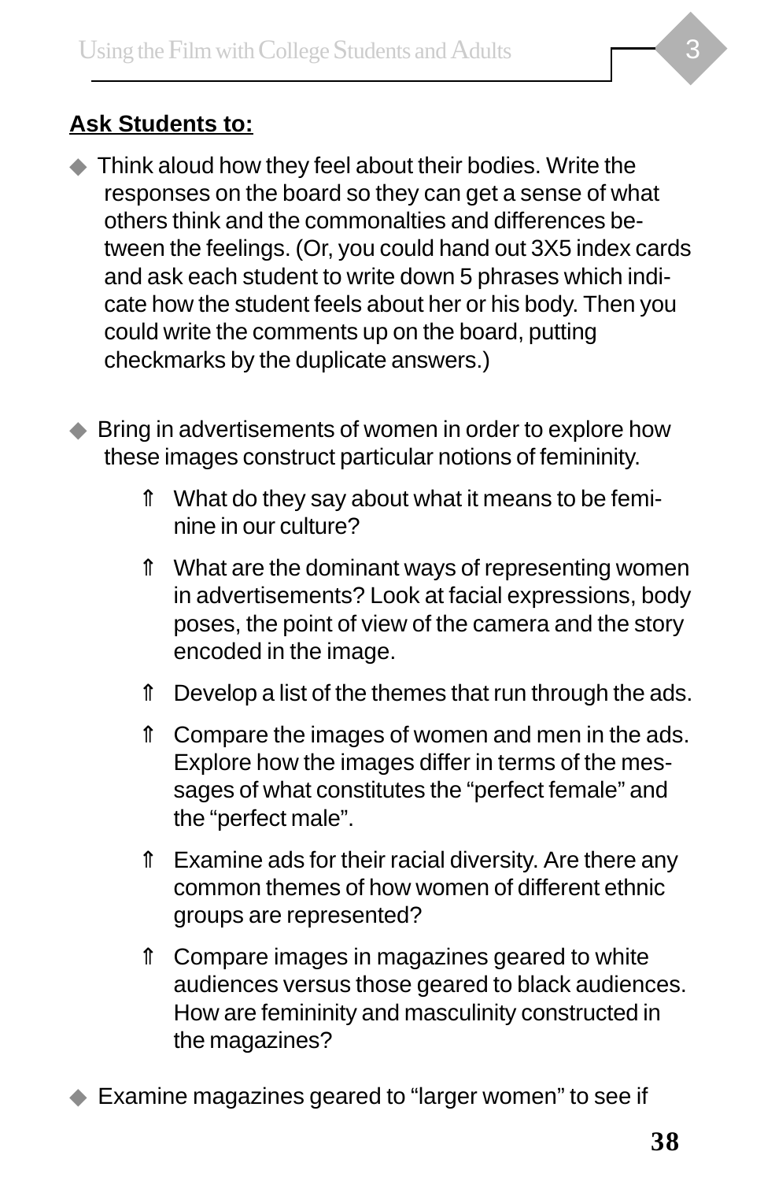**Ask Students to:**

- Think aloud how they feel about their bodies. Write the responses on the board so they can get a sense of what others think and the commonalties and differences between the feelings. (Or, you could hand out 3X5 index cards and ask each student to write down 5 phrases which indicate how the student feels about her or his body. Then you could write the comments up on the board, putting checkmarks by the duplicate answers.)

- Bring in advertisements of women in order to explore how these images construct particular notions of femininity.
  - What do they say about what it means to be feminine in our culture?
  - What are the dominant ways of representing women in advertisements? Look at facial expressions, body poses, the point of view of the camera and the story encoded in the image.
  - Develop a list of the themes that run through the ads.
  - Compare the images of women and men in the ads. Explore how the images differ in terms of the messages of what constitutes the "perfect female" and the "perfect male".
  - Examine ads for their racial diversity. Are there any common themes of how women of different ethnic groups are represented?
  - Compare images in magazines geared to white audiences versus those geared to black audiences. How are femininity and masculinity constructed in the magazines?

- Examine magazines geared to "larger women" to see if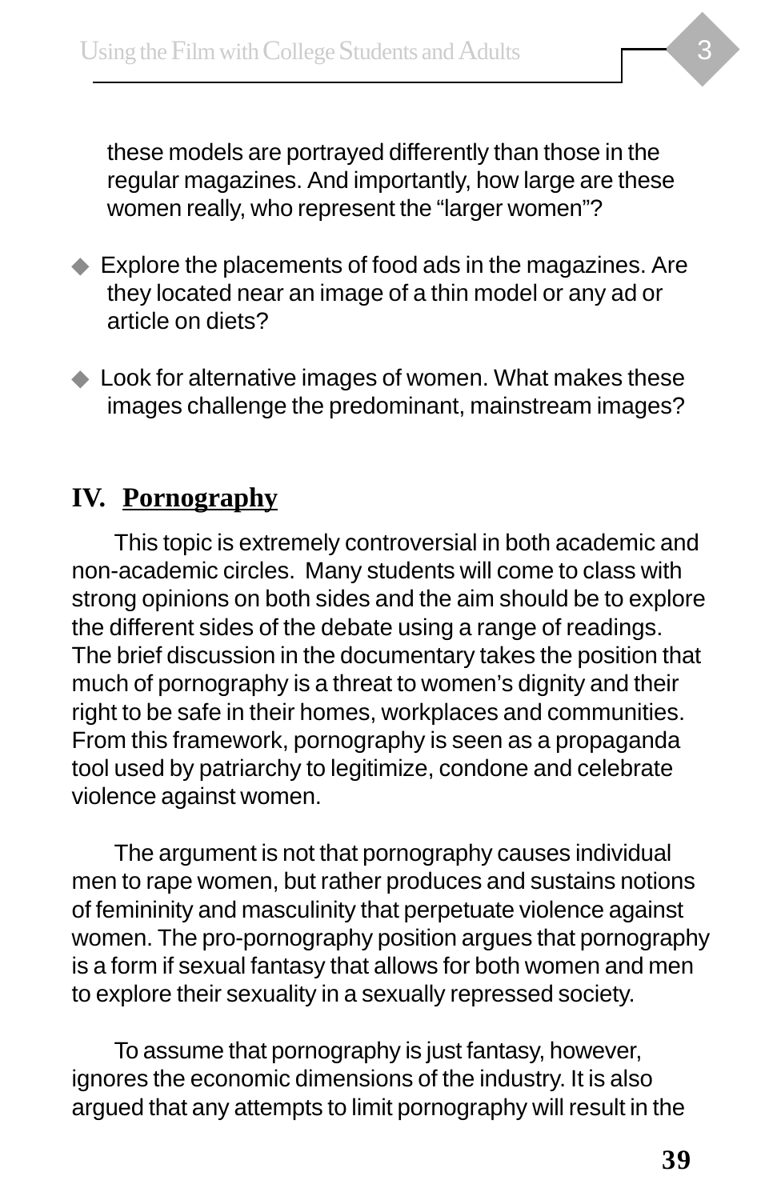these models are portrayed differently than those in the regular magazines. And importantly, how large are these women really, who represent the "larger women"?

- Explore the placements of food ads in the magazines. Are they located near an image of a thin model or any ad or article on diets?
- Look for alternative images of women. What makes these images challenge the predominant, mainstream images?

## IV. Pornography

This topic is extremely controversial in both academic and non-academic circles. Many students will come to class with strong opinions on both sides and the aim should be to explore the different sides of the debate using a range of readings. The brief discussion in the documentary takes the position that much of pornography is a threat to women's dignity and their right to be safe in their homes, workplaces and communities. From this framework, pornography is seen as a propaganda tool used by patriarchy to legitimize, condone and celebrate violence against women.

The argument is not that pornography causes individual men to rape women, but rather produces and sustains notions of femininity and masculinity that perpetuate violence against women. The pro-pornography position argues that pornography is a form if sexual fantasy that allows for both women and men to explore their sexuality in a sexually repressed society.

To assume that pornography is just fantasy, however, ignores the economic dimensions of the industry. It is also argued that any attempts to limit pornography will result in the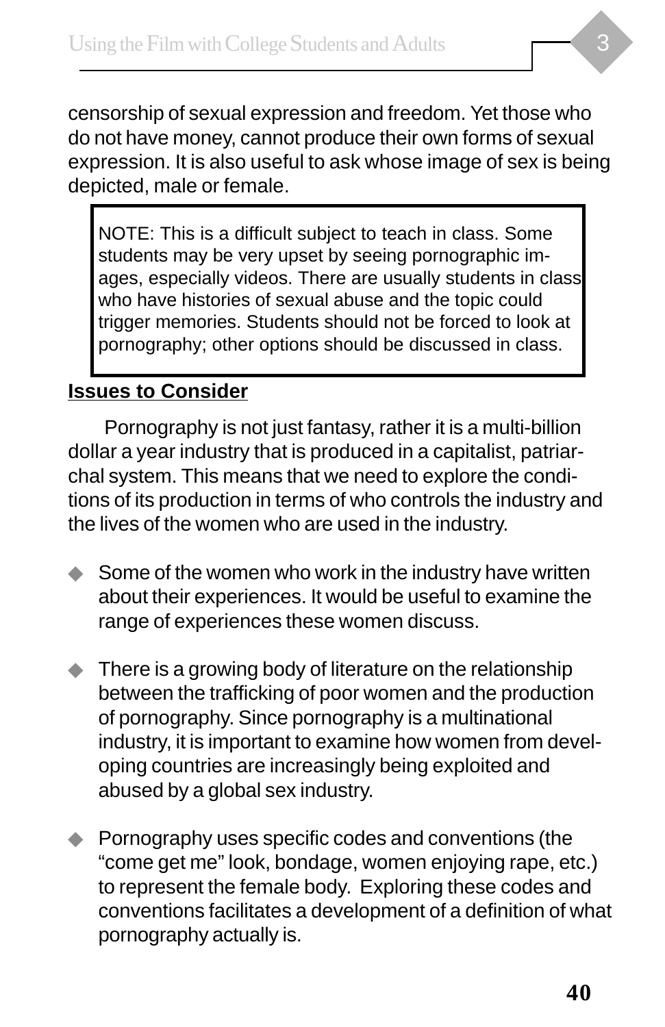censorship of sexual expression and freedom. Yet those who do not have money, cannot produce their own forms of sexual expression. It is also useful to ask whose image of sex is being depicted, male or female.

> NOTE: This is a difficult subject to teach in class. Some students may be very upset by seeing pornographic images, especially videos. There are usually students in class who have histories of sexual abuse and the topic could trigger memories. Students should not be forced to look at pornography; other options should be discussed in class.

**Issues to Consider**

Pornography is not just fantasy, rather it is a multi-billion dollar a year industry that is produced in a capitalist, patriarchal system. This means that we need to explore the conditions of its production in terms of who controls the industry and the lives of the women who are used in the industry.

- Some of the women who work in the industry have written about their experiences. It would be useful to examine the range of experiences these women discuss.

- There is a growing body of literature on the relationship between the trafficking of poor women and the production of pornography. Since pornography is a multinational industry, it is important to examine how women from developing countries are increasingly being exploited and abused by a global sex industry.

- Pornography uses specific codes and conventions (the "come get me" look, bondage, women enjoying rape, etc.) to represent the female body. Exploring these codes and conventions facilitates a development of a definition of what pornography actually is.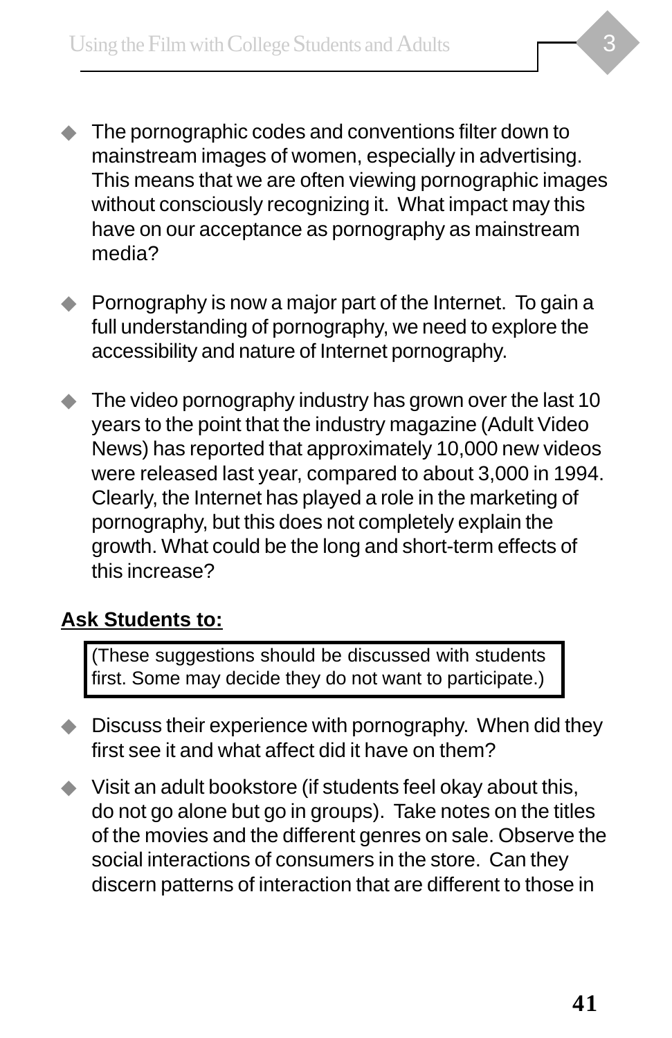- The pornographic codes and conventions filter down to mainstream images of women, especially in advertising. This means that we are often viewing pornographic images without consciously recognizing it. What impact may this have on our acceptance as pornography as mainstream media?

- Pornography is now a major part of the Internet. To gain a full understanding of pornography, we need to explore the accessibility and nature of Internet pornography.

- The video pornography industry has grown over the last 10 years to the point that the industry magazine (Adult Video News) has reported that approximately 10,000 new videos were released last year, compared to about 3,000 in 1994. Clearly, the Internet has played a role in the marketing of pornography, but this does not completely explain the growth. What could be the long and short-term effects of this increase?

**Ask Students to:**

(These suggestions should be discussed with students first. Some may decide they do not want to participate.)

- Discuss their experience with pornography. When did they first see it and what affect did it have on them?

- Visit an adult bookstore (if students feel okay about this, do not go alone but go in groups). Take notes on the titles of the movies and the different genres on sale. Observe the social interactions of consumers in the store. Can they discern patterns of interaction that are different to those in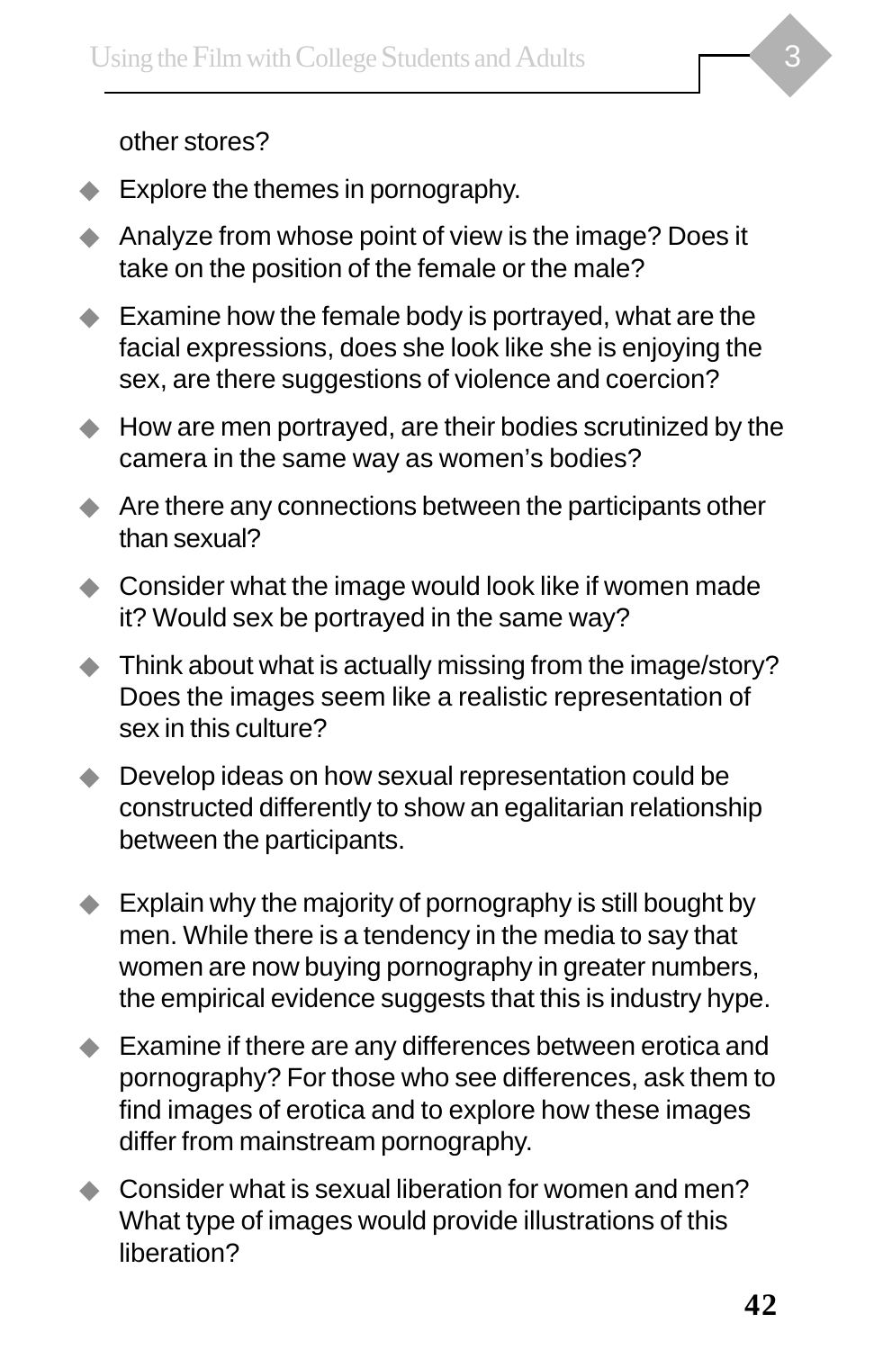other stores?

- Explore the themes in pornography.
- Analyze from whose point of view is the image? Does it take on the position of the female or the male?
- Examine how the female body is portrayed, what are the facial expressions, does she look like she is enjoying the sex, are there suggestions of violence and coercion?
- How are men portrayed, are their bodies scrutinized by the camera in the same way as women's bodies?
- Are there any connections between the participants other than sexual?
- Consider what the image would look like if women made it? Would sex be portrayed in the same way?
- Think about what is actually missing from the image/story? Does the images seem like a realistic representation of sex in this culture?
- Develop ideas on how sexual representation could be constructed differently to show an egalitarian relationship between the participants.
- Explain why the majority of pornography is still bought by men. While there is a tendency in the media to say that women are now buying pornography in greater numbers, the empirical evidence suggests that this is industry hype.
- Examine if there are any differences between erotica and pornography? For those who see differences, ask them to find images of erotica and to explore how these images differ from mainstream pornography.
- Consider what is sexual liberation for women and men? What type of images would provide illustrations of this liberation?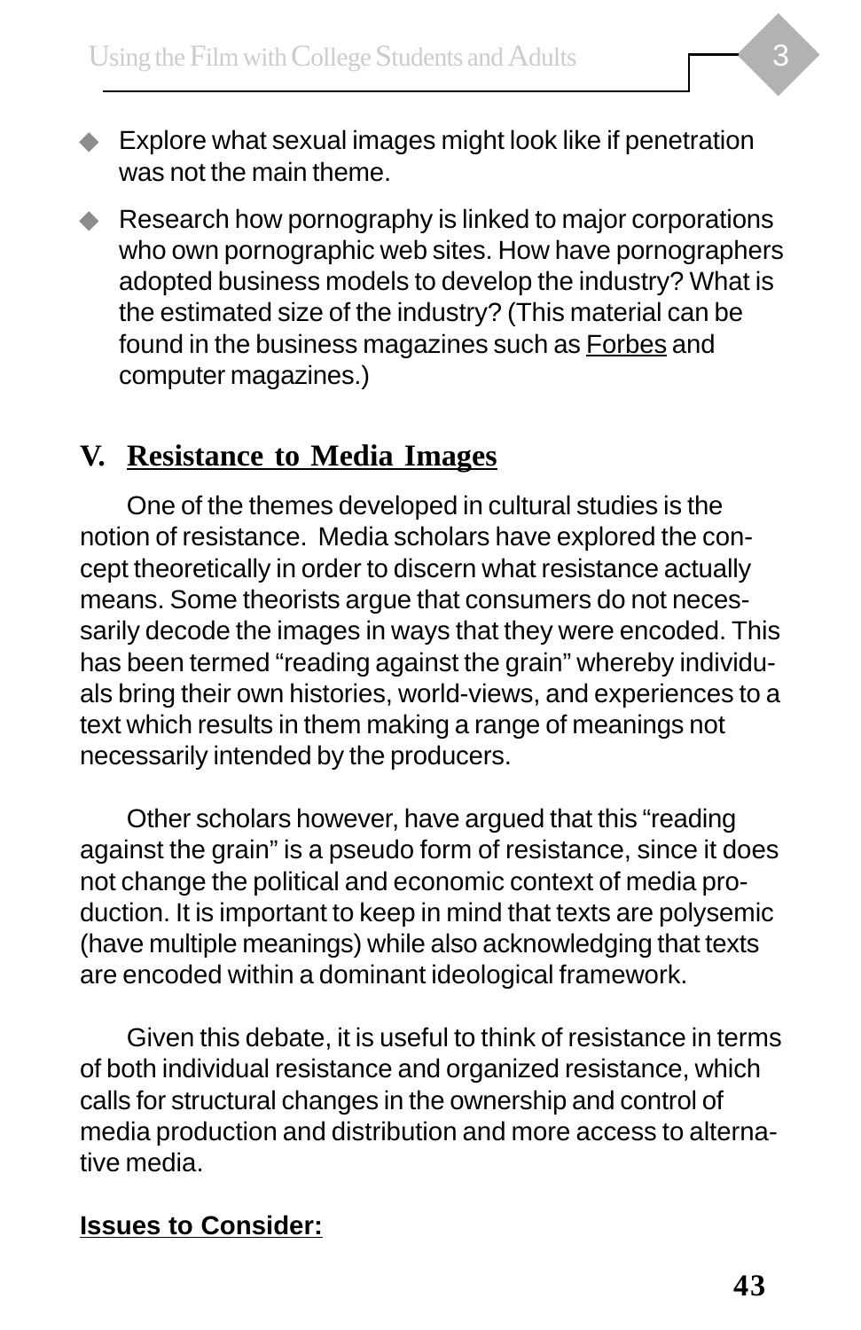- Explore what sexual images might look like if penetration was not the main theme.
- Research how pornography is linked to major corporations who own pornographic web sites. How have pornographers adopted business models to develop the industry? What is the estimated size of the industry? (This material can be found in the business magazines such as Forbes and computer magazines.)

## V. Resistance to Media Images

One of the themes developed in cultural studies is the notion of resistance. Media scholars have explored the concept theoretically in order to discern what resistance actually means. Some theorists argue that consumers do not necessarily decode the images in ways that they were encoded. This has been termed "reading against the grain" whereby individuals bring their own histories, world-views, and experiences to a text which results in them making a range of meanings not necessarily intended by the producers.

Other scholars however, have argued that this "reading against the grain" is a pseudo form of resistance, since it does not change the political and economic context of media production. It is important to keep in mind that texts are polysemic (have multiple meanings) while also acknowledging that texts are encoded within a dominant ideological framework.

Given this debate, it is useful to think of resistance in terms of both individual resistance and organized resistance, which calls for structural changes in the ownership and control of media production and distribution and more access to alternative media.

**Issues to Consider:**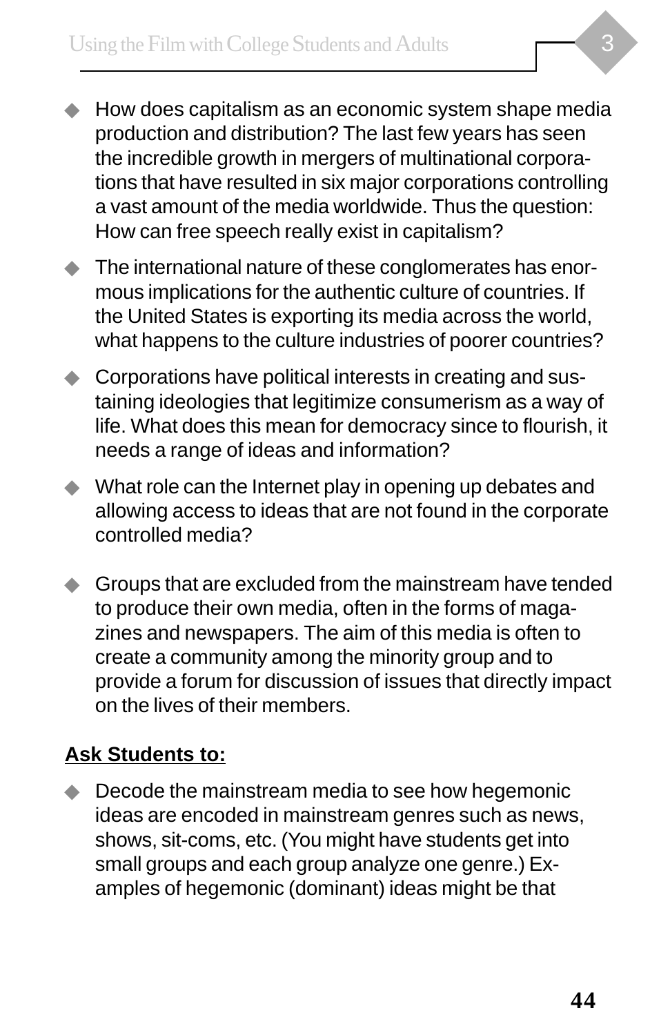- How does capitalism as an economic system shape media production and distribution? The last few years has seen the incredible growth in mergers of multinational corporations that have resulted in six major corporations controlling a vast amount of the media worldwide. Thus the question: How can free speech really exist in capitalism?
- The international nature of these conglomerates has enormous implications for the authentic culture of countries. If the United States is exporting its media across the world, what happens to the culture industries of poorer countries?
- Corporations have political interests in creating and sustaining ideologies that legitimize consumerism as a way of life. What does this mean for democracy since to flourish, it needs a range of ideas and information?
- What role can the Internet play in opening up debates and allowing access to ideas that are not found in the corporate controlled media?
- Groups that are excluded from the mainstream have tended to produce their own media, often in the forms of magazines and newspapers. The aim of this media is often to create a community among the minority group and to provide a forum for discussion of issues that directly impact on the lives of their members.

**Ask Students to:**

- Decode the mainstream media to see how hegemonic ideas are encoded in mainstream genres such as news, shows, sit-coms, etc. (You might have students get into small groups and each group analyze one genre.) Examples of hegemonic (dominant) ideas might be that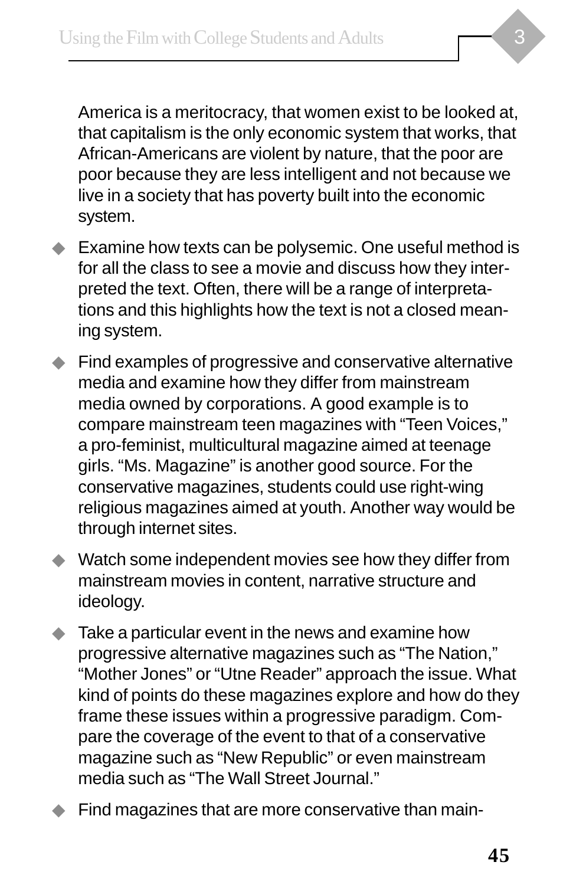America is a meritocracy, that women exist to be looked at, that capitalism is the only economic system that works, that African-Americans are violent by nature, that the poor are poor because they are less intelligent and not because we live in a society that has poverty built into the economic system.

- Examine how texts can be polysemic. One useful method is for all the class to see a movie and discuss how they interpreted the text. Often, there will be a range of interpretations and this highlights how the text is not a closed meaning system.
- Find examples of progressive and conservative alternative media and examine how they differ from mainstream media owned by corporations. A good example is to compare mainstream teen magazines with "Teen Voices," a pro-feminist, multicultural magazine aimed at teenage girls. "Ms. Magazine" is another good source. For the conservative magazines, students could use right-wing religious magazines aimed at youth. Another way would be through internet sites.
- Watch some independent movies see how they differ from mainstream movies in content, narrative structure and ideology.
- Take a particular event in the news and examine how progressive alternative magazines such as "The Nation," "Mother Jones" or "Utne Reader" approach the issue. What kind of points do these magazines explore and how do they frame these issues within a progressive paradigm. Compare the coverage of the event to that of a conservative magazine such as "New Republic" or even mainstream media such as "The Wall Street Journal."
- Find magazines that are more conservative than main-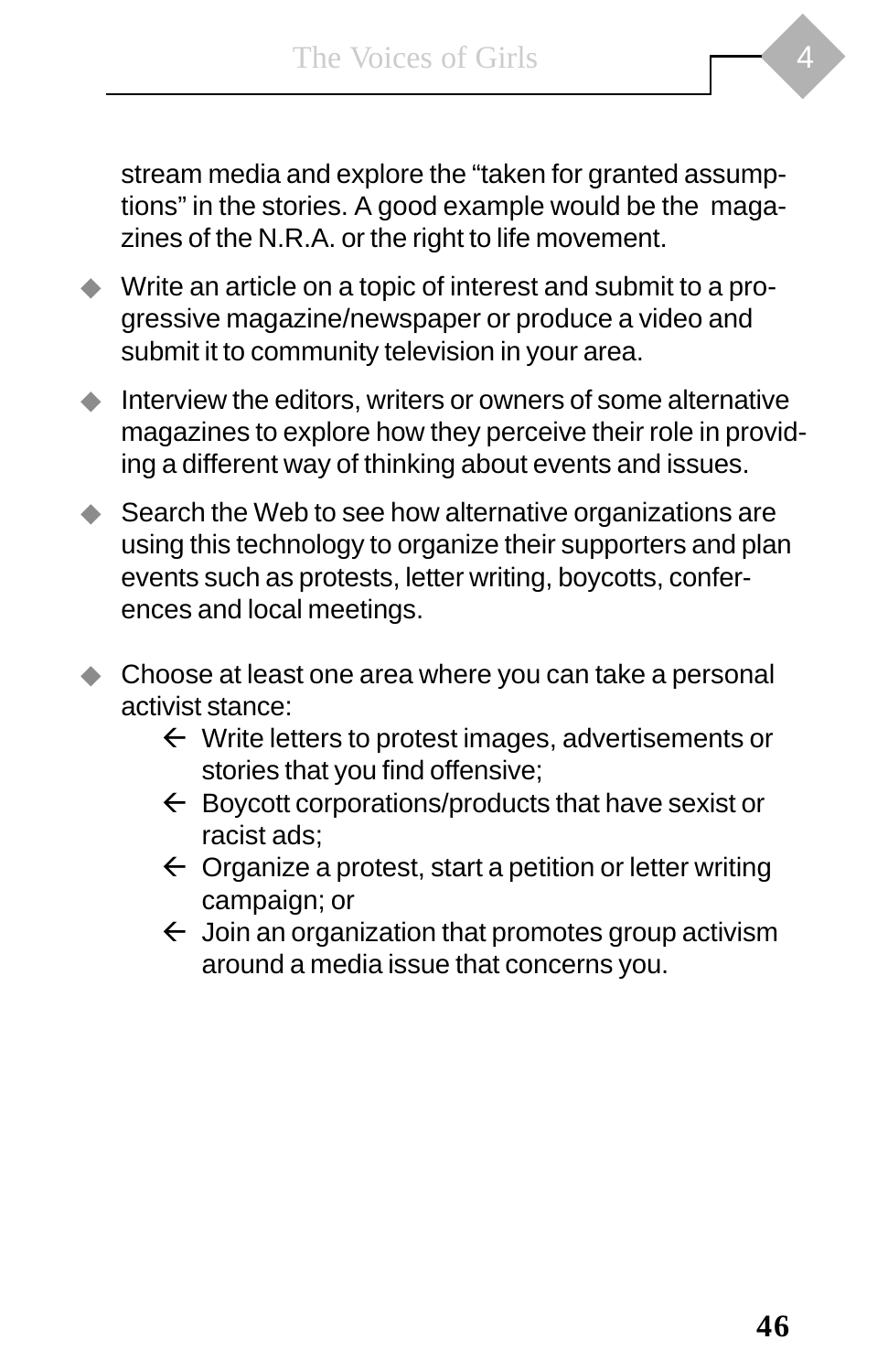stream media and explore the "taken for granted assumptions" in the stories. A good example would be the magazines of the N.R.A. or the right to life movement.

- Write an article on a topic of interest and submit to a progressive magazine/newspaper or produce a video and submit it to community television in your area.
- Interview the editors, writers or owners of some alternative magazines to explore how they perceive their role in providing a different way of thinking about events and issues.
- Search the Web to see how alternative organizations are using this technology to organize their supporters and plan events such as protests, letter writing, boycotts, conferences and local meetings.
- Choose at least one area where you can take a personal activist stance:
  - Write letters to protest images, advertisements or stories that you find offensive;
  - Boycott corporations/products that have sexist or racist ads;
  - Organize a protest, start a petition or letter writing campaign; or
  - Join an organization that promotes group activism around a media issue that concerns you.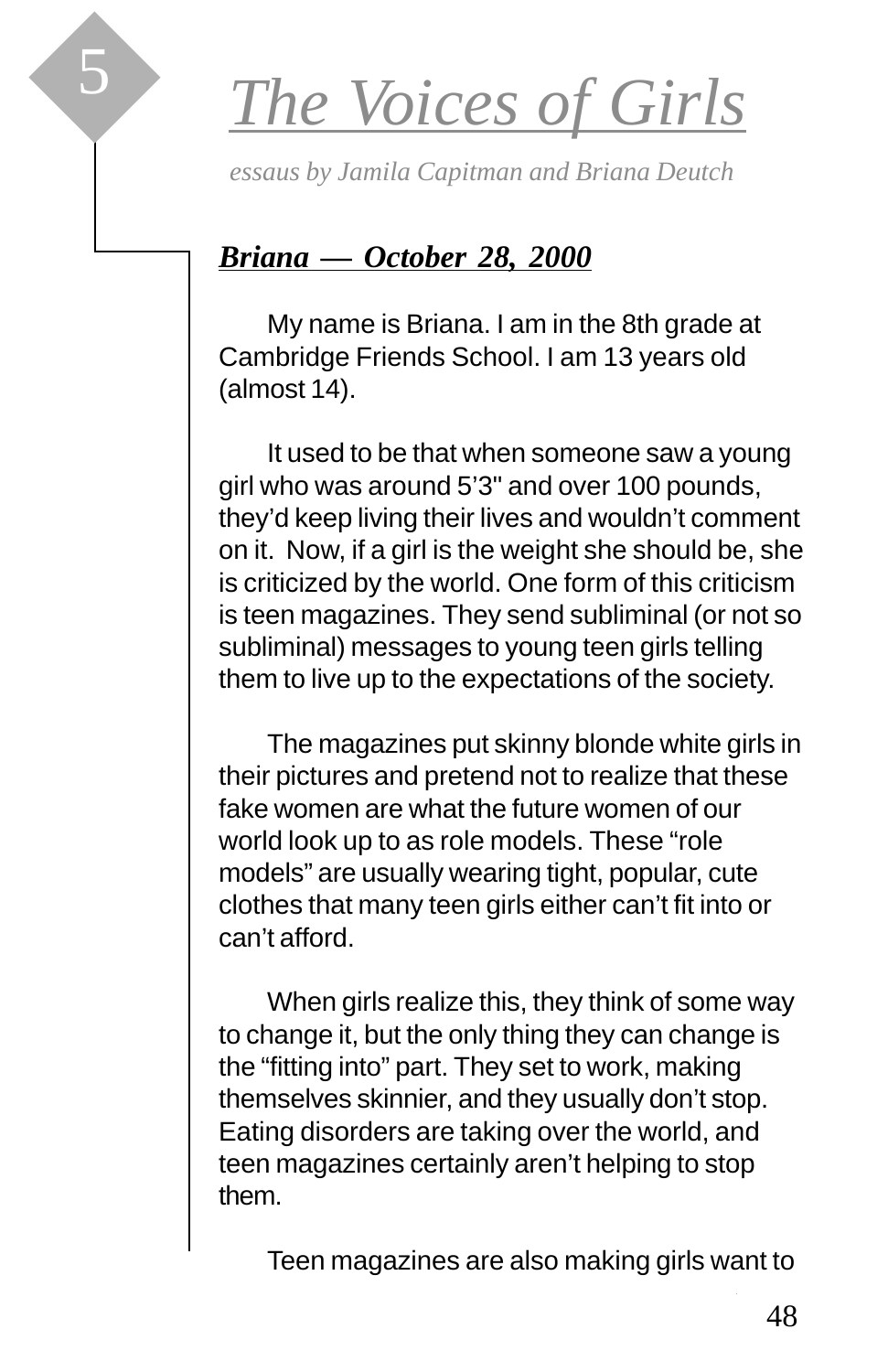# 5 *The Voices of Girls*

*essaus by Jamila Capitman and Briana Deutch*

## ***Briana — October 28, 2000***

My name is Briana. I am in the 8th grade at Cambridge Friends School. I am 13 years old (almost 14).

It used to be that when someone saw a young girl who was around 5'3" and over 100 pounds, they'd keep living their lives and wouldn't comment on it. Now, if a girl is the weight she should be, she is criticized by the world. One form of this criticism is teen magazines. They send subliminal (or not so subliminal) messages to young teen girls telling them to live up to the expectations of the society.

The magazines put skinny blonde white girls in their pictures and pretend not to realize that these fake women are what the future women of our world look up to as role models. These "role models" are usually wearing tight, popular, cute clothes that many teen girls either can't fit into or can't afford.

When girls realize this, they think of some way to change it, but the only thing they can change is the "fitting into" part. They set to work, making themselves skinnier, and they usually don't stop. Eating disorders are taking over the world, and teen magazines certainly aren't helping to stop them.

Teen magazines are also making girls want to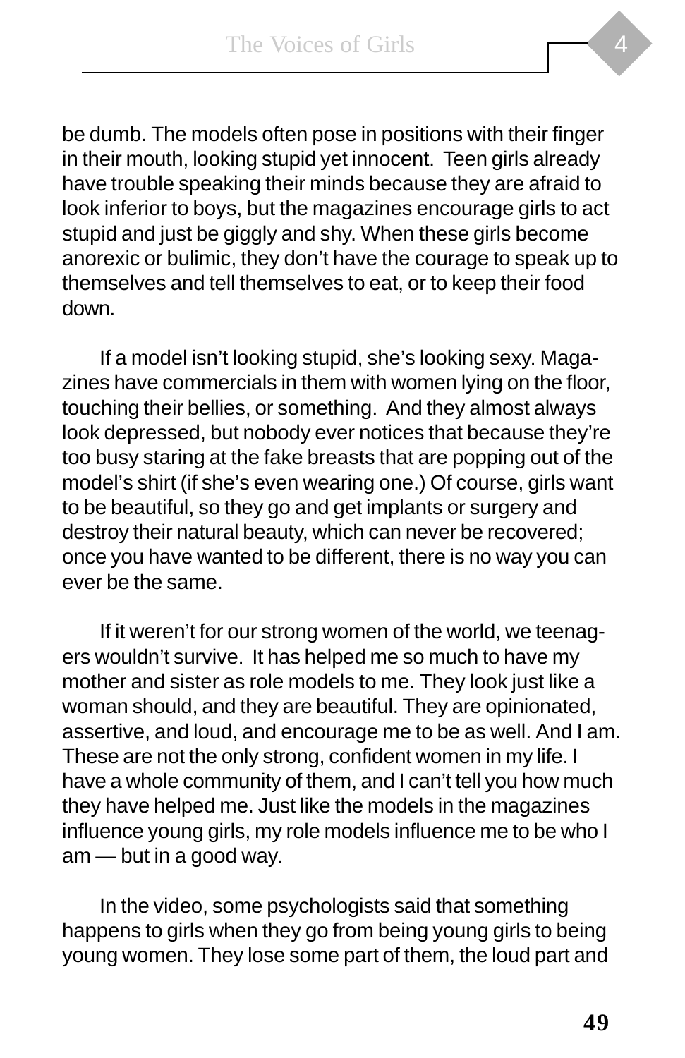be dumb. The models often pose in positions with their finger in their mouth, looking stupid yet innocent. Teen girls already have trouble speaking their minds because they are afraid to look inferior to boys, but the magazines encourage girls to act stupid and just be giggly and shy. When these girls become anorexic or bulimic, they don't have the courage to speak up to themselves and tell themselves to eat, or to keep their food down.

If a model isn't looking stupid, she's looking sexy. Magazines have commercials in them with women lying on the floor, touching their bellies, or something. And they almost always look depressed, but nobody ever notices that because they're too busy staring at the fake breasts that are popping out of the model's shirt (if she's even wearing one.) Of course, girls want to be beautiful, so they go and get implants or surgery and destroy their natural beauty, which can never be recovered; once you have wanted to be different, there is no way you can ever be the same.

If it weren't for our strong women of the world, we teenagers wouldn't survive. It has helped me so much to have my mother and sister as role models to me. They look just like a woman should, and they are beautiful. They are opinionated, assertive, and loud, and encourage me to be as well. And I am. These are not the only strong, confident women in my life. I have a whole community of them, and I can't tell you how much they have helped me. Just like the models in the magazines influence young girls, my role models influence me to be who I am — but in a good way.

In the video, some psychologists said that something happens to girls when they go from being young girls to being young women. They lose some part of them, the loud part and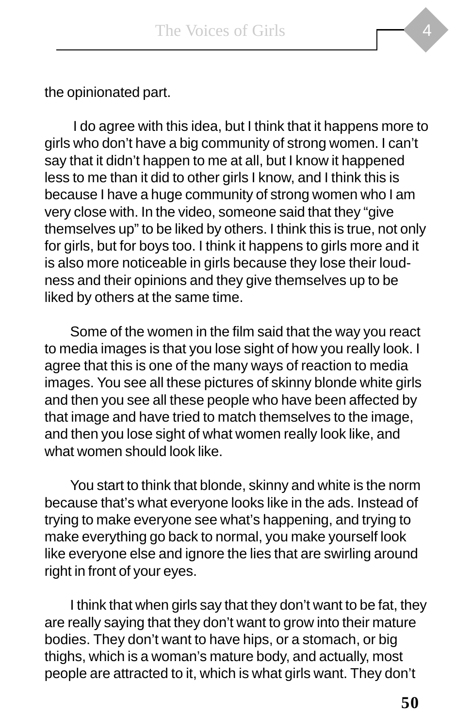the opinionated part.

I do agree with this idea, but I think that it happens more to girls who don't have a big community of strong women. I can't say that it didn't happen to me at all, but I know it happened less to me than it did to other girls I know, and I think this is because I have a huge community of strong women who I am very close with. In the video, someone said that they "give themselves up" to be liked by others. I think this is true, not only for girls, but for boys too. I think it happens to girls more and it is also more noticeable in girls because they lose their loudness and their opinions and they give themselves up to be liked by others at the same time.

Some of the women in the film said that the way you react to media images is that you lose sight of how you really look. I agree that this is one of the many ways of reaction to media images. You see all these pictures of skinny blonde white girls and then you see all these people who have been affected by that image and have tried to match themselves to the image, and then you lose sight of what women really look like, and what women should look like.

You start to think that blonde, skinny and white is the norm because that's what everyone looks like in the ads. Instead of trying to make everyone see what's happening, and trying to make everything go back to normal, you make yourself look like everyone else and ignore the lies that are swirling around right in front of your eyes.

I think that when girls say that they don't want to be fat, they are really saying that they don't want to grow into their mature bodies. They don't want to have hips, or a stomach, or big thighs, which is a woman's mature body, and actually, most people are attracted to it, which is what girls want. They don't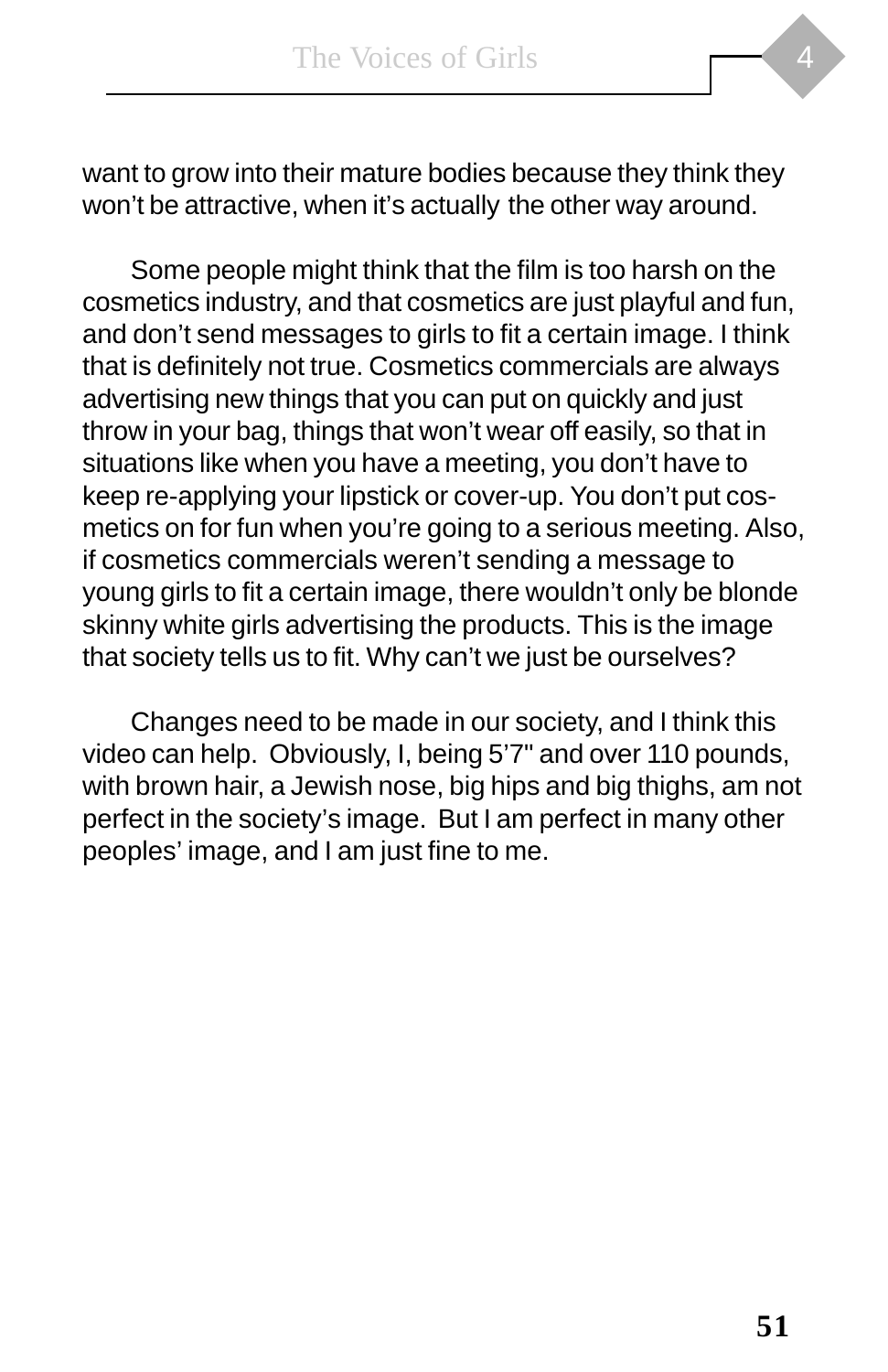want to grow into their mature bodies because they think they won't be attractive, when it's actually the other way around.

Some people might think that the film is too harsh on the cosmetics industry, and that cosmetics are just playful and fun, and don't send messages to girls to fit a certain image. I think that is definitely not true. Cosmetics commercials are always advertising new things that you can put on quickly and just throw in your bag, things that won't wear off easily, so that in situations like when you have a meeting, you don't have to keep re-applying your lipstick or cover-up. You don't put cosmetics on for fun when you're going to a serious meeting. Also, if cosmetics commercials weren't sending a message to young girls to fit a certain image, there wouldn't only be blonde skinny white girls advertising the products. This is the image that society tells us to fit. Why can't we just be ourselves?

Changes need to be made in our society, and I think this video can help. Obviously, I, being 5'7" and over 110 pounds, with brown hair, a Jewish nose, big hips and big thighs, am not perfect in the society's image. But I am perfect in many other peoples' image, and I am just fine to me.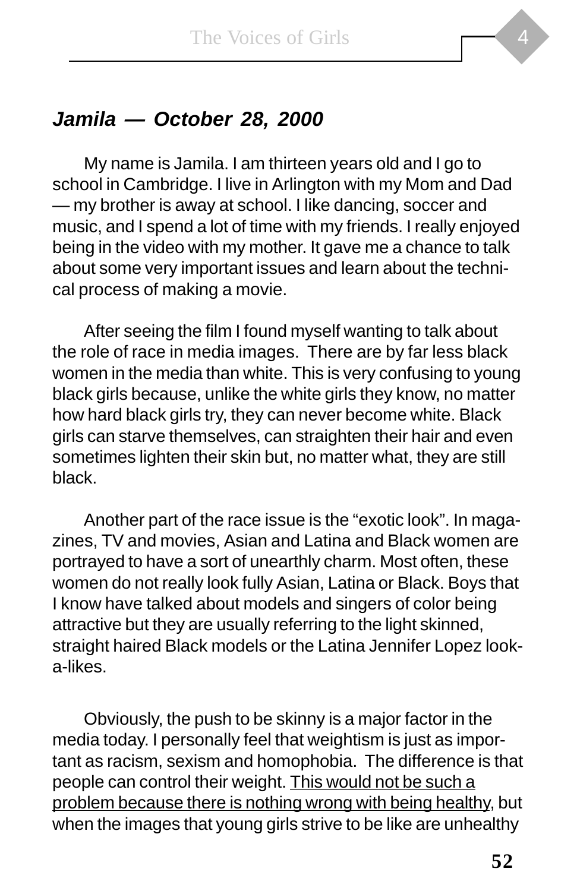### ***Jamila — October 28, 2000***

My name is Jamila. I am thirteen years old and I go to school in Cambridge. I live in Arlington with my Mom and Dad — my brother is away at school. I like dancing, soccer and music, and I spend a lot of time with my friends. I really enjoyed being in the video with my mother. It gave me a chance to talk about some very important issues and learn about the technical process of making a movie.

After seeing the film I found myself wanting to talk about the role of race in media images.  There are by far less black women in the media than white. This is very confusing to young black girls because, unlike the white girls they know, no matter how hard black girls try, they can never become white. Black girls can starve themselves, can straighten their hair and even sometimes lighten their skin but, no matter what, they are still black.

Another part of the race issue is the "exotic look". In magazines, TV and movies, Asian and Latina and Black women are portrayed to have a sort of unearthly charm. Most often, these women do not really look fully Asian, Latina or Black. Boys that I know have talked about models and singers of color being attractive but they are usually referring to the light skinned, straight haired Black models or the Latina Jennifer Lopez look-a-likes.

Obviously, the push to be skinny is a major factor in the media today. I personally feel that weightism is just as important as racism, sexism and homophobia.  The difference is that people can control their weight. <u>This would not be such a problem because there is nothing wrong with being healthy</u>, but when the images that young girls strive to be like are unhealthy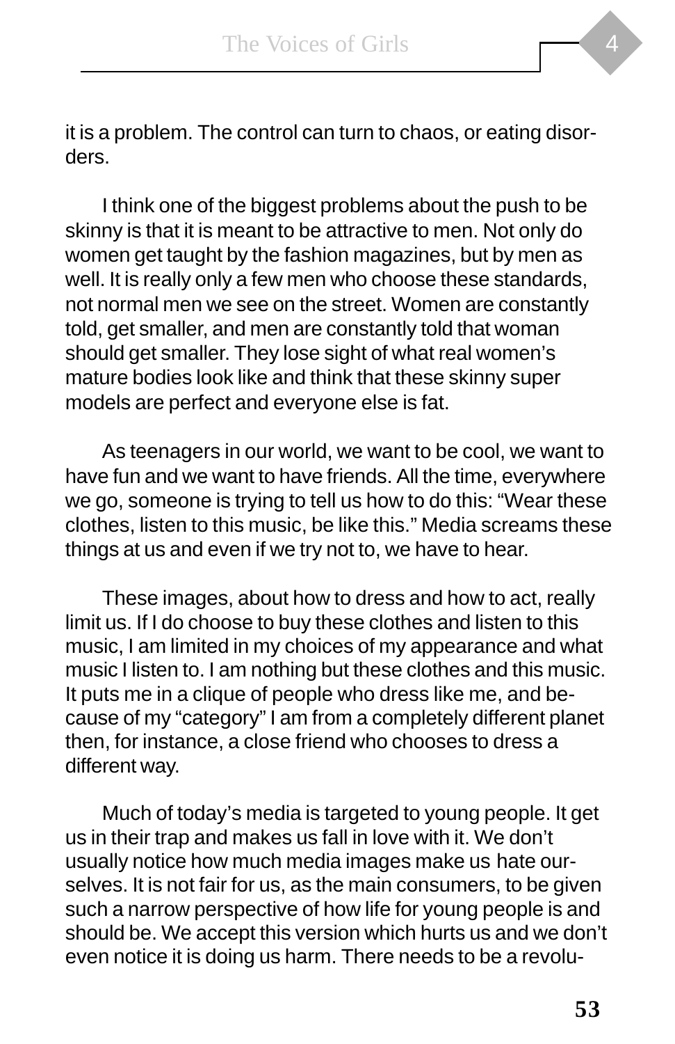it is a problem. The control can turn to chaos, or eating disorders.

I think one of the biggest problems about the push to be skinny is that it is meant to be attractive to men. Not only do women get taught by the fashion magazines, but by men as well. It is really only a few men who choose these standards, not normal men we see on the street. Women are constantly told, get smaller, and men are constantly told that woman should get smaller. They lose sight of what real women's mature bodies look like and think that these skinny super models are perfect and everyone else is fat.

As teenagers in our world, we want to be cool, we want to have fun and we want to have friends. All the time, everywhere we go, someone is trying to tell us how to do this: "Wear these clothes, listen to this music, be like this." Media screams these things at us and even if we try not to, we have to hear.

These images, about how to dress and how to act, really limit us. If I do choose to buy these clothes and listen to this music, I am limited in my choices of my appearance and what music I listen to. I am nothing but these clothes and this music. It puts me in a clique of people who dress like me, and because of my "category" I am from a completely different planet then, for instance, a close friend who chooses to dress a different way.

Much of today's media is targeted to young people. It get us in their trap and makes us fall in love with it. We don't usually notice how much media images make us hate ourselves. It is not fair for us, as the main consumers, to be given such a narrow perspective of how life for young people is and should be. We accept this version which hurts us and we don't even notice it is doing us harm. There needs to be a revolu-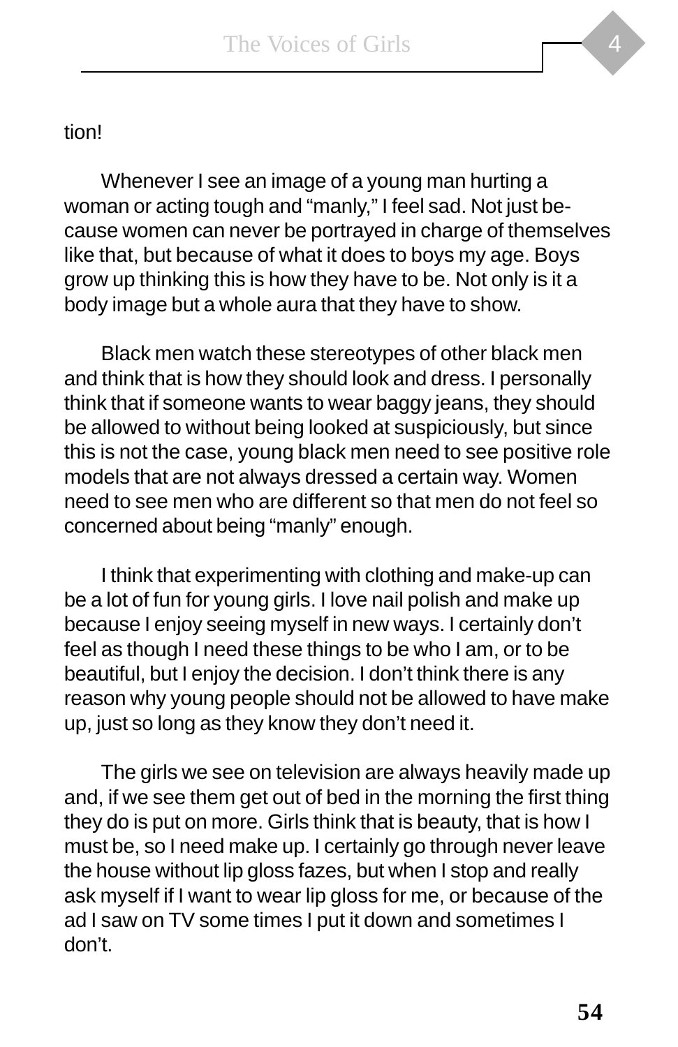tion!

Whenever I see an image of a young man hurting a woman or acting tough and "manly," I feel sad. Not just because women can never be portrayed in charge of themselves like that, but because of what it does to boys my age. Boys grow up thinking this is how they have to be. Not only is it a body image but a whole aura that they have to show.

Black men watch these stereotypes of other black men and think that is how they should look and dress. I personally think that if someone wants to wear baggy jeans, they should be allowed to without being looked at suspiciously, but since this is not the case, young black men need to see positive role models that are not always dressed a certain way. Women need to see men who are different so that men do not feel so concerned about being "manly" enough.

I think that experimenting with clothing and make-up can be a lot of fun for young girls. I love nail polish and make up because I enjoy seeing myself in new ways. I certainly don't feel as though I need these things to be who I am, or to be beautiful, but I enjoy the decision. I don't think there is any reason why young people should not be allowed to have make up, just so long as they know they don't need it.

The girls we see on television are always heavily made up and, if we see them get out of bed in the morning the first thing they do is put on more. Girls think that is beauty, that is how I must be, so I need make up. I certainly go through never leave the house without lip gloss fazes, but when I stop and really ask myself if I want to wear lip gloss for me, or because of the ad I saw on TV some times I put it down and sometimes I don't.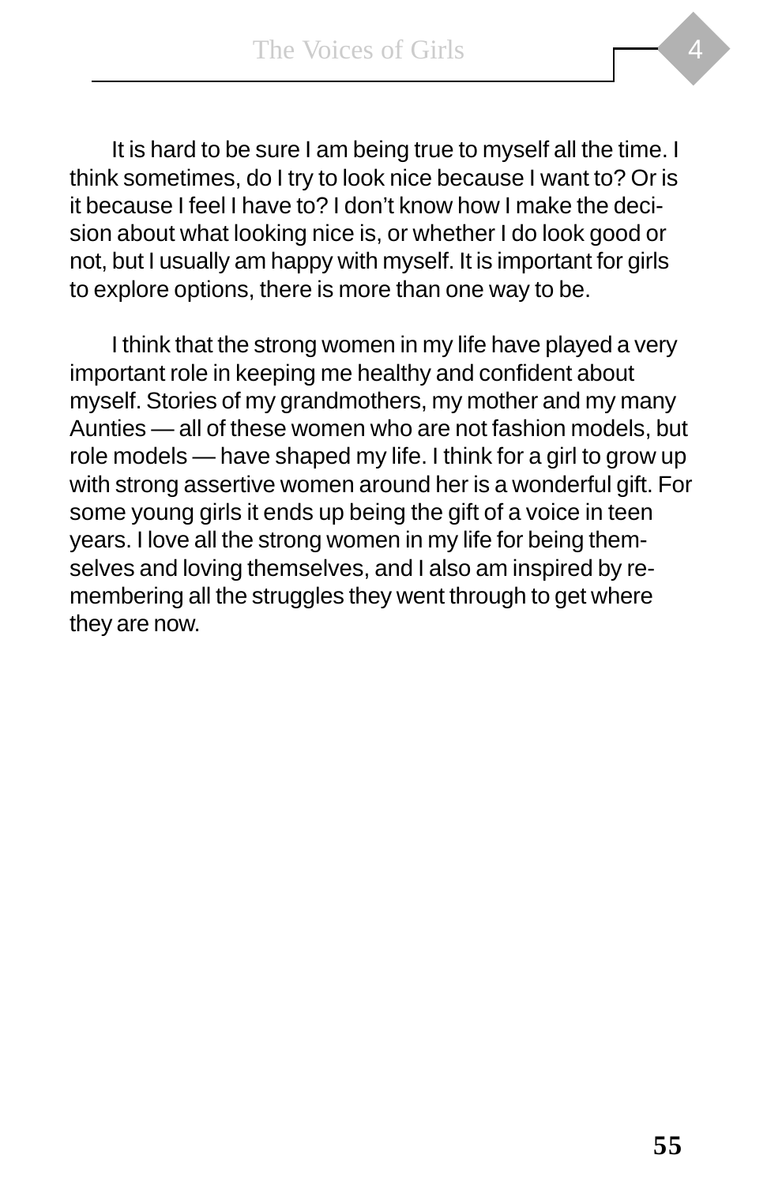It is hard to be sure I am being true to myself all the time. I think sometimes, do I try to look nice because I want to? Or is it because I feel I have to? I don't know how I make the decision about what looking nice is, or whether I do look good or not, but I usually am happy with myself. It is important for girls to explore options, there is more than one way to be.

I think that the strong women in my life have played a very important role in keeping me healthy and confident about myself. Stories of my grandmothers, my mother and my many Aunties — all of these women who are not fashion models, but role models — have shaped my life. I think for a girl to grow up with strong assertive women around her is a wonderful gift. For some young girls it ends up being the gift of a voice in teen years. I love all the strong women in my life for being themselves and loving themselves, and I also am inspired by remembering all the struggles they went through to get where they are now.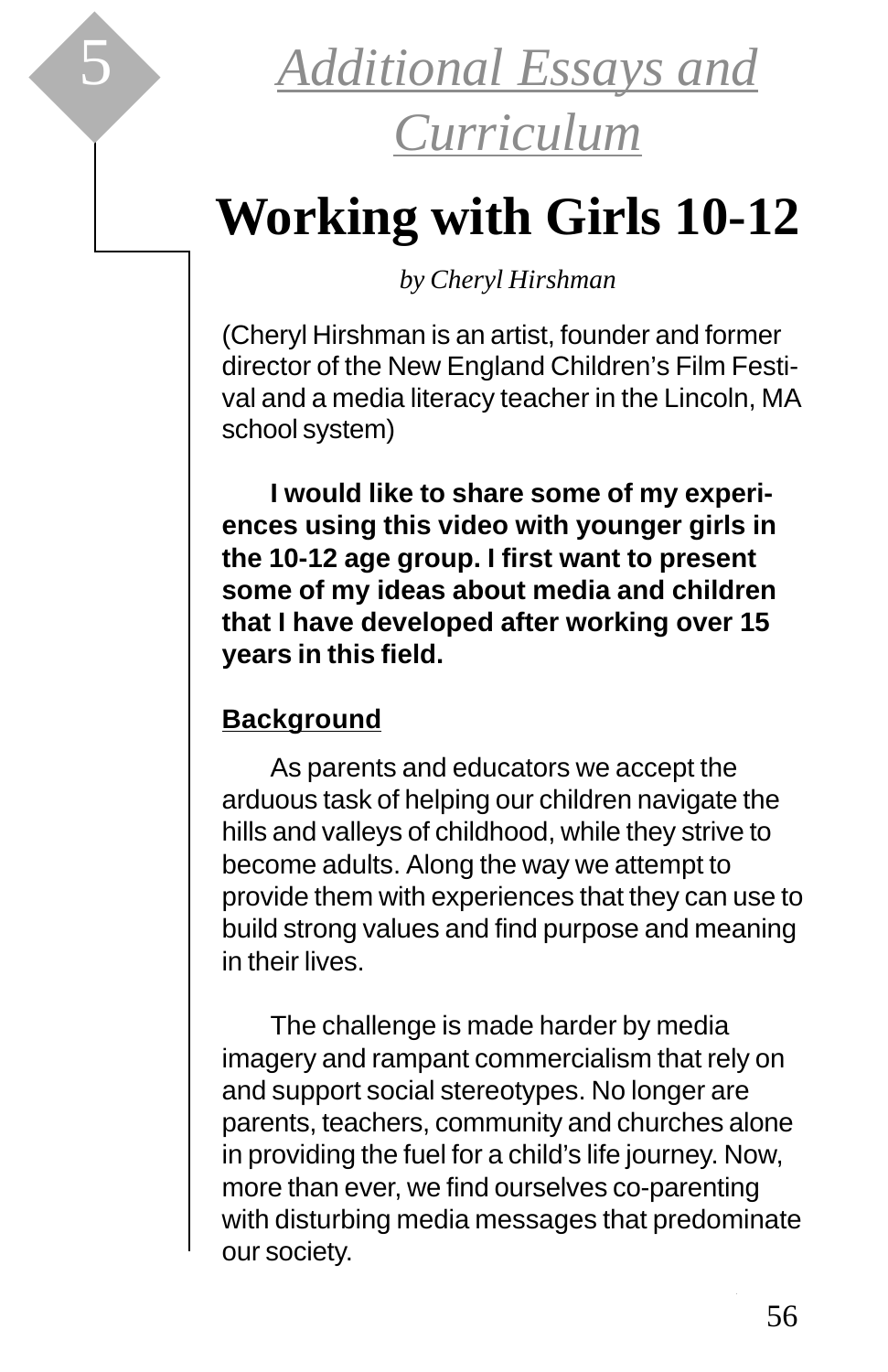# 5 Additional Essays and Curriculum

## Working with Girls 10-12

*by Cheryl Hirshman*

(Cheryl Hirshman is an artist, founder and former director of the New England Children's Film Festival and a media literacy teacher in the Lincoln, MA school system)

**I would like to share some of my experiences using this video with younger girls in the 10-12 age group. I first want to present some of my ideas about media and children that I have developed after working over 15 years in this field.**

### Background

As parents and educators we accept the arduous task of helping our children navigate the hills and valleys of childhood, while they strive to become adults. Along the way we attempt to provide them with experiences that they can use to build strong values and find purpose and meaning in their lives.

The challenge is made harder by media imagery and rampant commercialism that rely on and support social stereotypes. No longer are parents, teachers, community and churches alone in providing the fuel for a child's life journey. Now, more than ever, we find ourselves co-parenting with disturbing media messages that predominate our society.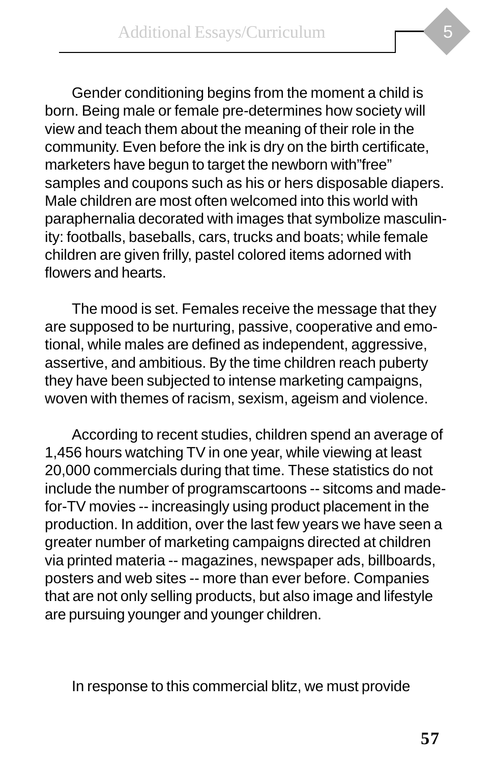Gender conditioning begins from the moment a child is born. Being male or female pre-determines how society will view and teach them about the meaning of their role in the community. Even before the ink is dry on the birth certificate, marketers have begun to target the newborn with”free” samples and coupons such as his or hers disposable diapers. Male children are most often welcomed into this world with paraphernalia decorated with images that symbolize masculinity: footballs, baseballs, cars, trucks and boats; while female children are given frilly, pastel colored items adorned with flowers and hearts.

The mood is set. Females receive the message that they are supposed to be nurturing, passive, cooperative and emotional, while males are defined as independent, aggressive, assertive, and ambitious. By the time children reach puberty they have been subjected to intense marketing campaigns, woven with themes of racism, sexism, ageism and violence.

According to recent studies, children spend an average of 1,456 hours watching TV in one year, while viewing at least 20,000 commercials during that time. These statistics do not include the number of programscartoons -- sitcoms and made-for-TV movies -- increasingly using product placement in the production. In addition, over the last few years we have seen a greater number of marketing campaigns directed at children via printed materia -- magazines, newspaper ads, billboards, posters and web sites -- more than ever before. Companies that are not only selling products, but also image and lifestyle are pursuing younger and younger children.

In response to this commercial blitz, we must provide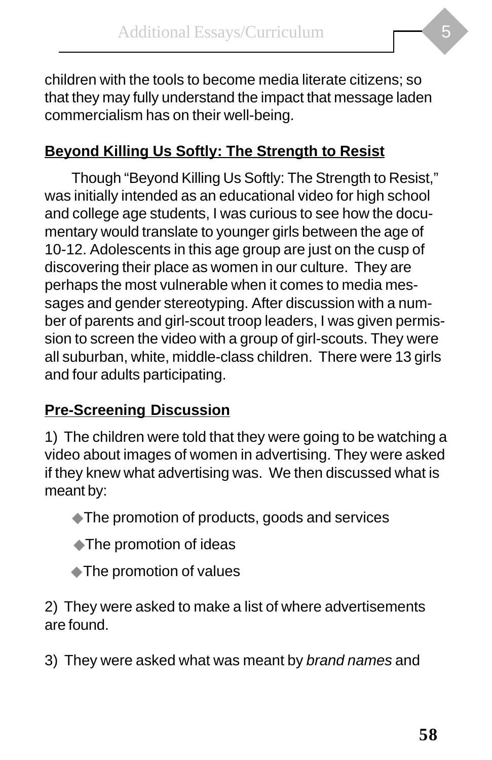children with the tools to become media literate citizens; so that they may fully understand the impact that message laden commercialism has on their well-being.

## Beyond Killing Us Softly: The Strength to Resist

Though "Beyond Killing Us Softly: The Strength to Resist," was initially intended as an educational video for high school and college age students, I was curious to see how the documentary would translate to younger girls between the age of 10-12. Adolescents in this age group are just on the cusp of discovering their place as women in our culture. They are perhaps the most vulnerable when it comes to media messages and gender stereotyping. After discussion with a number of parents and girl-scout troop leaders, I was given permission to screen the video with a group of girl-scouts. They were all suburban, white, middle-class children. There were 13 girls and four adults participating.

## Pre-Screening Discussion

1) The children were told that they were going to be watching a video about images of women in advertising. They were asked if they knew what advertising was. We then discussed what is meant by:

- The promotion of products, goods and services
- The promotion of ideas
- The promotion of values

2) They were asked to make a list of where advertisements are found.

3) They were asked what was meant by *brand names* and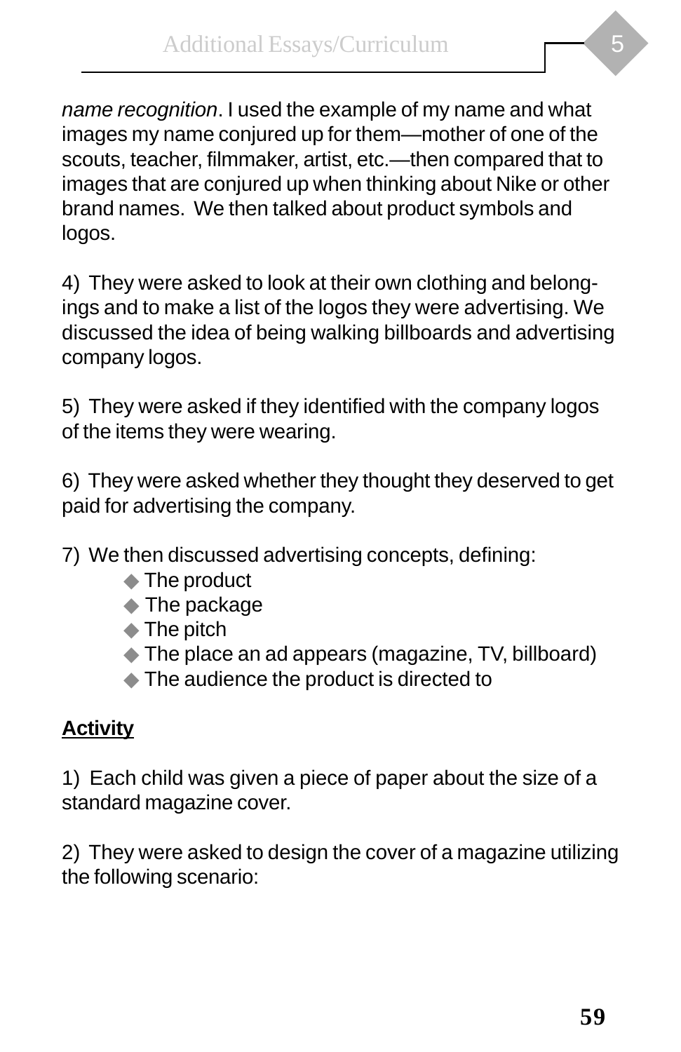*name recognition*. I used the example of my name and what images my name conjured up for them—mother of one of the scouts, teacher, filmmaker, artist, etc.—then compared that to images that are conjured up when thinking about Nike or other brand names. We then talked about product symbols and logos.

4) They were asked to look at their own clothing and belongings and to make a list of the logos they were advertising. We discussed the idea of being walking billboards and advertising company logos.

5) They were asked if they identified with the company logos of the items they were wearing.

6) They were asked whether they thought they deserved to get paid for advertising the company.

7) We then discussed advertising concepts, defining:

- The product
- The package
- The pitch
- The place an ad appears (magazine, TV, billboard)
- The audience the product is directed to

**Activity**

1) Each child was given a piece of paper about the size of a standard magazine cover.

2) They were asked to design the cover of a magazine utilizing the following scenario: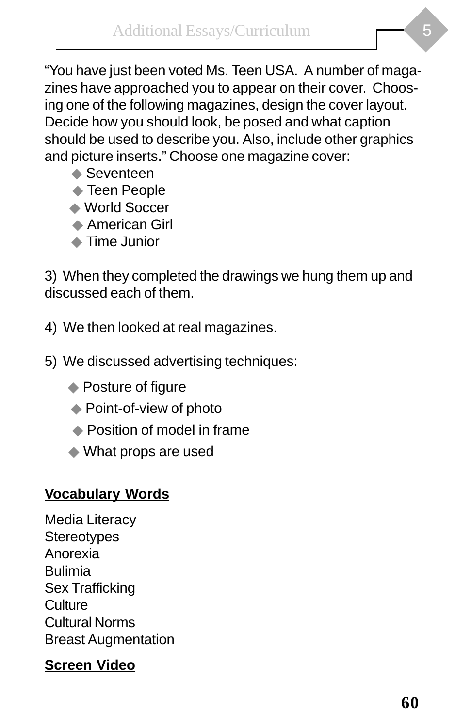"You have just been voted Ms. Teen USA. A number of magazines have approached you to appear on their cover. Choosing one of the following magazines, design the cover layout. Decide how you should look, be posed and what caption should be used to describe you. Also, include other graphics and picture inserts." Choose one magazine cover:

- Seventeen
- Teen People
- World Soccer
- American Girl
- Time Junior

3) When they completed the drawings we hung them up and discussed each of them.

4) We then looked at real magazines.

5) We discussed advertising techniques:

- Posture of figure
- Point-of-view of photo
- Position of model in frame
- What props are used

**Vocabulary Words**

Media Literacy
Stereotypes
Anorexia
Bulimia
Sex Trafficking
Culture
Cultural Norms
Breast Augmentation

**Screen Video**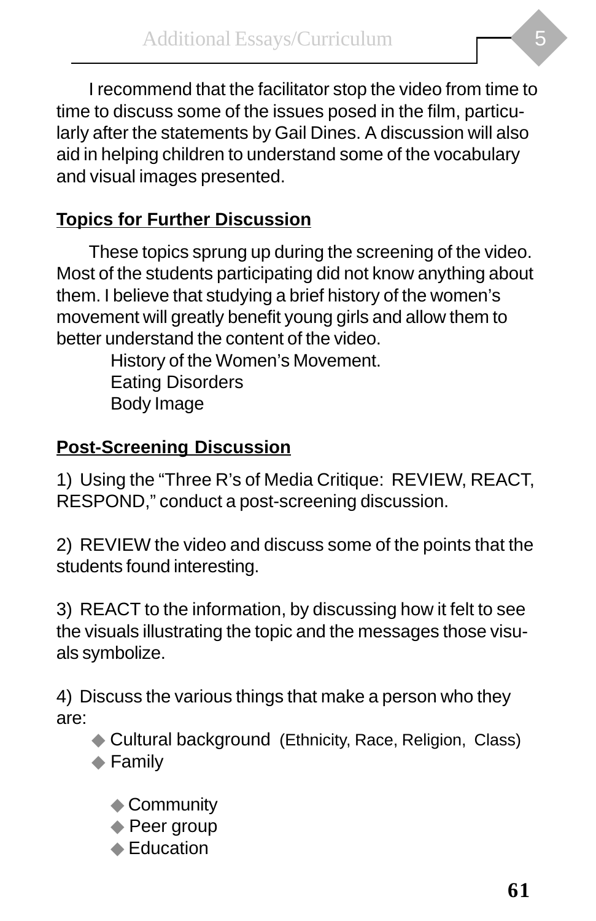I recommend that the facilitator stop the video from time to time to discuss some of the issues posed in the film, particularly after the statements by Gail Dines. A discussion will also aid in helping children to understand some of the vocabulary and visual images presented.

**Topics for Further Discussion**

These topics sprung up during the screening of the video. Most of the students participating did not know anything about them. I believe that studying a brief history of the women's movement will greatly benefit young girls and allow them to better understand the content of the video.

History of the Women's Movement.
Eating Disorders
Body Image

**Post-Screening Discussion**

1) Using the "Three R's of Media Critique: REVIEW, REACT, RESPOND," conduct a post-screening discussion.

2) REVIEW the video and discuss some of the points that the students found interesting.

3) REACT to the information, by discussing how it felt to see the visuals illustrating the topic and the messages those visuals symbolize.

4) Discuss the various things that make a person who they are:

- Cultural background (Ethnicity, Race, Religion, Class)
- Family
- Community
- Peer group
- Education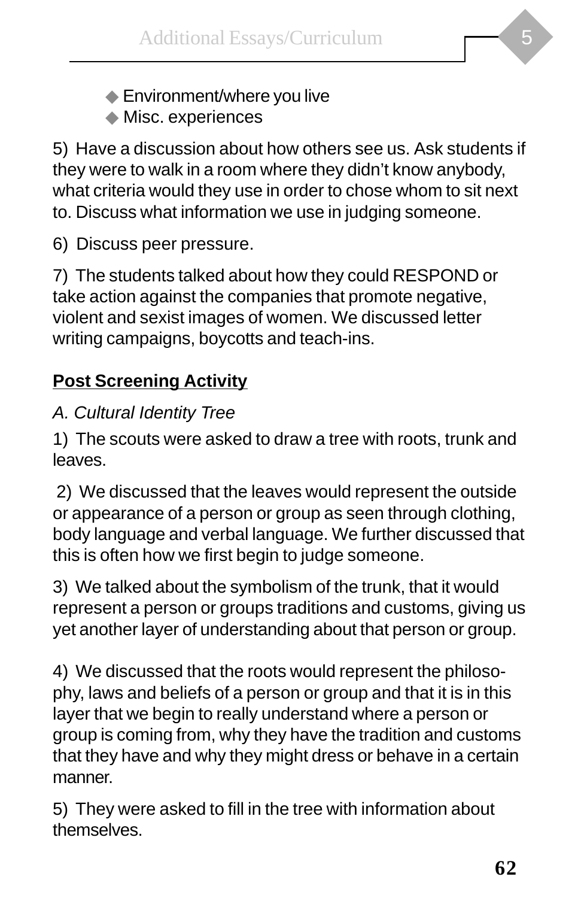- Environment/where you live
- Misc. experiences

5) Have a discussion about how others see us. Ask students if they were to walk in a room where they didn't know anybody, what criteria would they use in order to chose whom to sit next to. Discuss what information we use in judging someone.

6) Discuss peer pressure.

7) The students talked about how they could RESPOND or take action against the companies that promote negative, violent and sexist images of women. We discussed letter writing campaigns, boycotts and teach-ins.

**Post Screening Activity**

*A. Cultural Identity Tree*

1) The scouts were asked to draw a tree with roots, trunk and leaves.

2) We discussed that the leaves would represent the outside or appearance of a person or group as seen through clothing, body language and verbal language. We further discussed that this is often how we first begin to judge someone.

3) We talked about the symbolism of the trunk, that it would represent a person or groups traditions and customs, giving us yet another layer of understanding about that person or group.

4) We discussed that the roots would represent the philosophy, laws and beliefs of a person or group and that it is in this layer that we begin to really understand where a person or group is coming from, why they have the tradition and customs that they have and why they might dress or behave in a certain manner.

5) They were asked to fill in the tree with information about themselves.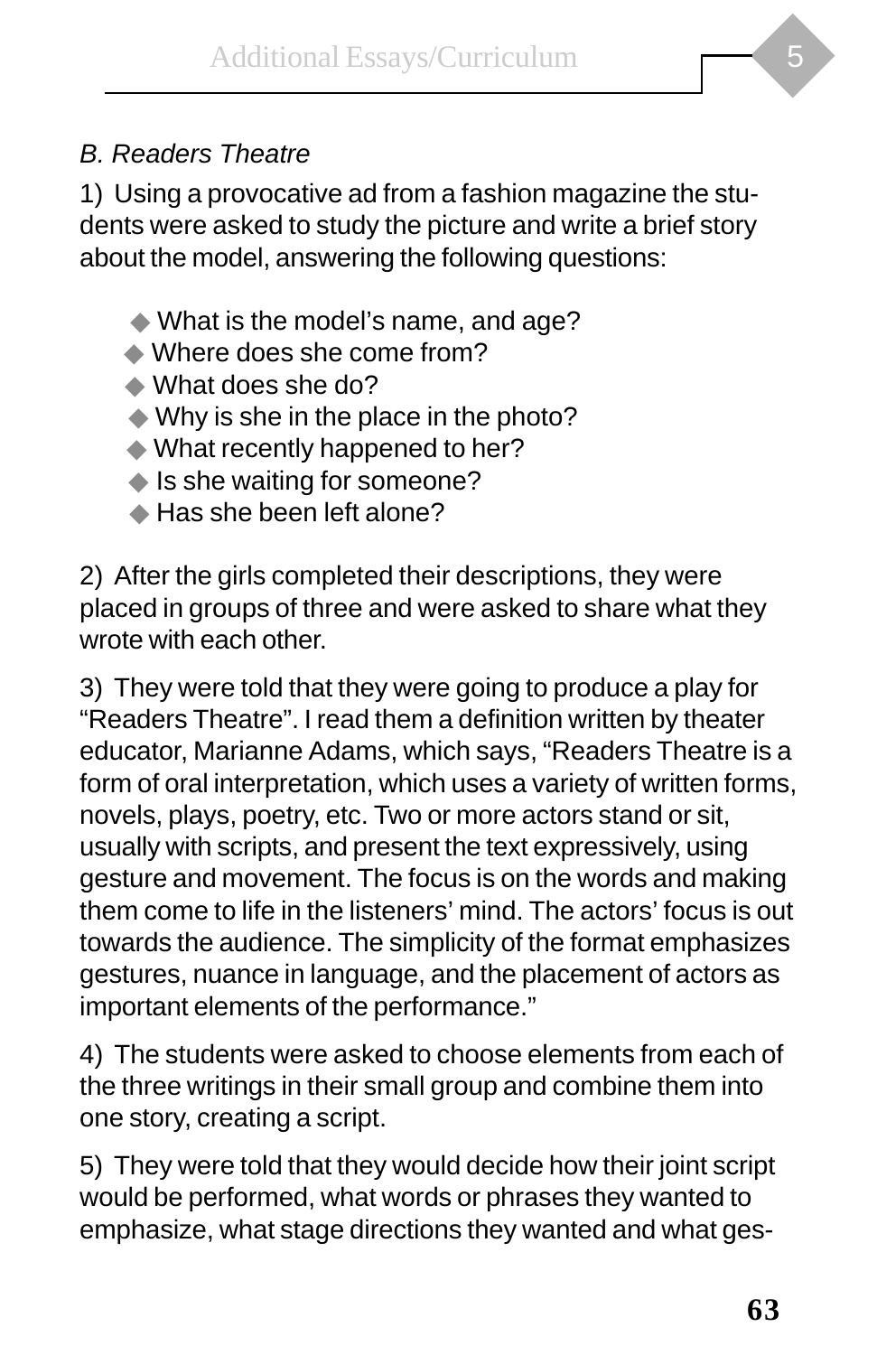*B. Readers Theatre*

1) Using a provocative ad from a fashion magazine the students were asked to study the picture and write a brief story about the model, answering the following questions:

- What is the model's name, and age?
- Where does she come from?
- What does she do?
- Why is she in the place in the photo?
- What recently happened to her?
- Is she waiting for someone?
- Has she been left alone?

2) After the girls completed their descriptions, they were placed in groups of three and were asked to share what they wrote with each other.

3) They were told that they were going to produce a play for "Readers Theatre". I read them a definition written by theater educator, Marianne Adams, which says, "Readers Theatre is a form of oral interpretation, which uses a variety of written forms, novels, plays, poetry, etc. Two or more actors stand or sit, usually with scripts, and present the text expressively, using gesture and movement. The focus is on the words and making them come to life in the listeners' mind. The actors' focus is out towards the audience. The simplicity of the format emphasizes gestures, nuance in language, and the placement of actors as important elements of the performance."

4) The students were asked to choose elements from each of the three writings in their small group and combine them into one story, creating a script.

5) They were told that they would decide how their joint script would be performed, what words or phrases they wanted to emphasize, what stage directions they wanted and what ges-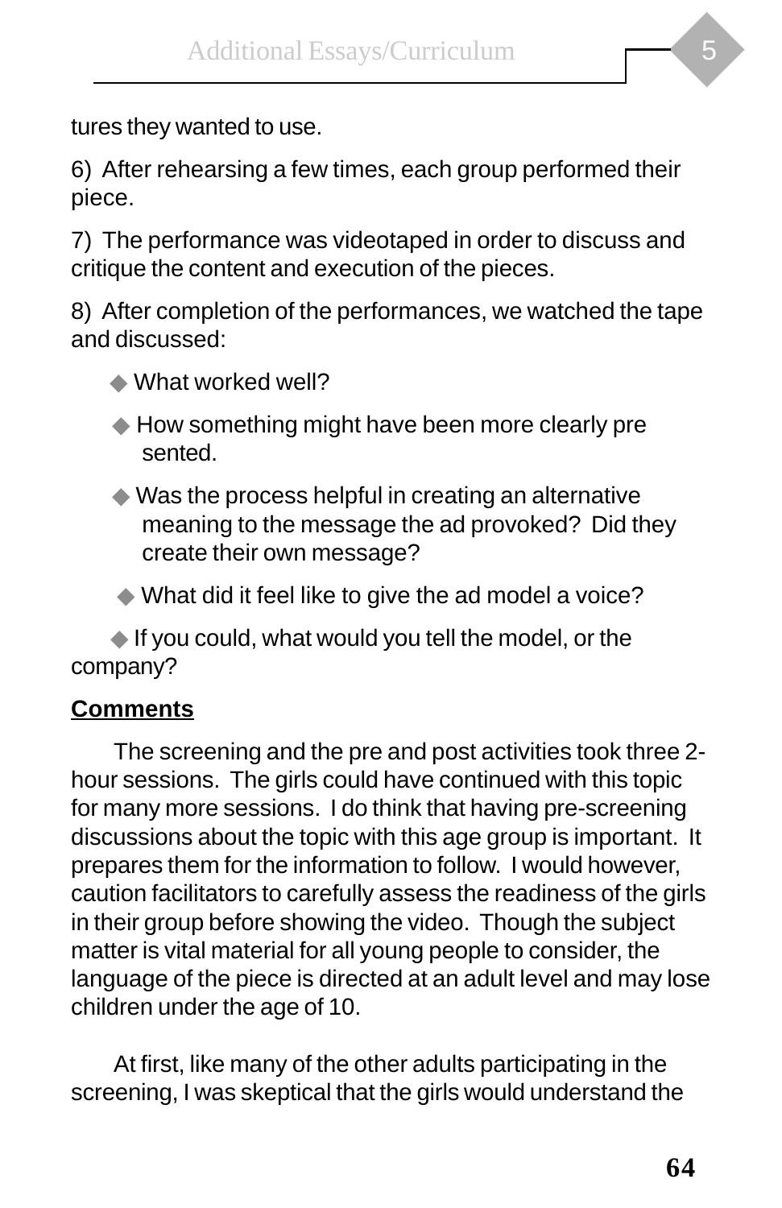tures they wanted to use.

6) After rehearsing a few times, each group performed their piece.

7) The performance was videotaped in order to discuss and critique the content and execution of the pieces.

8) After completion of the performances, we watched the tape and discussed:

- What worked well?
- How something might have been more clearly pre sented.
- Was the process helpful in creating an alternative meaning to the message the ad provoked? Did they create their own message?
- What did it feel like to give the ad model a voice?
- If you could, what would you tell the model, or the company?

**Comments**

The screening and the pre and post activities took three 2-hour sessions. The girls could have continued with this topic for many more sessions. I do think that having pre-screening discussions about the topic with this age group is important. It prepares them for the information to follow. I would however, caution facilitators to carefully assess the readiness of the girls in their group before showing the video. Though the subject matter is vital material for all young people to consider, the language of the piece is directed at an adult level and may lose children under the age of 10.

At first, like many of the other adults participating in the screening, I was skeptical that the girls would understand the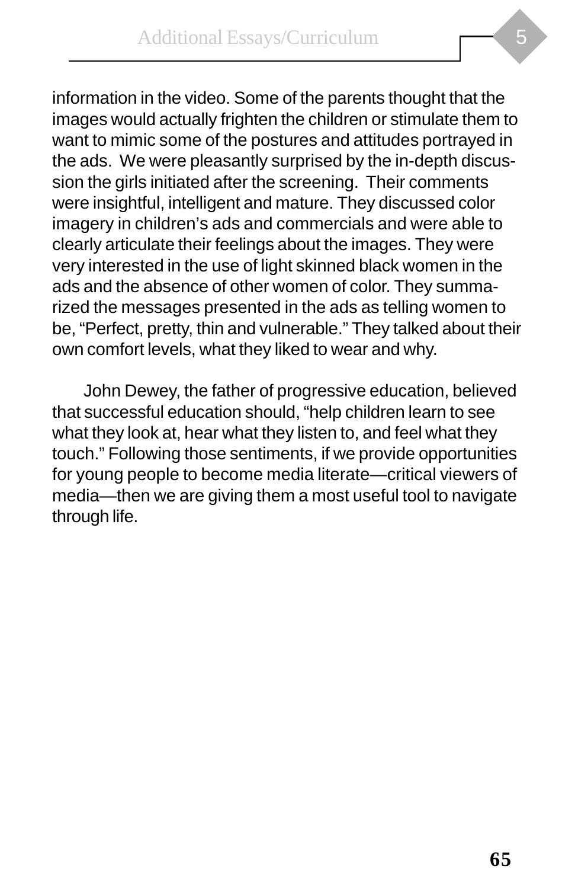information in the video. Some of the parents thought that the images would actually frighten the children or stimulate them to want to mimic some of the postures and attitudes portrayed in the ads. We were pleasantly surprised by the in-depth discussion the girls initiated after the screening. Their comments were insightful, intelligent and mature. They discussed color imagery in children's ads and commercials and were able to clearly articulate their feelings about the images. They were very interested in the use of light skinned black women in the ads and the absence of other women of color. They summarized the messages presented in the ads as telling women to be, "Perfect, pretty, thin and vulnerable." They talked about their own comfort levels, what they liked to wear and why.

John Dewey, the father of progressive education, believed that successful education should, "help children learn to see what they look at, hear what they listen to, and feel what they touch." Following those sentiments, if we provide opportunities for young people to become media literate—critical viewers of media—then we are giving them a most useful tool to navigate through life.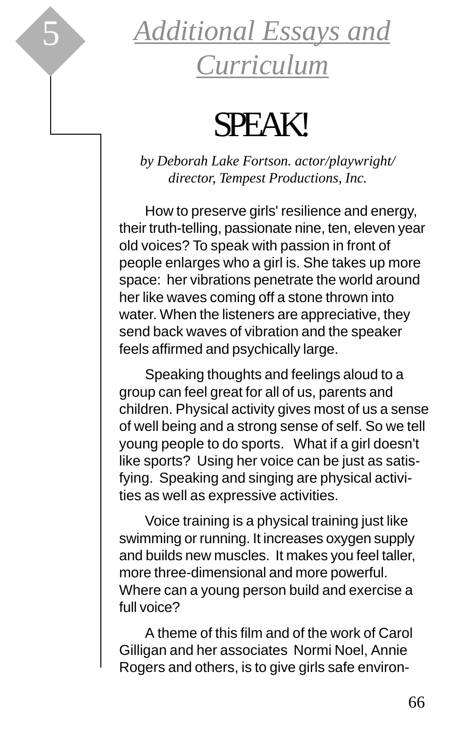# 5 Additional Essays and Curriculum

## SPEAK!

*by Deborah Lake Fortson. actor/playwright/ director, Tempest Productions, Inc.*

How to preserve girls' resilience and energy, their truth-telling, passionate nine, ten, eleven year old voices? To speak with passion in front of people enlarges who a girl is. She takes up more space: her vibrations penetrate the world around her like waves coming off a stone thrown into water. When the listeners are appreciative, they send back waves of vibration and the speaker feels affirmed and psychically large.

Speaking thoughts and feelings aloud to a group can feel great for all of us, parents and children. Physical activity gives most of us a sense of well being and a strong sense of self. So we tell young people to do sports. What if a girl doesn't like sports? Using her voice can be just as satisfying. Speaking and singing are physical activities as well as expressive activities.

Voice training is a physical training just like swimming or running. It increases oxygen supply and builds new muscles. It makes you feel taller, more three-dimensional and more powerful. Where can a young person build and exercise a full voice?

A theme of this film and of the work of Carol Gilligan and her associates Normi Noel, Annie Rogers and others, is to give girls safe environ-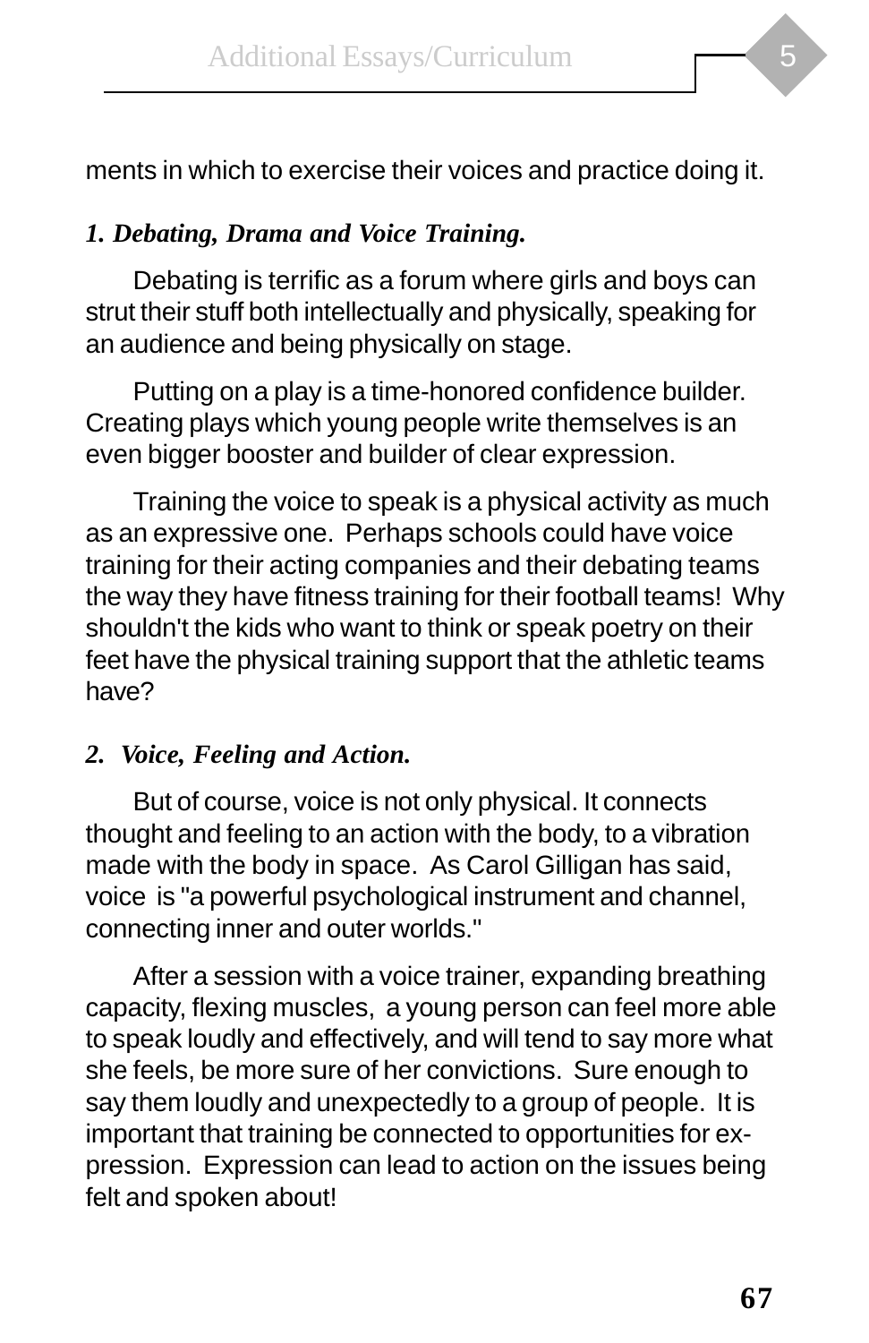ments in which to exercise their voices and practice doing it.

***1. Debating, Drama and Voice Training.***

Debating is terrific as a forum where girls and boys can strut their stuff both intellectually and physically, speaking for an audience and being physically on stage.

Putting on a play is a time-honored confidence builder. Creating plays which young people write themselves is an even bigger booster and builder of clear expression.

Training the voice to speak is a physical activity as much as an expressive one. Perhaps schools could have voice training for their acting companies and their debating teams the way they have fitness training for their football teams! Why shouldn't the kids who want to think or speak poetry on their feet have the physical training support that the athletic teams have?

***2. Voice, Feeling and Action.***

But of course, voice is not only physical. It connects thought and feeling to an action with the body, to a vibration made with the body in space. As Carol Gilligan has said, voice is "a powerful psychological instrument and channel, connecting inner and outer worlds."

After a session with a voice trainer, expanding breathing capacity, flexing muscles, a young person can feel more able to speak loudly and effectively, and will tend to say more what she feels, be more sure of her convictions. Sure enough to say them loudly and unexpectedly to a group of people. It is important that training be connected to opportunities for expression. Expression can lead to action on the issues being felt and spoken about!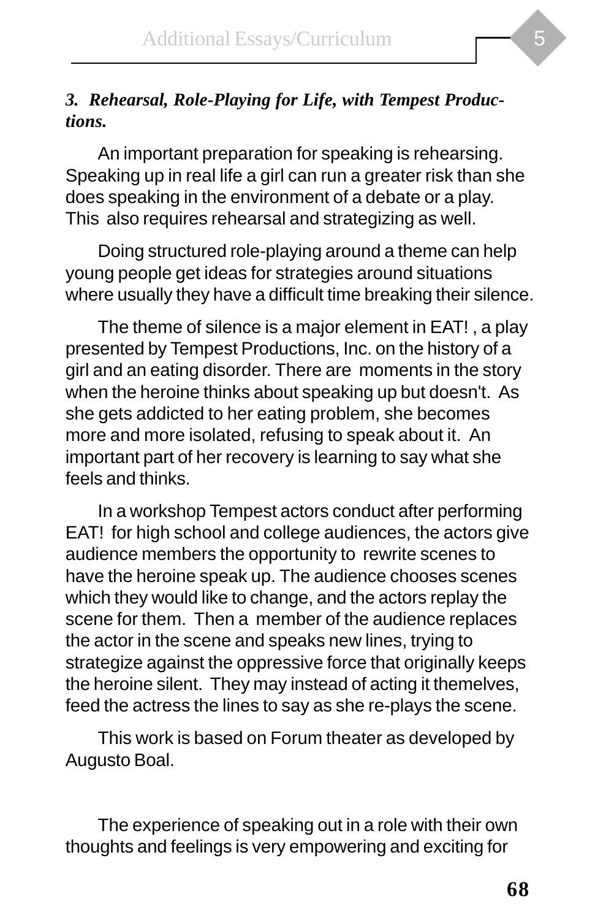### *3. Rehearsal, Role-Playing for Life, with Tempest Productions.*

An important preparation for speaking is rehearsing. Speaking up in real life a girl can run a greater risk than she does speaking in the environment of a debate or a play. This also requires rehearsal and strategizing as well.

Doing structured role-playing around a theme can help young people get ideas for strategies around situations where usually they have a difficult time breaking their silence.

The theme of silence is a major element in EAT! , a play presented by Tempest Productions, Inc. on the history of a girl and an eating disorder. There are moments in the story when the heroine thinks about speaking up but doesn't. As she gets addicted to her eating problem, she becomes more and more isolated, refusing to speak about it. An important part of her recovery is learning to say what she feels and thinks.

In a workshop Tempest actors conduct after performing EAT! for high school and college audiences, the actors give audience members the opportunity to rewrite scenes to have the heroine speak up. The audience chooses scenes which they would like to change, and the actors replay the scene for them. Then a member of the audience replaces the actor in the scene and speaks new lines, trying to strategize against the oppressive force that originally keeps the heroine silent. They may instead of acting it themelves, feed the actress the lines to say as she re-plays the scene.

This work is based on Forum theater as developed by Augusto Boal.

The experience of speaking out in a role with their own thoughts and feelings is very empowering and exciting for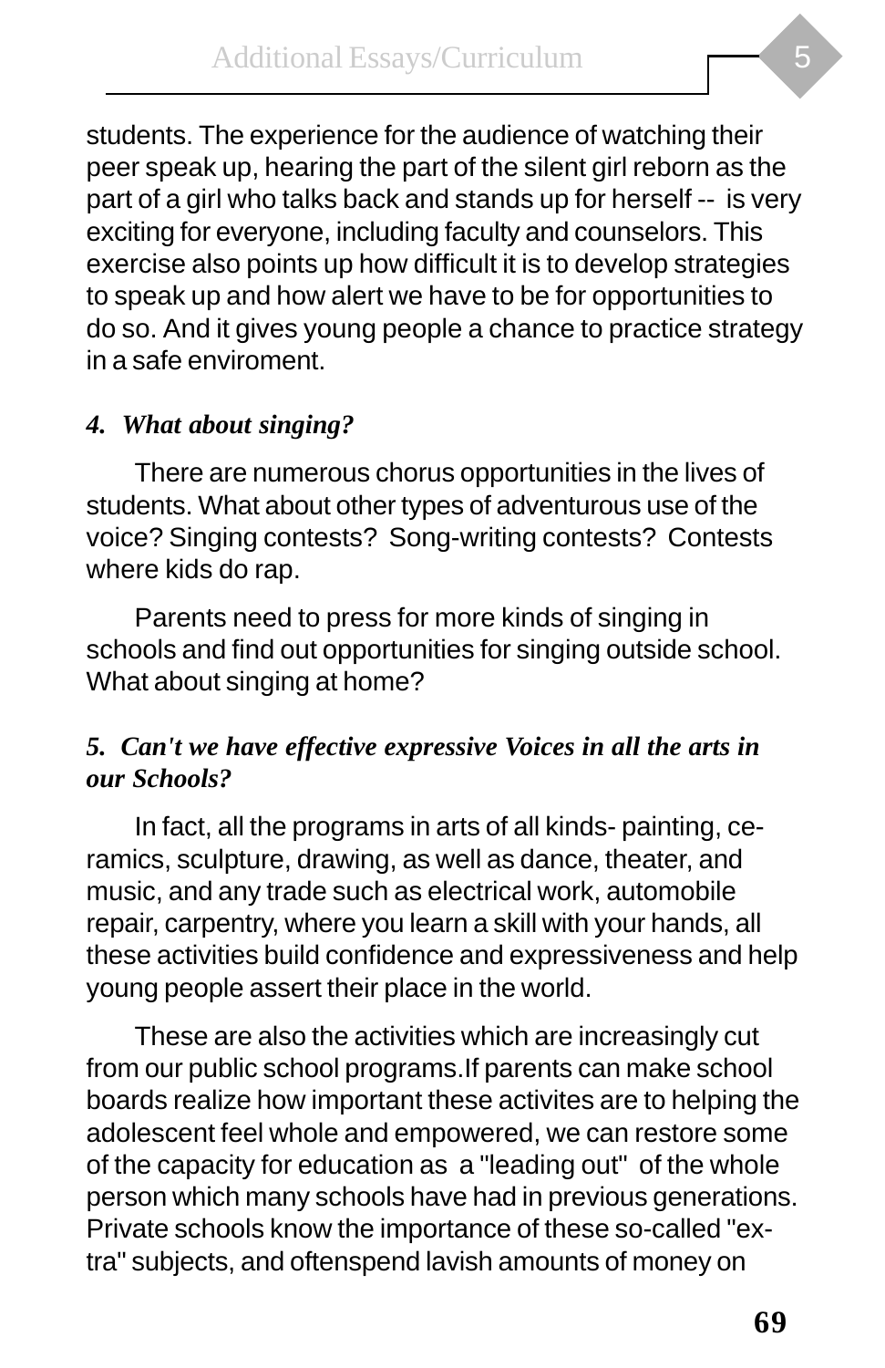students. The experience for the audience of watching their peer speak up, hearing the part of the silent girl reborn as the part of a girl who talks back and stands up for herself -- is very exciting for everyone, including faculty and counselors. This exercise also points up how difficult it is to develop strategies to speak up and how alert we have to be for opportunities to do so. And it gives young people a chance to practice strategy in a safe enviroment.

### *4. What about singing?*

There are numerous chorus opportunities in the lives of students. What about other types of adventurous use of the voice? Singing contests? Song-writing contests? Contests where kids do rap.

Parents need to press for more kinds of singing in schools and find out opportunities for singing outside school. What about singing at home?

### *5. Can't we have effective expressive Voices in all the arts in our Schools?*

In fact, all the programs in arts of all kinds- painting, ceramics, sculpture, drawing, as well as dance, theater, and music, and any trade such as electrical work, automobile repair, carpentry, where you learn a skill with your hands, all these activities build confidence and expressiveness and help young people assert their place in the world.

These are also the activities which are increasingly cut from our public school programs.If parents can make school boards realize how important these activites are to helping the adolescent feel whole and empowered, we can restore some of the capacity for education as a "leading out" of the whole person which many schools have had in previous generations. Private schools know the importance of these so-called "extra" subjects, and oftenspend lavish amounts of money on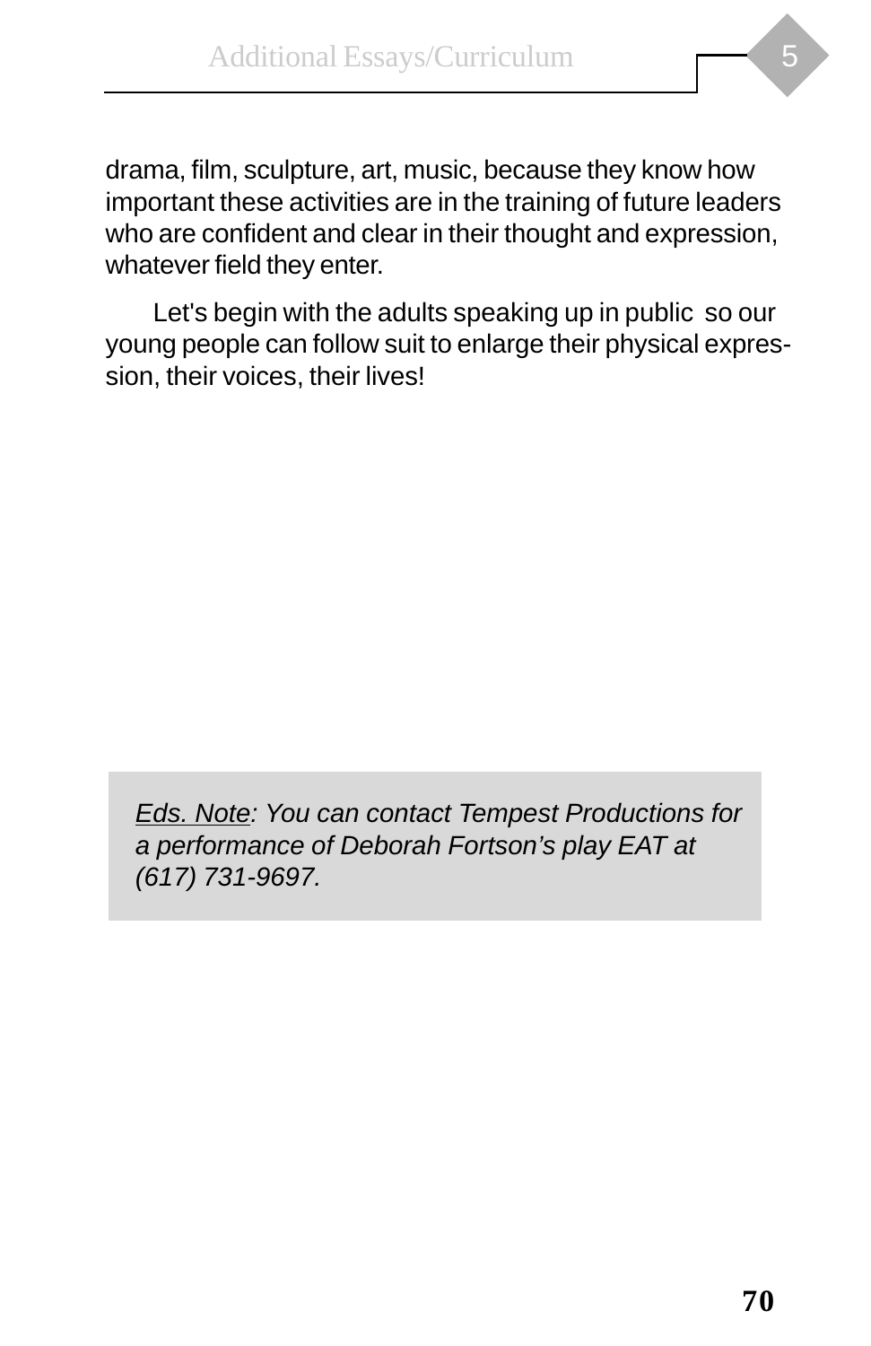drama, film, sculpture, art, music, because they know how important these activities are in the training of future leaders who are confident and clear in their thought and expression, whatever field they enter.

Let's begin with the adults speaking up in public so our young people can follow suit to enlarge their physical expression, their voices, their lives!

> *Eds. Note: You can contact Tempest Productions for a performance of Deborah Fortson's play EAT at (617) 731-9697.*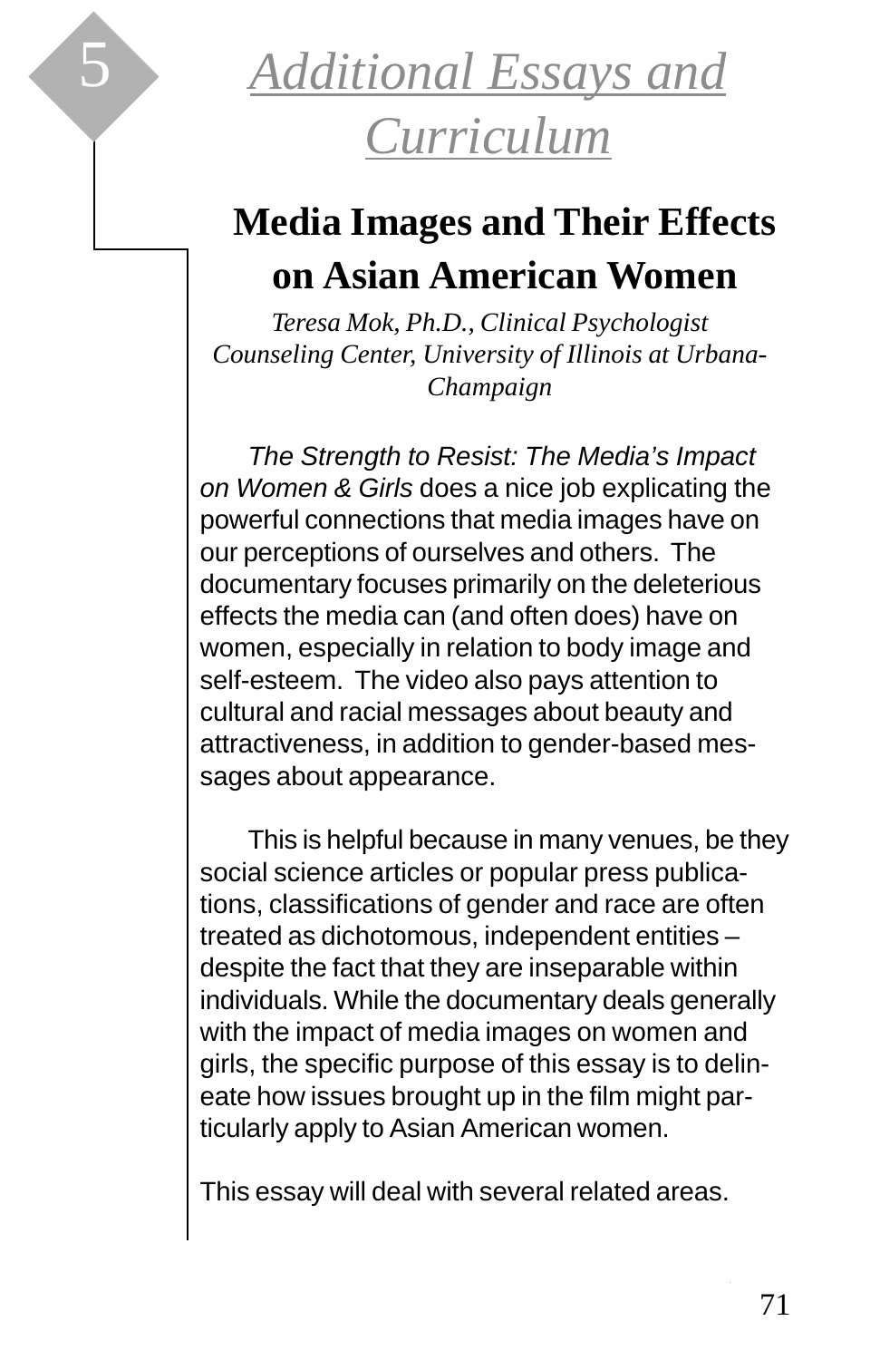# 5 Additional Essays and Curriculum

## Media Images and Their Effects on Asian American Women

*Teresa Mok, Ph.D., Clinical Psychologist*
*Counseling Center, University of Illinois at Urbana-Champaign*

*The Strength to Resist: The Media's Impact on Women & Girls* does a nice job explicating the powerful connections that media images have on our perceptions of ourselves and others. The documentary focuses primarily on the deleterious effects the media can (and often does) have on women, especially in relation to body image and self-esteem. The video also pays attention to cultural and racial messages about beauty and attractiveness, in addition to gender-based messages about appearance.

This is helpful because in many venues, be they social science articles or popular press publications, classifications of gender and race are often treated as dichotomous, independent entities – despite the fact that they are inseparable within individuals. While the documentary deals generally with the impact of media images on women and girls, the specific purpose of this essay is to delineate how issues brought up in the film might particularly apply to Asian American women.

This essay will deal with several related areas.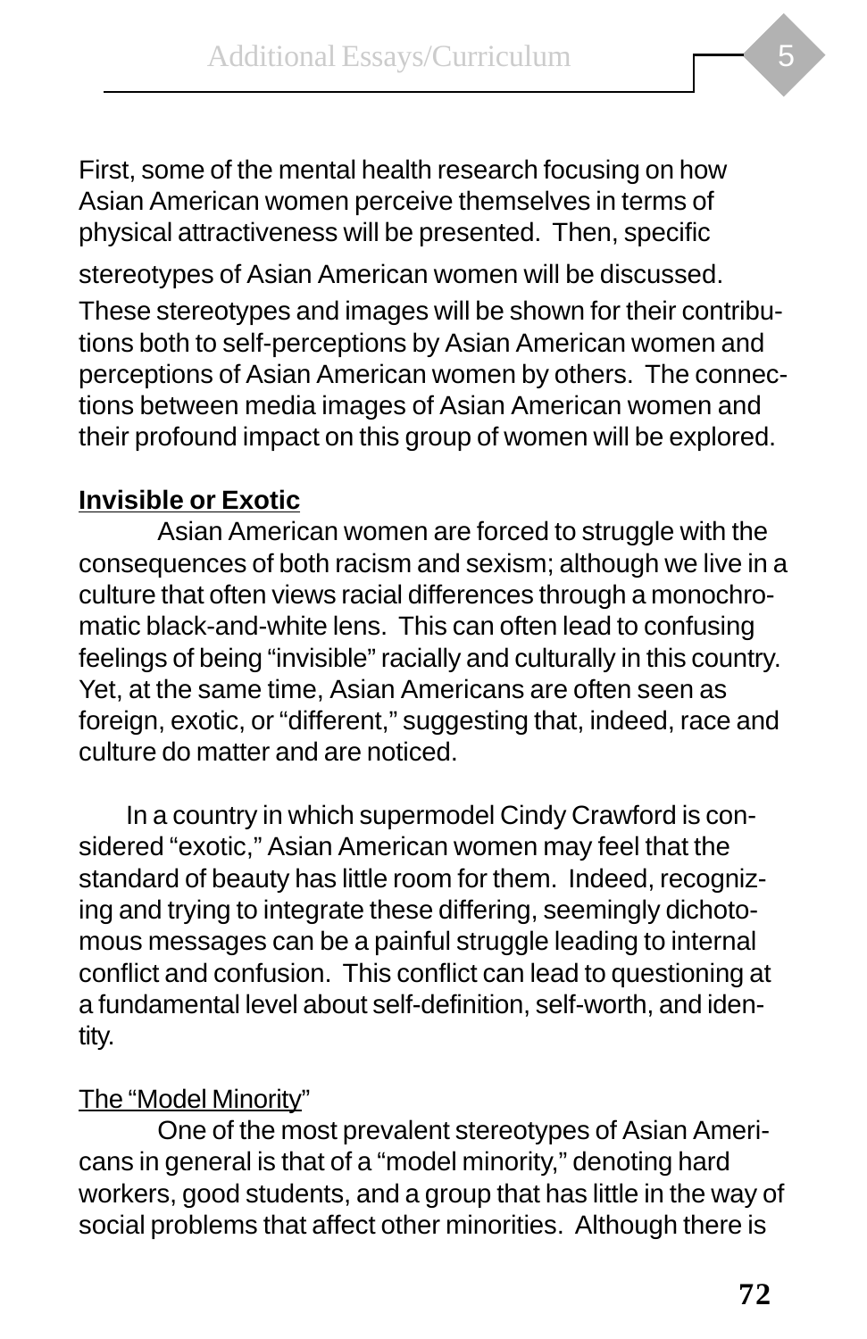First, some of the mental health research focusing on how Asian American women perceive themselves in terms of physical attractiveness will be presented. Then, specific stereotypes of Asian American women will be discussed. These stereotypes and images will be shown for their contributions both to self-perceptions by Asian American women and perceptions of Asian American women by others. The connections between media images of Asian American women and their profound impact on this group of women will be explored.

## Invisible or Exotic

Asian American women are forced to struggle with the consequences of both racism and sexism; although we live in a culture that often views racial differences through a monochromatic black-and-white lens. This can often lead to confusing feelings of being "invisible" racially and culturally in this country. Yet, at the same time, Asian Americans are often seen as foreign, exotic, or "different," suggesting that, indeed, race and culture do matter and are noticed.

In a country in which supermodel Cindy Crawford is considered "exotic," Asian American women may feel that the standard of beauty has little room for them. Indeed, recognizing and trying to integrate these differing, seemingly dichotomous messages can be a painful struggle leading to internal conflict and confusion. This conflict can lead to questioning at a fundamental level about self-definition, self-worth, and identity.

### The "Model Minority"

One of the most prevalent stereotypes of Asian Americans in general is that of a "model minority," denoting hard workers, good students, and a group that has little in the way of social problems that affect other minorities. Although there is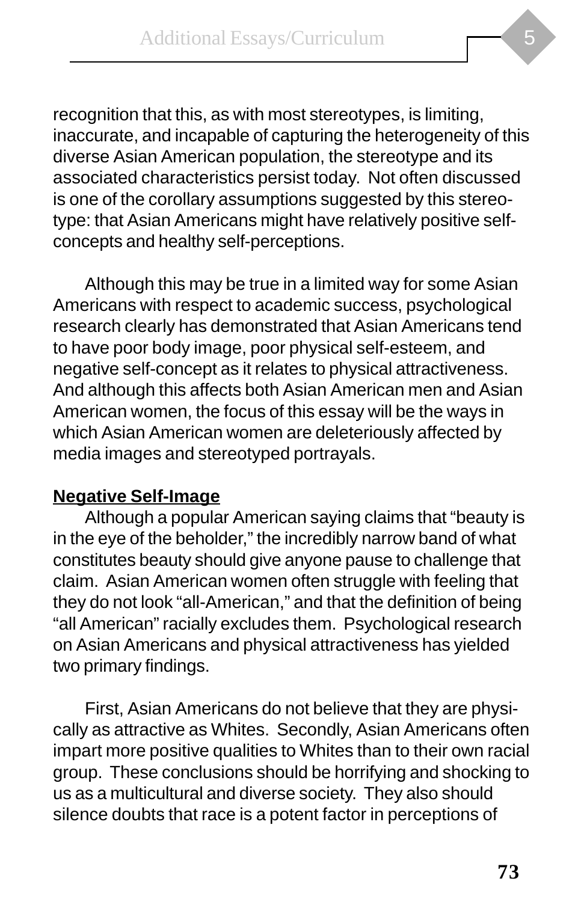recognition that this, as with most stereotypes, is limiting, inaccurate, and incapable of capturing the heterogeneity of this diverse Asian American population, the stereotype and its associated characteristics persist today. Not often discussed is one of the corollary assumptions suggested by this stereotype: that Asian Americans might have relatively positive self-concepts and healthy self-perceptions.

Although this may be true in a limited way for some Asian Americans with respect to academic success, psychological research clearly has demonstrated that Asian Americans tend to have poor body image, poor physical self-esteem, and negative self-concept as it relates to physical attractiveness. And although this affects both Asian American men and Asian American women, the focus of this essay will be the ways in which Asian American women are deleteriously affected by media images and stereotyped portrayals.

**Negative Self-Image**

Although a popular American saying claims that "beauty is in the eye of the beholder," the incredibly narrow band of what constitutes beauty should give anyone pause to challenge that claim. Asian American women often struggle with feeling that they do not look "all-American," and that the definition of being "all American" racially excludes them. Psychological research on Asian Americans and physical attractiveness has yielded two primary findings.

First, Asian Americans do not believe that they are physically as attractive as Whites. Secondly, Asian Americans often impart more positive qualities to Whites than to their own racial group. These conclusions should be horrifying and shocking to us as a multicultural and diverse society. They also should silence doubts that race is a potent factor in perceptions of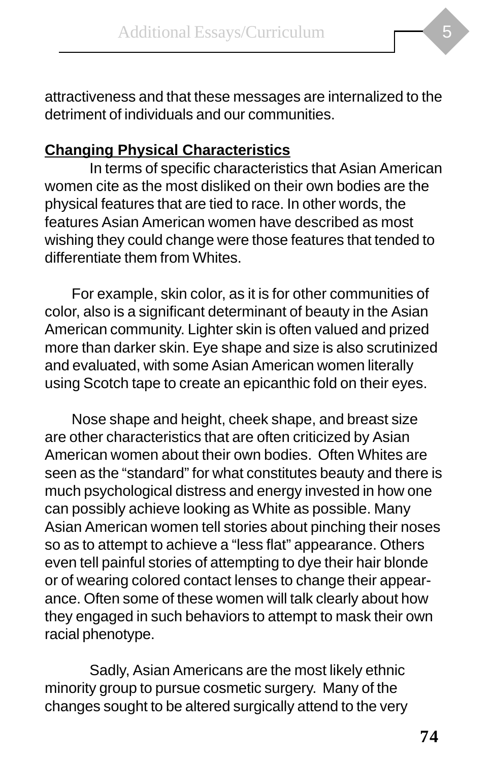attractiveness and that these messages are internalized to the detriment of individuals and our communities.

**Changing Physical Characteristics**

In terms of specific characteristics that Asian American women cite as the most disliked on their own bodies are the physical features that are tied to race. In other words, the features Asian American women have described as most wishing they could change were those features that tended to differentiate them from Whites.

For example, skin color, as it is for other communities of color, also is a significant determinant of beauty in the Asian American community. Lighter skin is often valued and prized more than darker skin. Eye shape and size is also scrutinized and evaluated, with some Asian American women literally using Scotch tape to create an epicanthic fold on their eyes.

Nose shape and height, cheek shape, and breast size are other characteristics that are often criticized by Asian American women about their own bodies. Often Whites are seen as the "standard" for what constitutes beauty and there is much psychological distress and energy invested in how one can possibly achieve looking as White as possible. Many Asian American women tell stories about pinching their noses so as to attempt to achieve a "less flat" appearance. Others even tell painful stories of attempting to dye their hair blonde or of wearing colored contact lenses to change their appearance. Often some of these women will talk clearly about how they engaged in such behaviors to attempt to mask their own racial phenotype.

Sadly, Asian Americans are the most likely ethnic minority group to pursue cosmetic surgery. Many of the changes sought to be altered surgically attend to the very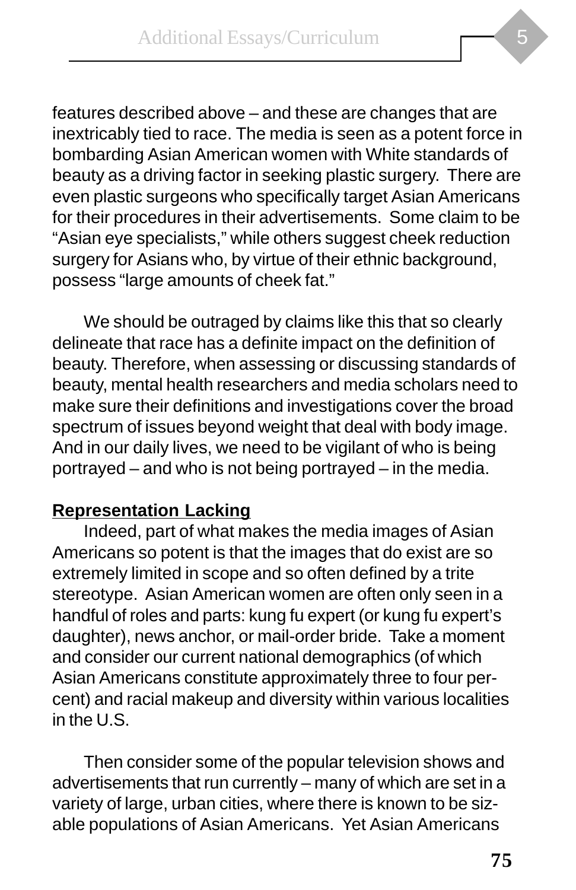features described above – and these are changes that are inextricably tied to race. The media is seen as a potent force in bombarding Asian American women with White standards of beauty as a driving factor in seeking plastic surgery. There are even plastic surgeons who specifically target Asian Americans for their procedures in their advertisements. Some claim to be "Asian eye specialists," while others suggest cheek reduction surgery for Asians who, by virtue of their ethnic background, possess "large amounts of cheek fat."

We should be outraged by claims like this that so clearly delineate that race has a definite impact on the definition of beauty. Therefore, when assessing or discussing standards of beauty, mental health researchers and media scholars need to make sure their definitions and investigations cover the broad spectrum of issues beyond weight that deal with body image. And in our daily lives, we need to be vigilant of who is being portrayed – and who is not being portrayed – in the media.

**Representation Lacking**

Indeed, part of what makes the media images of Asian Americans so potent is that the images that do exist are so extremely limited in scope and so often defined by a trite stereotype. Asian American women are often only seen in a handful of roles and parts: kung fu expert (or kung fu expert's daughter), news anchor, or mail-order bride. Take a moment and consider our current national demographics (of which Asian Americans constitute approximately three to four percent) and racial makeup and diversity within various localities in the U.S.

Then consider some of the popular television shows and advertisements that run currently – many of which are set in a variety of large, urban cities, where there is known to be sizable populations of Asian Americans. Yet Asian Americans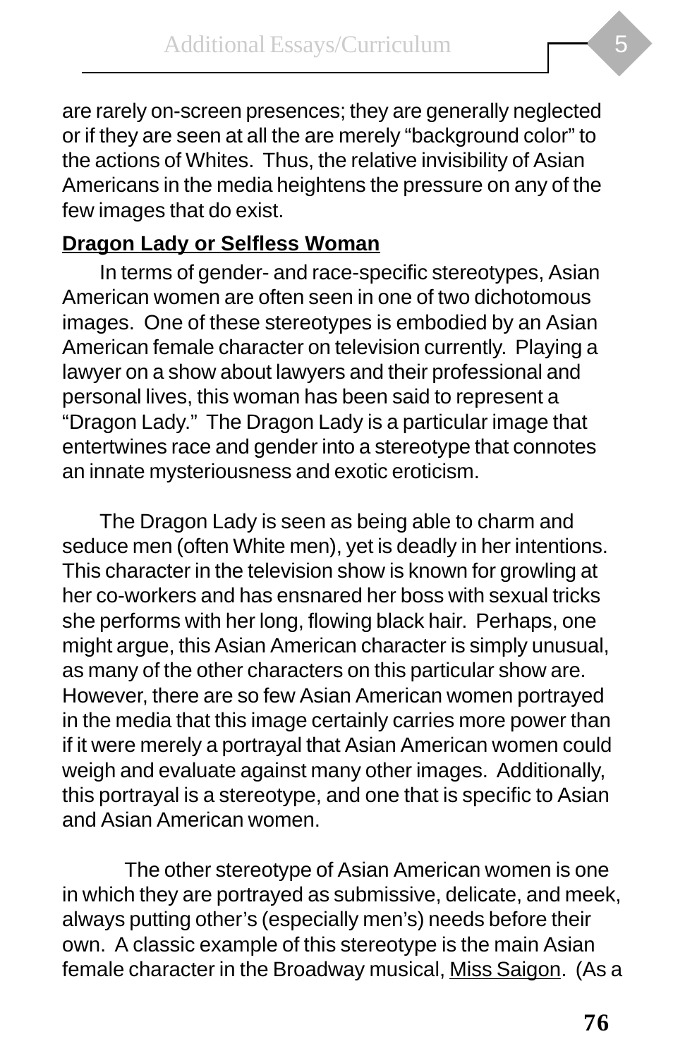are rarely on-screen presences; they are generally neglected or if they are seen at all the are merely "background color" to the actions of Whites. Thus, the relative invisibility of Asian Americans in the media heightens the pressure on any of the few images that do exist.

**Dragon Lady or Selfless Woman**

In terms of gender- and race-specific stereotypes, Asian American women are often seen in one of two dichotomous images. One of these stereotypes is embodied by an Asian American female character on television currently. Playing a lawyer on a show about lawyers and their professional and personal lives, this woman has been said to represent a "Dragon Lady." The Dragon Lady is a particular image that entertwines race and gender into a stereotype that connotes an innate mysteriousness and exotic eroticism.

The Dragon Lady is seen as being able to charm and seduce men (often White men), yet is deadly in her intentions. This character in the television show is known for growling at her co-workers and has ensnared her boss with sexual tricks she performs with her long, flowing black hair. Perhaps, one might argue, this Asian American character is simply unusual, as many of the other characters on this particular show are. However, there are so few Asian American women portrayed in the media that this image certainly carries more power than if it were merely a portrayal that Asian American women could weigh and evaluate against many other images. Additionally, this portrayal is a stereotype, and one that is specific to Asian and Asian American women.

The other stereotype of Asian American women is one in which they are portrayed as submissive, delicate, and meek, always putting other's (especially men's) needs before their own. A classic example of this stereotype is the main Asian female character in the Broadway musical, Miss Saigon. (As a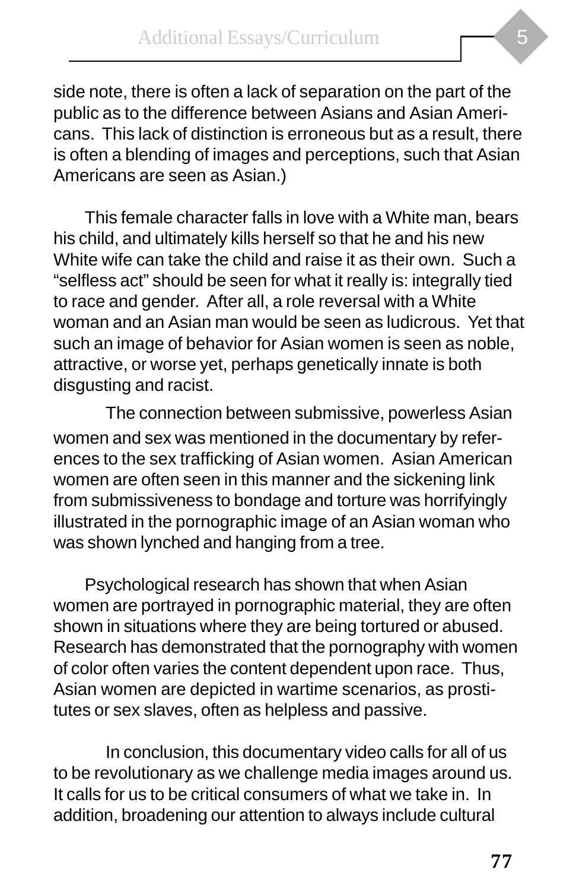side note, there is often a lack of separation on the part of the public as to the difference between Asians and Asian Americans. This lack of distinction is erroneous but as a result, there is often a blending of images and perceptions, such that Asian Americans are seen as Asian.)

This female character falls in love with a White man, bears his child, and ultimately kills herself so that he and his new White wife can take the child and raise it as their own. Such a “selfless act” should be seen for what it really is: integrally tied to race and gender. After all, a role reversal with a White woman and an Asian man would be seen as ludicrous. Yet that such an image of behavior for Asian women is seen as noble, attractive, or worse yet, perhaps genetically innate is both disgusting and racist.

The connection between submissive, powerless Asian women and sex was mentioned in the documentary by references to the sex trafficking of Asian women. Asian American women are often seen in this manner and the sickening link from submissiveness to bondage and torture was horrifyingly illustrated in the pornographic image of an Asian woman who was shown lynched and hanging from a tree.

Psychological research has shown that when Asian women are portrayed in pornographic material, they are often shown in situations where they are being tortured or abused. Research has demonstrated that the pornography with women of color often varies the content dependent upon race. Thus, Asian women are depicted in wartime scenarios, as prostitutes or sex slaves, often as helpless and passive.

In conclusion, this documentary video calls for all of us to be revolutionary as we challenge media images around us. It calls for us to be critical consumers of what we take in. In addition, broadening our attention to always include cultural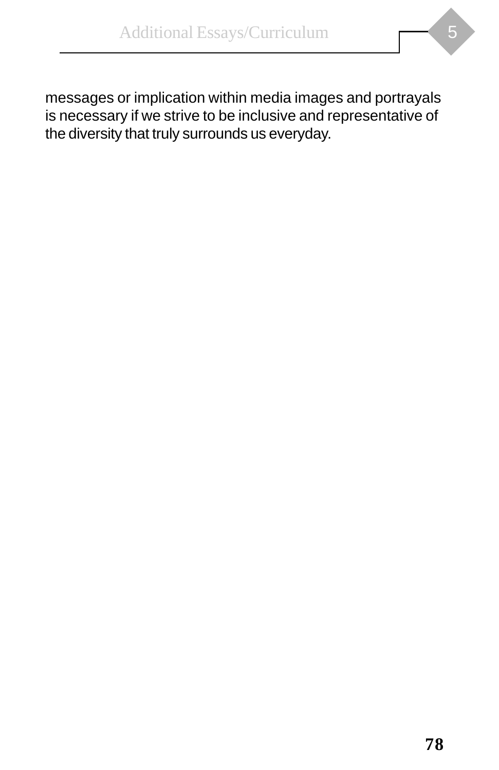messages or implication within media images and portrayals is necessary if we strive to be inclusive and representative of the diversity that truly surrounds us everyday.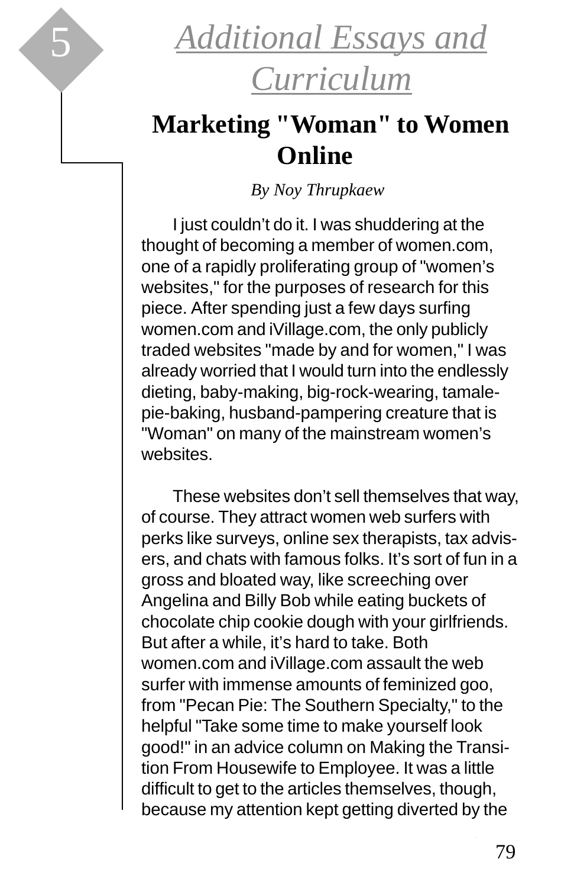# 5 Additional Essays and Curriculum

## Marketing "Woman" to Women Online

*By Noy Thrupkaew*

I just couldn't do it. I was shuddering at the thought of becoming a member of women.com, one of a rapidly proliferating group of "women's websites," for the purposes of research for this piece. After spending just a few days surfing women.com and iVillage.com, the only publicly traded websites "made by and for women," I was already worried that I would turn into the endlessly dieting, baby-making, big-rock-wearing, tamale-pie-baking, husband-pampering creature that is "Woman" on many of the mainstream women's websites.

These websites don't sell themselves that way, of course. They attract women web surfers with perks like surveys, online sex therapists, tax advisers, and chats with famous folks. It's sort of fun in a gross and bloated way, like screeching over Angelina and Billy Bob while eating buckets of chocolate chip cookie dough with your girlfriends. But after a while, it's hard to take. Both women.com and iVillage.com assault the web surfer with immense amounts of feminized goo, from "Pecan Pie: The Southern Specialty," to the helpful "Take some time to make yourself look good!" in an advice column on Making the Transition From Housewife to Employee. It was a little difficult to get to the articles themselves, though, because my attention kept getting diverted by the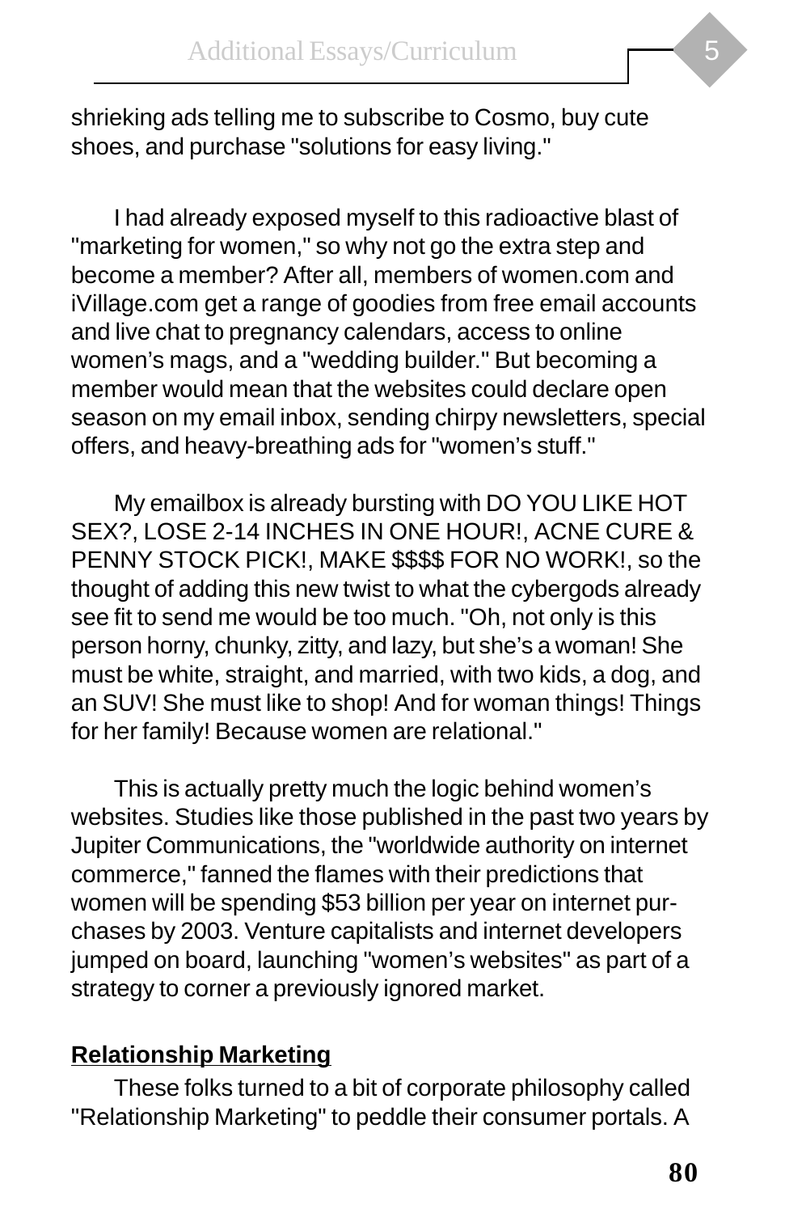shrieking ads telling me to subscribe to Cosmo, buy cute shoes, and purchase "solutions for easy living."

I had already exposed myself to this radioactive blast of "marketing for women," so why not go the extra step and become a member? After all, members of women.com and iVillage.com get a range of goodies from free email accounts and live chat to pregnancy calendars, access to online women's mags, and a "wedding builder." But becoming a member would mean that the websites could declare open season on my email inbox, sending chirpy newsletters, special offers, and heavy-breathing ads for "women's stuff."

My emailbox is already bursting with DO YOU LIKE HOT SEX?, LOSE 2-14 INCHES IN ONE HOUR!, ACNE CURE & PENNY STOCK PICK!, MAKE $$$$ FOR NO WORK!, so the thought of adding this new twist to what the cybergods already see fit to send me would be too much. "Oh, not only is this person horny, chunky, zitty, and lazy, but she's a woman! She must be white, straight, and married, with two kids, a dog, and an SUV! She must like to shop! And for woman things! Things for her family! Because women are relational."

This is actually pretty much the logic behind women's websites. Studies like those published in the past two years by Jupiter Communications, the "worldwide authority on internet commerce," fanned the flames with their predictions that women will be spending $53 billion per year on internet purchases by 2003. Venture capitalists and internet developers jumped on board, launching "women's websites" as part of a strategy to corner a previously ignored market.

**Relationship Marketing**

These folks turned to a bit of corporate philosophy called "Relationship Marketing" to peddle their consumer portals. A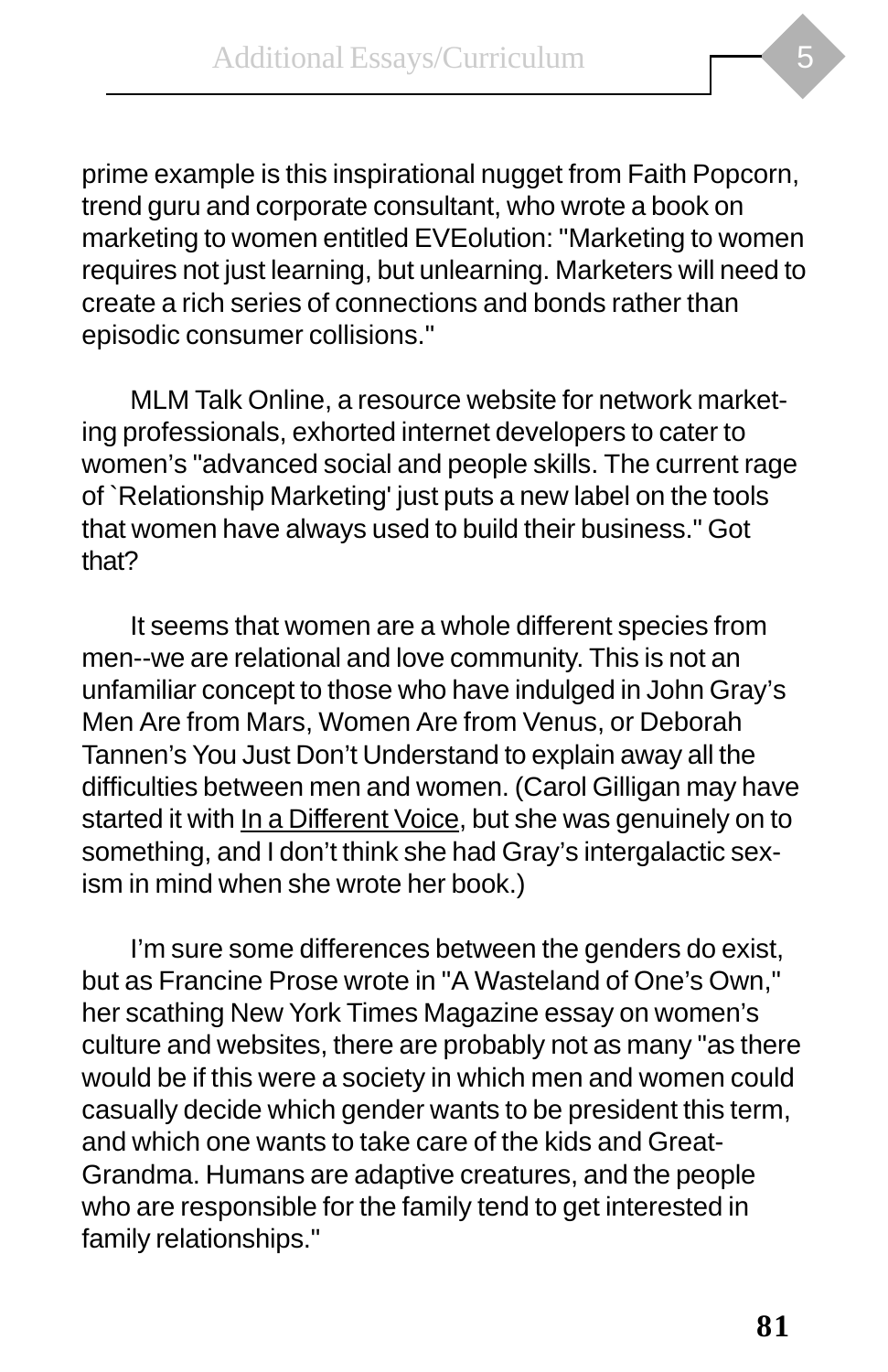prime example is this inspirational nugget from Faith Popcorn, trend guru and corporate consultant, who wrote a book on marketing to women entitled EVEolution: "Marketing to women requires not just learning, but unlearning. Marketers will need to create a rich series of connections and bonds rather than episodic consumer collisions."

MLM Talk Online, a resource website for network marketing professionals, exhorted internet developers to cater to women's "advanced social and people skills. The current rage of `Relationship Marketing' just puts a new label on the tools that women have always used to build their business." Got that?

It seems that women are a whole different species from men--we are relational and love community. This is not an unfamiliar concept to those who have indulged in John Gray's Men Are from Mars, Women Are from Venus, or Deborah Tannen's You Just Don't Understand to explain away all the difficulties between men and women. (Carol Gilligan may have started it with <u>In a Different Voice</u>, but she was genuinely on to something, and I don't think she had Gray's intergalactic sexism in mind when she wrote her book.)

I'm sure some differences between the genders do exist, but as Francine Prose wrote in "A Wasteland of One's Own," her scathing New York Times Magazine essay on women's culture and websites, there are probably not as many "as there would be if this were a society in which men and women could casually decide which gender wants to be president this term, and which one wants to take care of the kids and Great-Grandma. Humans are adaptive creatures, and the people who are responsible for the family tend to get interested in family relationships."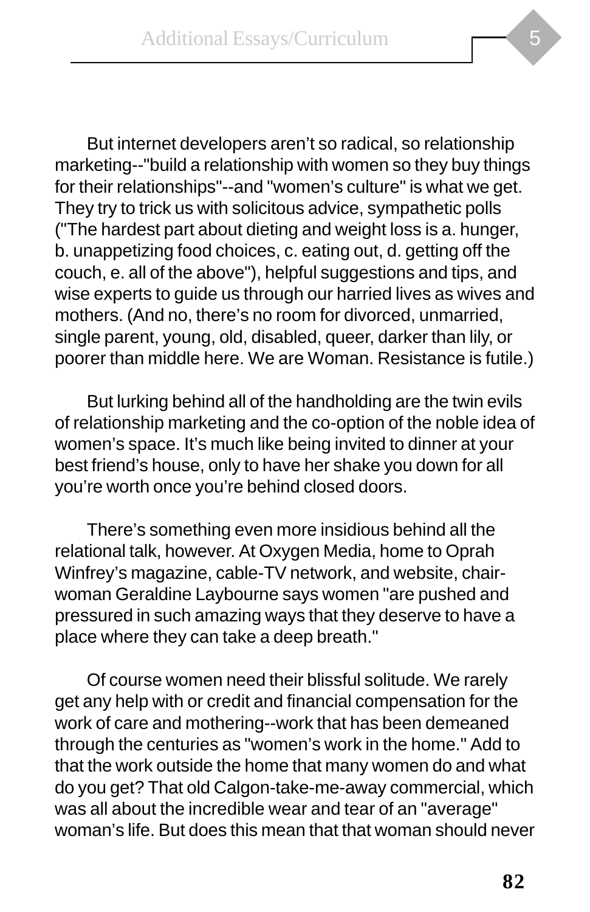But internet developers aren't so radical, so relationship marketing--"build a relationship with women so they buy things for their relationships"--and "women's culture" is what we get. They try to trick us with solicitous advice, sympathetic polls ("The hardest part about dieting and weight loss is a. hunger, b. unappetizing food choices, c. eating out, d. getting off the couch, e. all of the above"), helpful suggestions and tips, and wise experts to guide us through our harried lives as wives and mothers. (And no, there's no room for divorced, unmarried, single parent, young, old, disabled, queer, darker than lily, or poorer than middle here. We are Woman. Resistance is futile.)

But lurking behind all of the handholding are the twin evils of relationship marketing and the co-option of the noble idea of women's space. It's much like being invited to dinner at your best friend's house, only to have her shake you down for all you're worth once you're behind closed doors.

There's something even more insidious behind all the relational talk, however. At Oxygen Media, home to Oprah Winfrey's magazine, cable-TV network, and website, chairwoman Geraldine Laybourne says women "are pushed and pressured in such amazing ways that they deserve to have a place where they can take a deep breath."

Of course women need their blissful solitude. We rarely get any help with or credit and financial compensation for the work of care and mothering--work that has been demeaned through the centuries as "women's work in the home." Add to that the work outside the home that many women do and what do you get? That old Calgon-take-me-away commercial, which was all about the incredible wear and tear of an "average" woman's life. But does this mean that that woman should never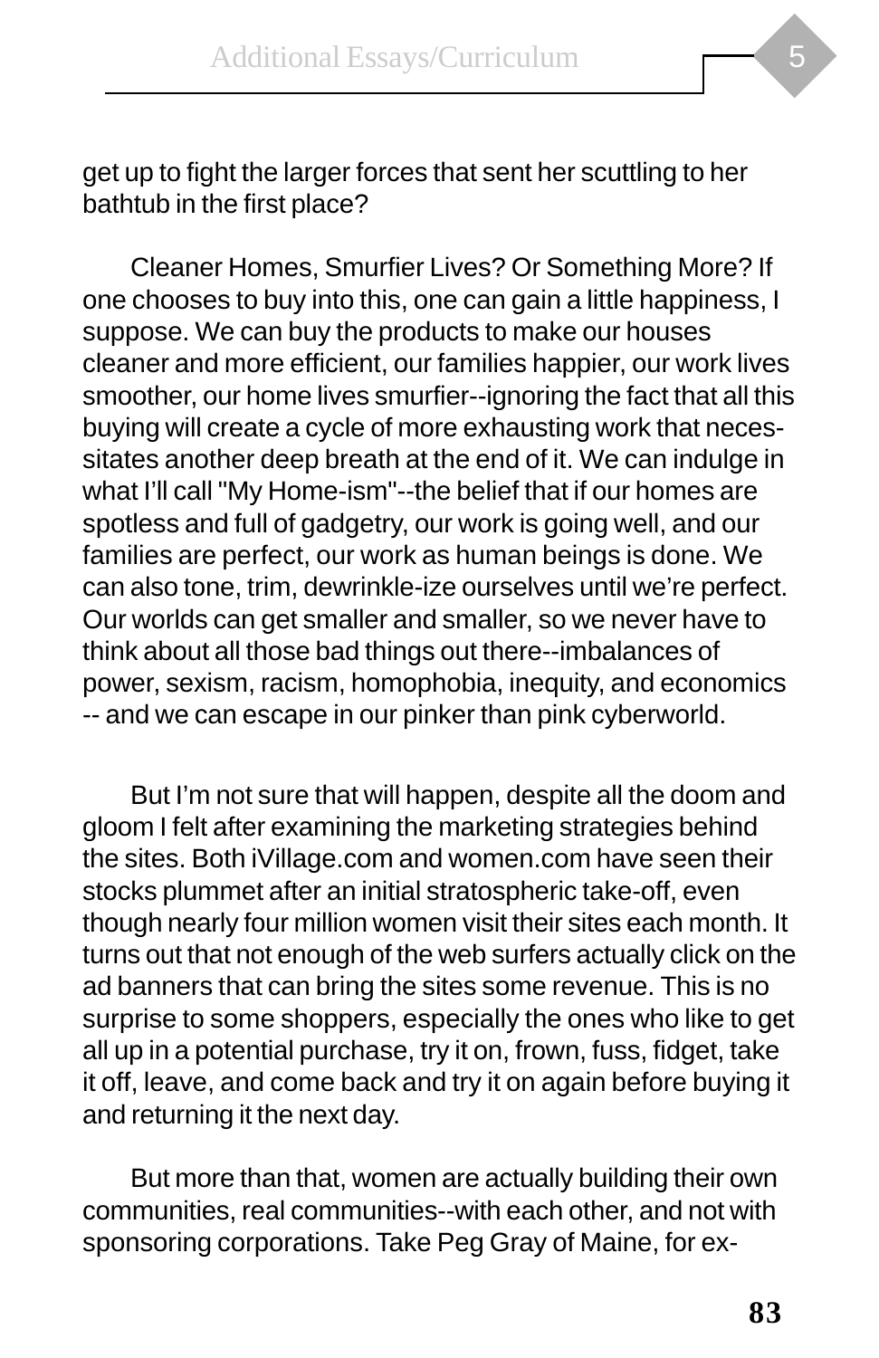get up to fight the larger forces that sent her scuttling to her bathtub in the first place?

Cleaner Homes, Smurfier Lives? Or Something More? If one chooses to buy into this, one can gain a little happiness, I suppose. We can buy the products to make our houses cleaner and more efficient, our families happier, our work lives smoother, our home lives smurfier--ignoring the fact that all this buying will create a cycle of more exhausting work that necessitates another deep breath at the end of it. We can indulge in what I'll call "My Home-ism"--the belief that if our homes are spotless and full of gadgetry, our work is going well, and our families are perfect, our work as human beings is done. We can also tone, trim, dewrinkle-ize ourselves until we're perfect. Our worlds can get smaller and smaller, so we never have to think about all those bad things out there--imbalances of power, sexism, racism, homophobia, inequity, and economics -- and we can escape in our pinker than pink cyberworld.

But I'm not sure that will happen, despite all the doom and gloom I felt after examining the marketing strategies behind the sites. Both iVillage.com and women.com have seen their stocks plummet after an initial stratospheric take-off, even though nearly four million women visit their sites each month. It turns out that not enough of the web surfers actually click on the ad banners that can bring the sites some revenue. This is no surprise to some shoppers, especially the ones who like to get all up in a potential purchase, try it on, frown, fuss, fidget, take it off, leave, and come back and try it on again before buying it and returning it the next day.

But more than that, women are actually building their own communities, real communities--with each other, and not with sponsoring corporations. Take Peg Gray of Maine, for ex-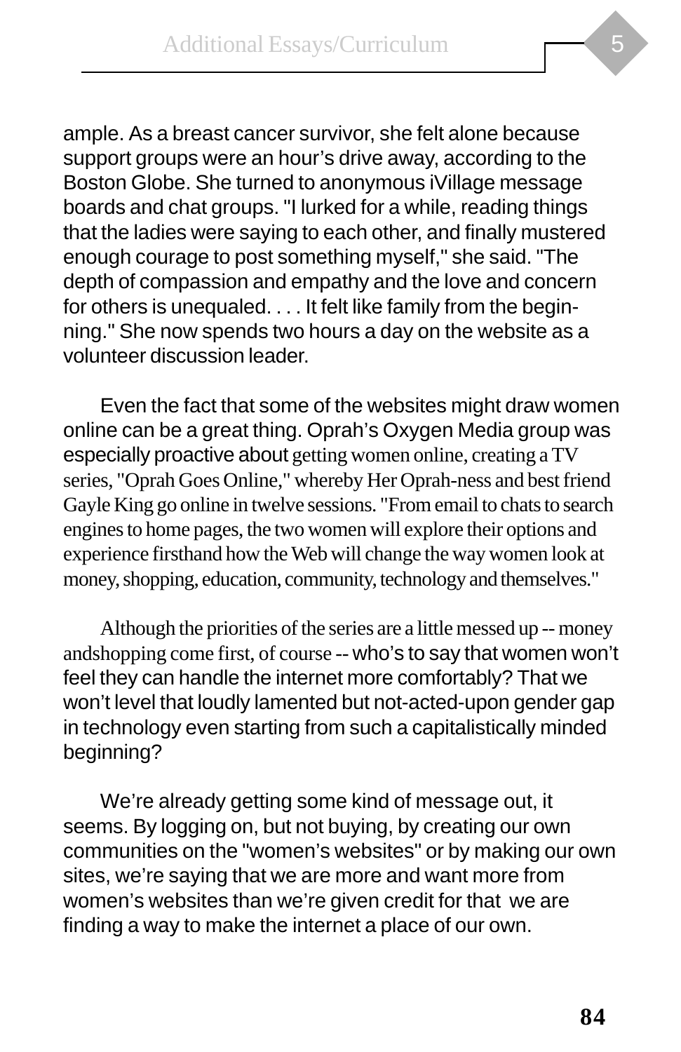ample. As a breast cancer survivor, she felt alone because support groups were an hour's drive away, according to the Boston Globe. She turned to anonymous iVillage message boards and chat groups. "I lurked for a while, reading things that the ladies were saying to each other, and finally mustered enough courage to post something myself," she said. "The depth of compassion and empathy and the love and concern for others is unequaled. . . . It felt like family from the beginning." She now spends two hours a day on the website as a volunteer discussion leader.

Even the fact that some of the websites might draw women online can be a great thing. Oprah's Oxygen Media group was especially proactive about getting women online, creating a TV series, "Oprah Goes Online," whereby Her Oprah-ness and best friend Gayle King go online in twelve sessions. "From email to chats to search engines to home pages, the two women will explore their options and experience firsthand how the Web will change the way women look at money, shopping, education, community, technology and themselves."

Although the priorities of the series are a little messed up -- money andshopping come first, of course -- who's to say that women won't feel they can handle the internet more comfortably? That we won't level that loudly lamented but not-acted-upon gender gap in technology even starting from such a capitalistically minded beginning?

We're already getting some kind of message out, it seems. By logging on, but not buying, by creating our own communities on the "women's websites" or by making our own sites, we're saying that we are more and want more from women's websites than we're given credit for that we are finding a way to make the internet a place of our own.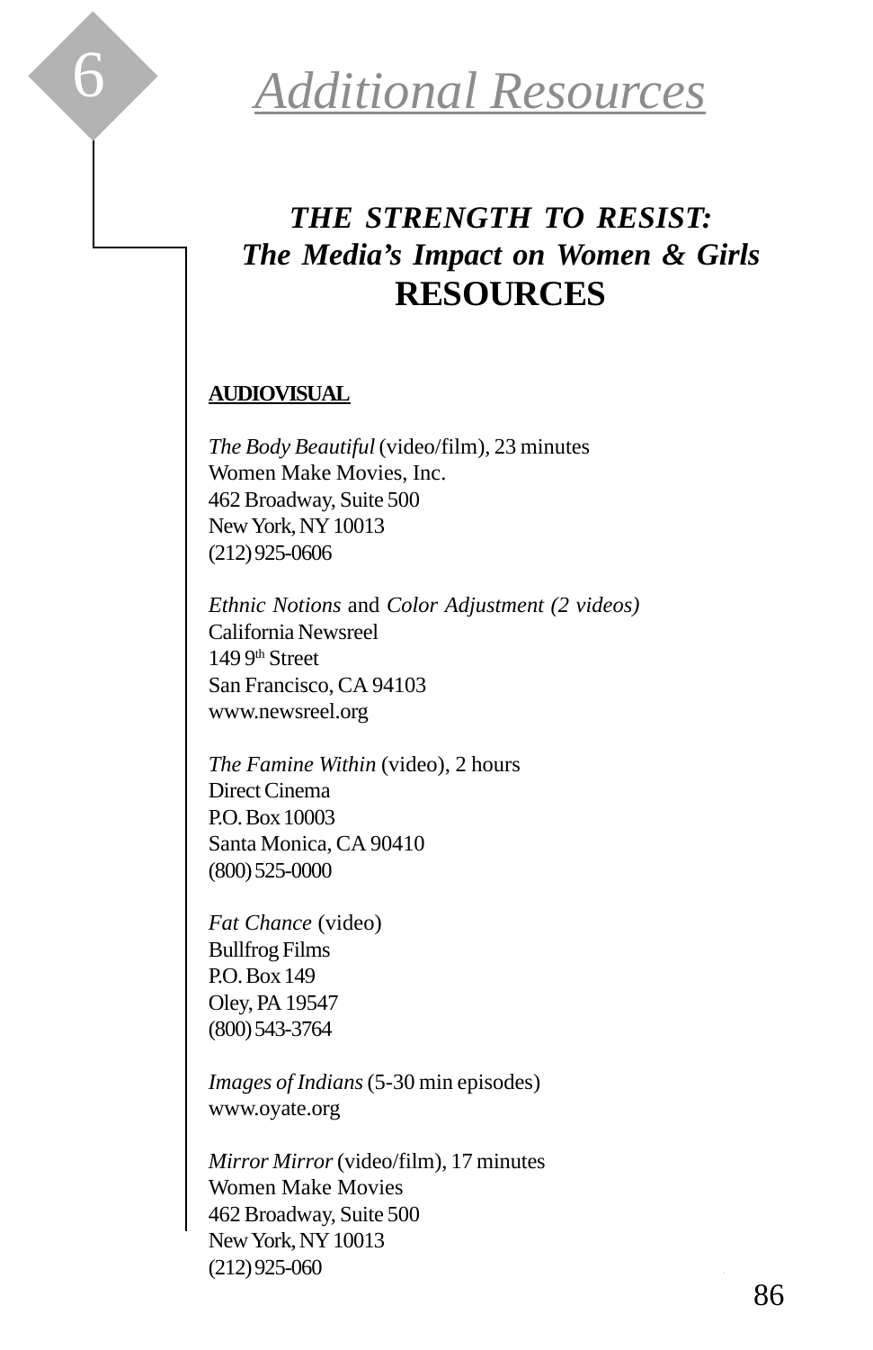# 6 *Additional Resources*

## *THE STRENGTH TO RESIST:*
## *The Media's Impact on Women & Girls*
## RESOURCES

**AUDIOVISUAL**

*The Body Beautiful* (video/film), 23 minutes
Women Make Movies, Inc.
462 Broadway, Suite 500
New York, NY 10013
(212) 925-0606

*Ethnic Notions* and *Color Adjustment (2 videos)*
California Newsreel
149 9th Street
San Francisco, CA 94103
www.newsreel.org

*The Famine Within* (video), 2 hours
Direct Cinema
P.O. Box 10003
Santa Monica, CA 90410
(800) 525-0000

*Fat Chance* (video)
Bullfrog Films
P.O. Box 149
Oley, PA 19547
(800) 543-3764

*Images of Indians* (5-30 min episodes)
www.oyate.org

*Mirror Mirror* (video/film), 17 minutes
Women Make Movies
462 Broadway, Suite 500
New York, NY 10013
(212) 925-060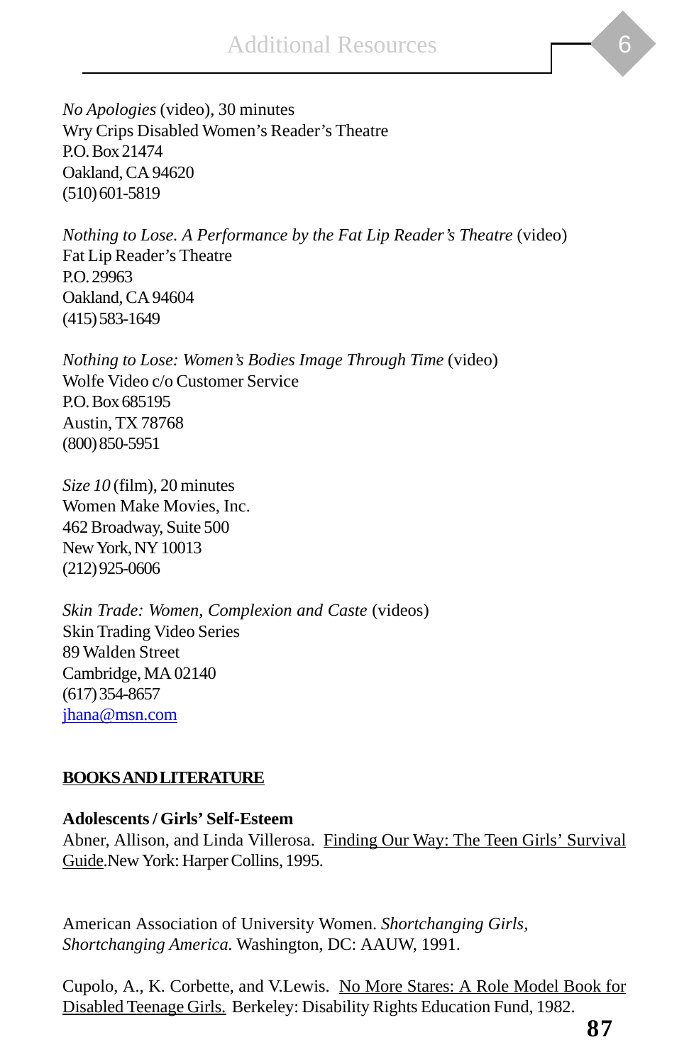*No Apologies* (video), 30 minutes
Wry Crips Disabled Women's Reader's Theatre
P.O. Box 21474
Oakland, CA 94620
(510) 601-5819

*Nothing to Lose. A Performance by the Fat Lip Reader's Theatre* (video)
Fat Lip Reader's Theatre
P.O. 29963
Oakland, CA 94604
(415) 583-1649

*Nothing to Lose: Women's Bodies Image Through Time* (video)
Wolfe Video c/o Customer Service
P.O. Box 685195
Austin, TX 78768
(800) 850-5951

*Size 10* (film), 20 minutes
Women Make Movies, Inc.
462 Broadway, Suite 500
New York, NY 10013
(212) 925-0606

*Skin Trade: Women, Complexion and Caste* (videos)
Skin Trading Video Series
89 Walden Street
Cambridge, MA 02140
(617) 354-8657
jhana@msn.com

## BOOKS AND LITERATURE

**Adolescents / Girls' Self-Esteem**

Abner, Allison, and Linda Villerosa. Finding Our Way: The Teen Girls' Survival Guide. New York: Harper Collins, 1995.

American Association of University Women. *Shortchanging Girls, Shortchanging America.* Washington, DC: AAUW, 1991.

Cupolo, A., K. Corbette, and V. Lewis. No More Stares: A Role Model Book for Disabled Teenage Girls. Berkeley: Disability Rights Education Fund, 1982.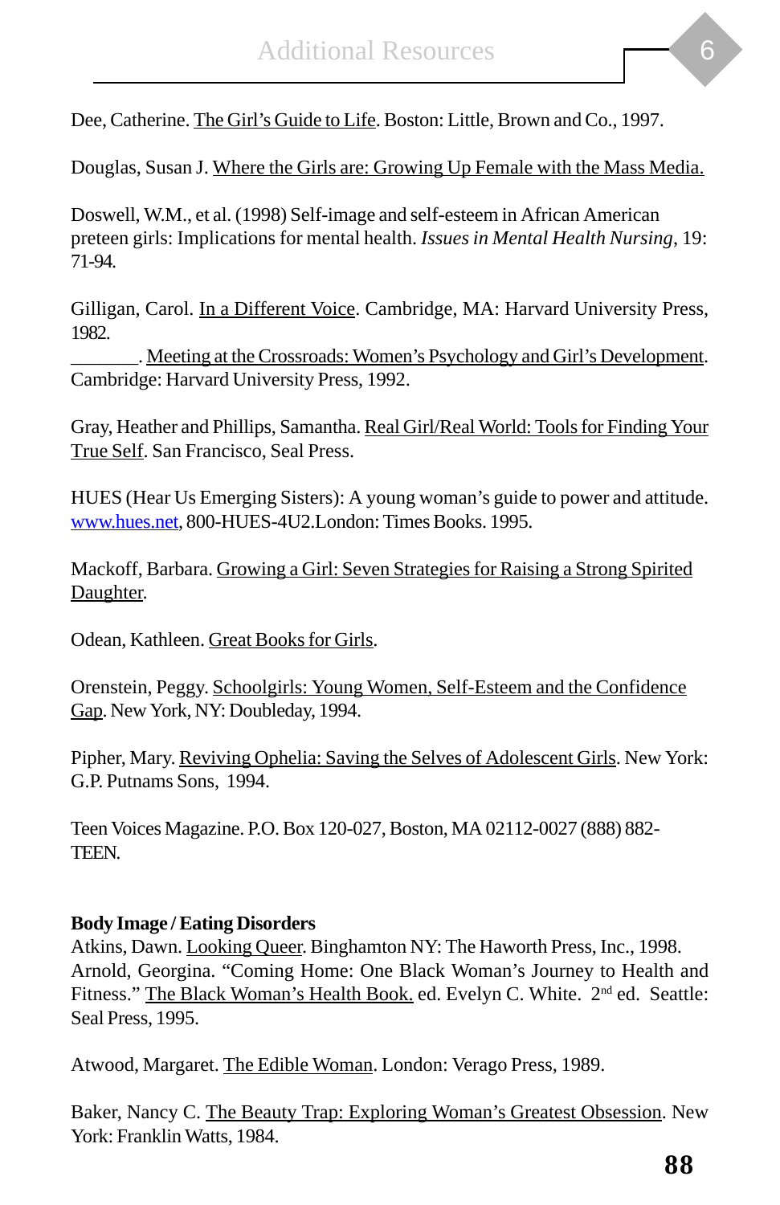Dee, Catherine. The Girl's Guide to Life. Boston: Little, Brown and Co., 1997.

Douglas, Susan J. Where the Girls are: Growing Up Female with the Mass Media.

Doswell, W.M., et al. (1998) Self-image and self-esteem in African American preteen girls: Implications for mental health. *Issues in Mental Health Nursing*, 19: 71-94.

Gilligan, Carol. In a Different Voice. Cambridge, MA: Harvard University Press, 1982.
_______. Meeting at the Crossroads: Women's Psychology and Girl's Development. Cambridge: Harvard University Press, 1992.

Gray, Heather and Phillips, Samantha. Real Girl/Real World: Tools for Finding Your True Self. San Francisco, Seal Press.

HUES (Hear Us Emerging Sisters): A young woman's guide to power and attitude. www.hues.net, 800-HUES-4U2.London: Times Books. 1995.

Mackoff, Barbara. Growing a Girl: Seven Strategies for Raising a Strong Spirited Daughter.

Odean, Kathleen. Great Books for Girls.

Orenstein, Peggy. Schoolgirls: Young Women, Self-Esteem and the Confidence Gap. New York, NY: Doubleday, 1994.

Pipher, Mary. Reviving Ophelia: Saving the Selves of Adolescent Girls. New York: G.P. Putnams Sons, 1994.

Teen Voices Magazine. P.O. Box 120-027, Boston, MA 02112-0027 (888) 882-TEEN.

**Body Image / Eating Disorders**

Atkins, Dawn. Looking Queer. Binghamton NY: The Haworth Press, Inc., 1998.
Arnold, Georgina. "Coming Home: One Black Woman's Journey to Health and Fitness." The Black Woman's Health Book. ed. Evelyn C. White. 2nd ed. Seattle: Seal Press, 1995.

Atwood, Margaret. The Edible Woman. London: Verago Press, 1989.

Baker, Nancy C. The Beauty Trap: Exploring Woman's Greatest Obsession. New York: Franklin Watts, 1984.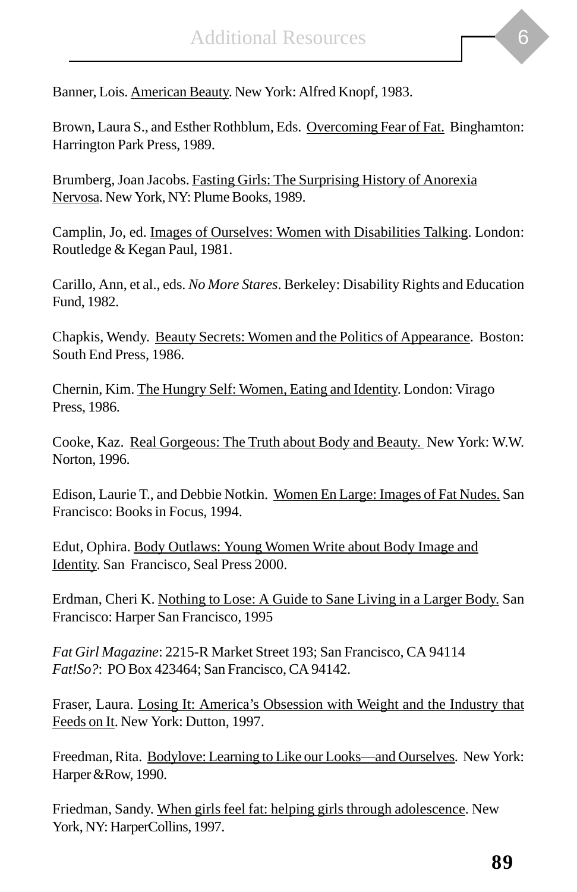Banner, Lois. <u>American Beauty</u>. New York: Alfred Knopf, 1983.

Brown, Laura S., and Esther Rothblum, Eds. <u>Overcoming Fear of Fat.</u> Binghamton: Harrington Park Press, 1989.

Brumberg, Joan Jacobs. <u>Fasting Girls: The Surprising History of Anorexia Nervosa</u>. New York, NY: Plume Books, 1989.

Camplin, Jo, ed. <u>Images of Ourselves: Women with Disabilities Talking</u>. London: Routledge & Kegan Paul, 1981.

Carillo, Ann, et al., eds. *No More Stares*. Berkeley: Disability Rights and Education Fund, 1982.

Chapkis, Wendy. <u>Beauty Secrets: Women and the Politics of Appearance</u>. Boston: South End Press, 1986.

Chernin, Kim. <u>The Hungry Self: Women, Eating and Identity</u>. London: Virago Press, 1986.

Cooke, Kaz. <u>Real Gorgeous: The Truth about Body and Beauty.</u> New York: W.W. Norton, 1996.

Edison, Laurie T., and Debbie Notkin. <u>Women En Large: Images of Fat Nudes.</u> San Francisco: Books in Focus, 1994.

Edut, Ophira. <u>Body Outlaws: Young Women Write about Body Image and Identity</u>. San Francisco, Seal Press 2000.

Erdman, Cheri K. <u>Nothing to Lose: A Guide to Sane Living in a Larger Body.</u> San Francisco: Harper San Francisco, 1995

*Fat Girl Magazine*: 2215-R Market Street 193; San Francisco, CA 94114
*Fat!So?*: PO Box 423464; San Francisco, CA 94142.

Fraser, Laura. <u>Losing It: America's Obsession with Weight and the Industry that Feeds on It</u>. New York: Dutton, 1997.

Freedman, Rita. <u>Bodylove: Learning to Like our Looks—and Ourselves</u>. New York: Harper &Row, 1990.

Friedman, Sandy. <u>When girls feel fat: helping girls through adolescence</u>. New York, NY: HarperCollins, 1997.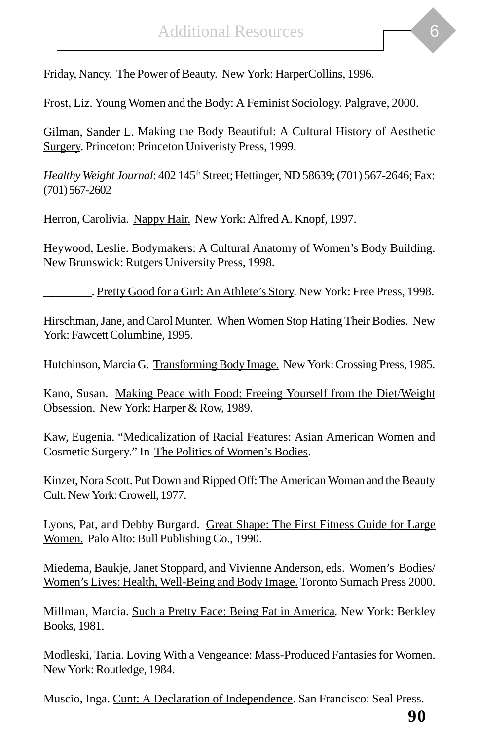Friday, Nancy. The Power of Beauty. New York: HarperCollins, 1996.

Frost, Liz. Young Women and the Body: A Feminist Sociology. Palgrave, 2000.

Gilman, Sander L. Making the Body Beautiful: A Cultural History of Aesthetic Surgery. Princeton: Princeton Univeristy Press, 1999.

*Healthy Weight Journal*: 402 145th Street; Hettinger, ND 58639; (701) 567-2646; Fax: (701) 567-2602

Herron, Carolivia. Nappy Hair. New York: Alfred A. Knopf, 1997.

Heywood, Leslie. Bodymakers: A Cultural Anatomy of Women's Body Building. New Brunswick: Rutgers University Press, 1998.

________. Pretty Good for a Girl: An Athlete's Story. New York: Free Press, 1998.

Hirschman, Jane, and Carol Munter. When Women Stop Hating Their Bodies. New York: Fawcett Columbine, 1995.

Hutchinson, Marcia G. Transforming Body Image. New York: Crossing Press, 1985.

Kano, Susan. Making Peace with Food: Freeing Yourself from the Diet/Weight Obsession. New York: Harper & Row, 1989.

Kaw, Eugenia. "Medicalization of Racial Features: Asian American Women and Cosmetic Surgery." In The Politics of Women's Bodies.

Kinzer, Nora Scott. Put Down and Ripped Off: The American Woman and the Beauty Cult. New York: Crowell, 1977.

Lyons, Pat, and Debby Burgard. Great Shape: The First Fitness Guide for Large Women. Palo Alto: Bull Publishing Co., 1990.

Miedema, Baukje, Janet Stoppard, and Vivienne Anderson, eds. Women's Bodies/ Women's Lives: Health, Well-Being and Body Image. Toronto Sumach Press 2000.

Millman, Marcia. Such a Pretty Face: Being Fat in America. New York: Berkley Books, 1981.

Modleski, Tania. Loving With a Vengeance: Mass-Produced Fantasies for Women. New York: Routledge, 1984.

Muscio, Inga. Cunt: A Declaration of Independence. San Francisco: Seal Press.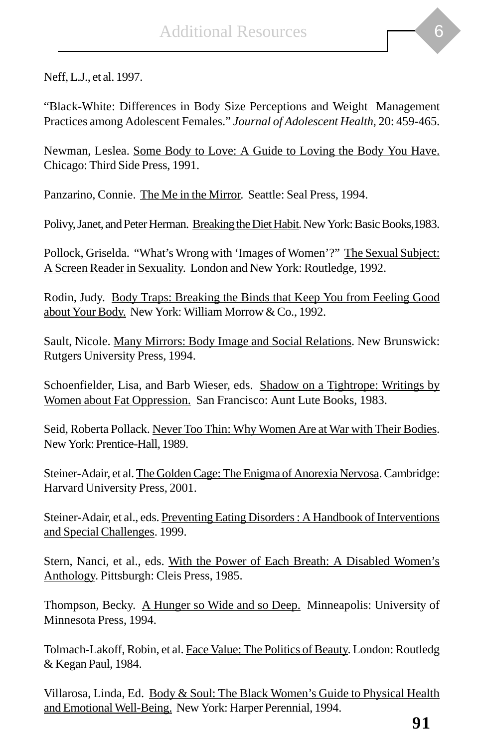Neff, L.J., et al. 1997.

“Black-White: Differences in Body Size Perceptions and Weight Management Practices among Adolescent Females.” *Journal of Adolescent Health,* 20: 459-465.

Newman, Leslea. <u>Some Body to Love: A Guide to Loving the Body You Have.</u> Chicago: Third Side Press, 1991.

Panzarino, Connie. <u>The Me in the Mirror</u>. Seattle: Seal Press, 1994.

Polivy, Janet, and Peter Herman. <u>Breaking the Diet Habit</u>. New York: Basic Books,1983.

Pollock, Griselda. “What’s Wrong with ‘Images of Women’?” <u>The Sexual Subject: A Screen Reader in Sexuality</u>. London and New York: Routledge, 1992.

Rodin, Judy. <u>Body Traps: Breaking the Binds that Keep You from Feeling Good about Your Body.</u> New York: William Morrow & Co., 1992.

Sault, Nicole. <u>Many Mirrors: Body Image and Social Relations</u>. New Brunswick: Rutgers University Press, 1994.

Schoenfielder, Lisa, and Barb Wieser, eds. <u>Shadow on a Tightrope: Writings by Women about Fat Oppression.</u> San Francisco: Aunt Lute Books, 1983.

Seid, Roberta Pollack. <u>Never Too Thin: Why Women Are at War with Their Bodies</u>. New York: Prentice-Hall, 1989.

Steiner-Adair, et al. <u>The Golden Cage: The Enigma of Anorexia Nervosa</u>. Cambridge: Harvard University Press, 2001.

Steiner-Adair, et al., eds. <u>Preventing Eating Disorders : A Handbook of Interventions and Special Challenges</u>. 1999.

Stern, Nanci, et al., eds. <u>With the Power of Each Breath: A Disabled Women’s Anthology</u>. Pittsburgh: Cleis Press, 1985.

Thompson, Becky. <u>A Hunger so Wide and so Deep.</u> Minneapolis: University of Minnesota Press, 1994.

Tolmach-Lakoff, Robin, et al. <u>Face Value: The Politics of Beauty</u>. London: Routledg & Kegan Paul, 1984.

Villarosa, Linda, Ed. <u>Body & Soul: The Black Women’s Guide to Physical Health and Emotional Well-Being.</u> New York: Harper Perennial, 1994.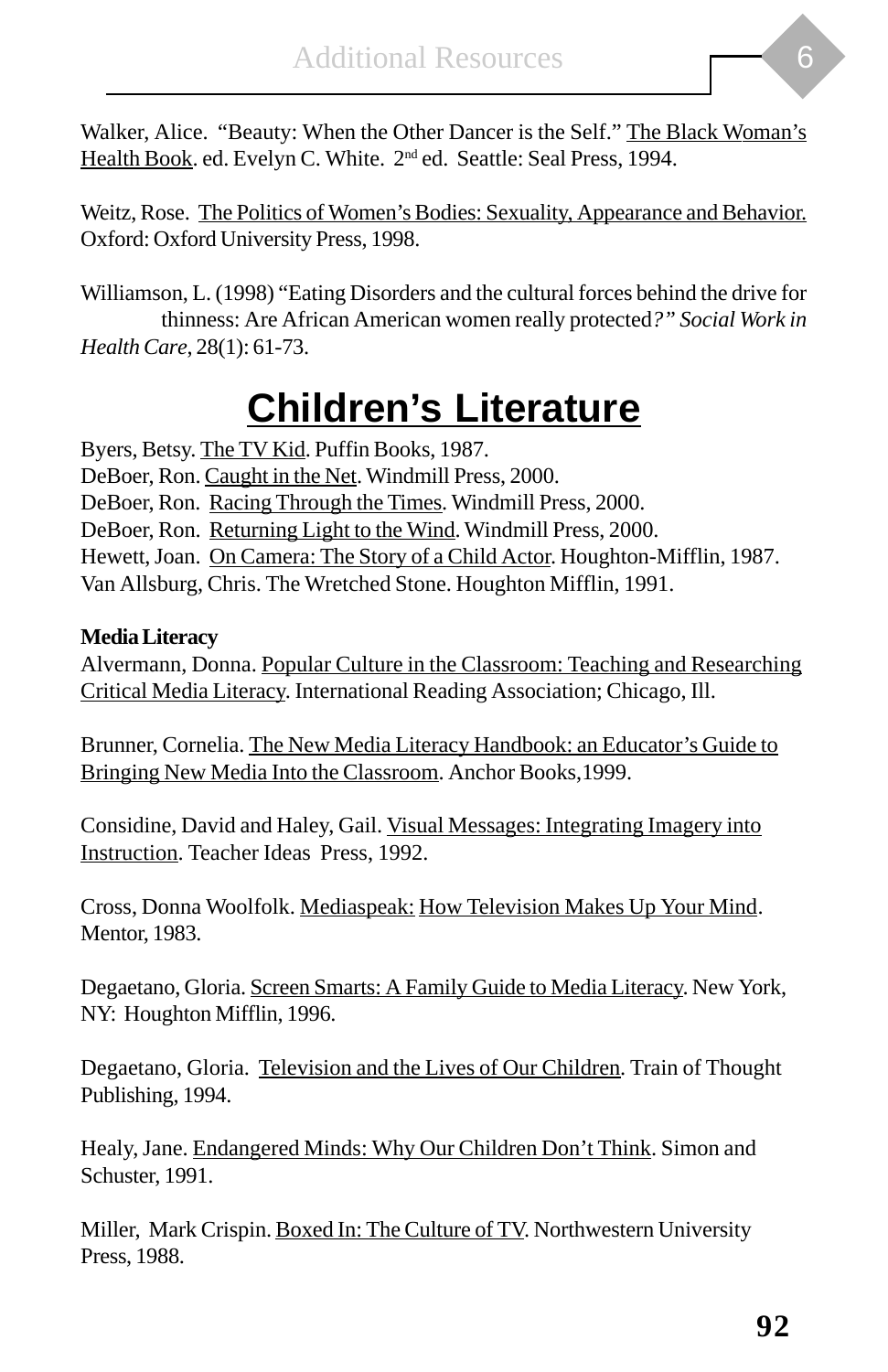Walker, Alice. "Beauty: When the Other Dancer is the Self." The Black Woman's Health Book. ed. Evelyn C. White. 2nd ed. Seattle: Seal Press, 1994.

Weitz, Rose. The Politics of Women's Bodies: Sexuality, Appearance and Behavior. Oxford: Oxford University Press, 1998.

Williamson, L. (1998) "Eating Disorders and the cultural forces behind the drive for thinness: Are African American women really protected*?" Social Work in Health Care*, 28(1): 61-73.

# Children's Literature

Byers, Betsy. The TV Kid. Puffin Books, 1987.
DeBoer, Ron. Caught in the Net. Windmill Press, 2000.
DeBoer, Ron. Racing Through the Times. Windmill Press, 2000.
DeBoer, Ron. Returning Light to the Wind. Windmill Press, 2000.
Hewett, Joan. On Camera: The Story of a Child Actor. Houghton-Mifflin, 1987.
Van Allsburg, Chris. The Wretched Stone. Houghton Mifflin, 1991.

**Media Literacy**

Alvermann, Donna. Popular Culture in the Classroom: Teaching and Researching Critical Media Literacy. International Reading Association; Chicago, Ill.

Brunner, Cornelia. The New Media Literacy Handbook: an Educator's Guide to Bringing New Media Into the Classroom. Anchor Books,1999.

Considine, David and Haley, Gail. Visual Messages: Integrating Imagery into Instruction. Teacher Ideas Press, 1992.

Cross, Donna Woolfolk. Mediaspeak: How Television Makes Up Your Mind. Mentor, 1983.

Degaetano, Gloria. Screen Smarts: A Family Guide to Media Literacy. New York, NY: Houghton Mifflin, 1996.

Degaetano, Gloria. Television and the Lives of Our Children. Train of Thought Publishing, 1994.

Healy, Jane. Endangered Minds: Why Our Children Don't Think. Simon and Schuster, 1991.

Miller, Mark Crispin. Boxed In: The Culture of TV. Northwestern University Press, 1988.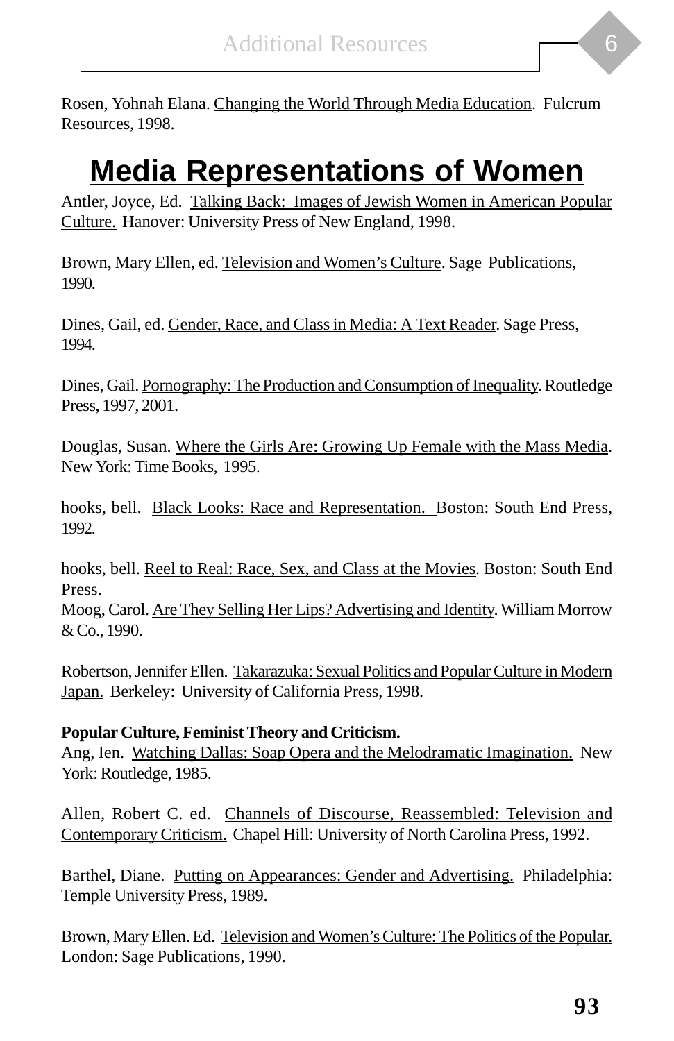Rosen, Yohnah Elana. Changing the World Through Media Education. Fulcrum Resources, 1998.

# Media Representations of Women

Antler, Joyce, Ed. Talking Back: Images of Jewish Women in American Popular Culture. Hanover: University Press of New England, 1998.

Brown, Mary Ellen, ed. Television and Women's Culture. Sage Publications, 1990.

Dines, Gail, ed. Gender, Race, and Class in Media: A Text Reader. Sage Press, 1994.

Dines, Gail. Pornography: The Production and Consumption of Inequality. Routledge Press, 1997, 2001.

Douglas, Susan. Where the Girls Are: Growing Up Female with the Mass Media. New York: Time Books, 1995.

hooks, bell. Black Looks: Race and Representation. Boston: South End Press, 1992.

hooks, bell. Reel to Real: Race, Sex, and Class at the Movies. Boston: South End Press.

Moog, Carol. Are They Selling Her Lips? Advertising and Identity. William Morrow & Co., 1990.

Robertson, Jennifer Ellen. Takarazuka: Sexual Politics and Popular Culture in Modern Japan. Berkeley: University of California Press, 1998.

**Popular Culture, Feminist Theory and Criticism.**

Ang, Ien. Watching Dallas: Soap Opera and the Melodramatic Imagination. New York: Routledge, 1985.

Allen, Robert C. ed. Channels of Discourse, Reassembled: Television and Contemporary Criticism. Chapel Hill: University of North Carolina Press, 1992.

Barthel, Diane. Putting on Appearances: Gender and Advertising. Philadelphia: Temple University Press, 1989.

Brown, Mary Ellen. Ed. Television and Women's Culture: The Politics of the Popular. London: Sage Publications, 1990.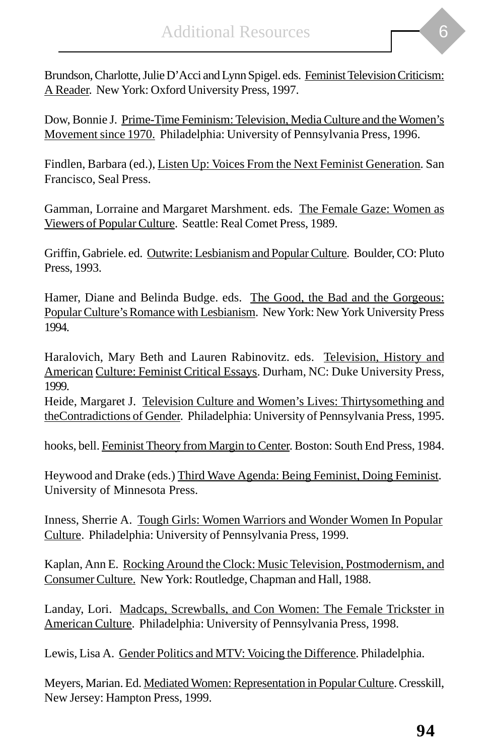Brundson, Charlotte, Julie D'Acci and Lynn Spigel. eds. Feminist Television Criticism: A Reader. New York: Oxford University Press, 1997.

Dow, Bonnie J. Prime-Time Feminism: Television, Media Culture and the Women's Movement since 1970. Philadelphia: University of Pennsylvania Press, 1996.

Findlen, Barbara (ed.), Listen Up: Voices From the Next Feminist Generation. San Francisco, Seal Press.

Gamman, Lorraine and Margaret Marshment. eds. The Female Gaze: Women as Viewers of Popular Culture. Seattle: Real Comet Press, 1989.

Griffin, Gabriele. ed. Outwrite: Lesbianism and Popular Culture. Boulder, CO: Pluto Press, 1993.

Hamer, Diane and Belinda Budge. eds. The Good, the Bad and the Gorgeous: Popular Culture's Romance with Lesbianism. New York: New York University Press 1994.

Haralovich, Mary Beth and Lauren Rabinovitz. eds. Television, History and American Culture: Feminist Critical Essays. Durham, NC: Duke University Press, 1999.

Heide, Margaret J. Television Culture and Women's Lives: Thirtysomething and theContradictions of Gender. Philadelphia: University of Pennsylvania Press, 1995.

hooks, bell. Feminist Theory from Margin to Center. Boston: South End Press, 1984.

Heywood and Drake (eds.) Third Wave Agenda: Being Feminist, Doing Feminist. University of Minnesota Press.

Inness, Sherrie A. Tough Girls: Women Warriors and Wonder Women In Popular Culture. Philadelphia: University of Pennsylvania Press, 1999.

Kaplan, Ann E. Rocking Around the Clock: Music Television, Postmodernism, and Consumer Culture. New York: Routledge, Chapman and Hall, 1988.

Landay, Lori. Madcaps, Screwballs, and Con Women: The Female Trickster in American Culture. Philadelphia: University of Pennsylvania Press, 1998.

Lewis, Lisa A. Gender Politics and MTV: Voicing the Difference. Philadelphia.

Meyers, Marian. Ed. Mediated Women: Representation in Popular Culture. Cresskill, New Jersey: Hampton Press, 1999.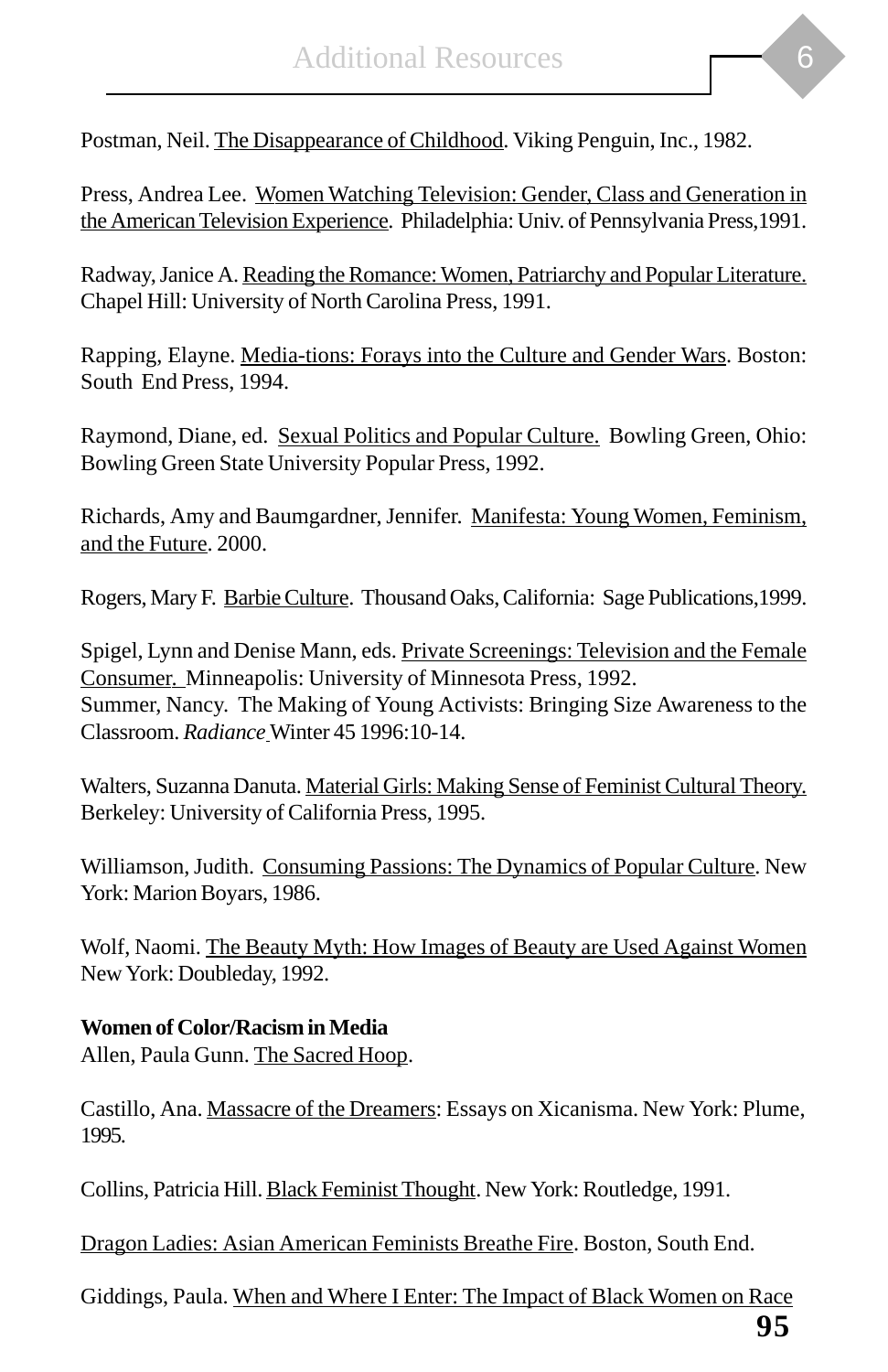Postman, Neil. The Disappearance of Childhood. Viking Penguin, Inc., 1982.

Press, Andrea Lee. Women Watching Television: Gender, Class and Generation in the American Television Experience. Philadelphia: Univ. of Pennsylvania Press,1991.

Radway, Janice A. Reading the Romance: Women, Patriarchy and Popular Literature. Chapel Hill: University of North Carolina Press, 1991.

Rapping, Elayne. Media-tions: Forays into the Culture and Gender Wars. Boston: South End Press, 1994.

Raymond, Diane, ed. Sexual Politics and Popular Culture. Bowling Green, Ohio: Bowling Green State University Popular Press, 1992.

Richards, Amy and Baumgardner, Jennifer. Manifesta: Young Women, Feminism, and the Future. 2000.

Rogers, Mary F. Barbie Culture. Thousand Oaks, California: Sage Publications,1999.

Spigel, Lynn and Denise Mann, eds. Private Screenings: Television and the Female Consumer. Minneapolis: University of Minnesota Press, 1992.
Summer, Nancy. The Making of Young Activists: Bringing Size Awareness to the Classroom. *Radiance* Winter 45 1996:10-14.

Walters, Suzanna Danuta. Material Girls: Making Sense of Feminist Cultural Theory. Berkeley: University of California Press, 1995.

Williamson, Judith. Consuming Passions: The Dynamics of Popular Culture. New York: Marion Boyars, 1986.

Wolf, Naomi. The Beauty Myth: How Images of Beauty are Used Against Women New York: Doubleday, 1992.

**Women of Color/Racism in Media**
Allen, Paula Gunn. The Sacred Hoop.

Castillo, Ana. Massacre of the Dreamers: Essays on Xicanisma. New York: Plume, 1995.

Collins, Patricia Hill. Black Feminist Thought. New York: Routledge, 1991.

Dragon Ladies: Asian American Feminists Breathe Fire. Boston, South End.

Giddings, Paula. When and Where I Enter: The Impact of Black Women on Race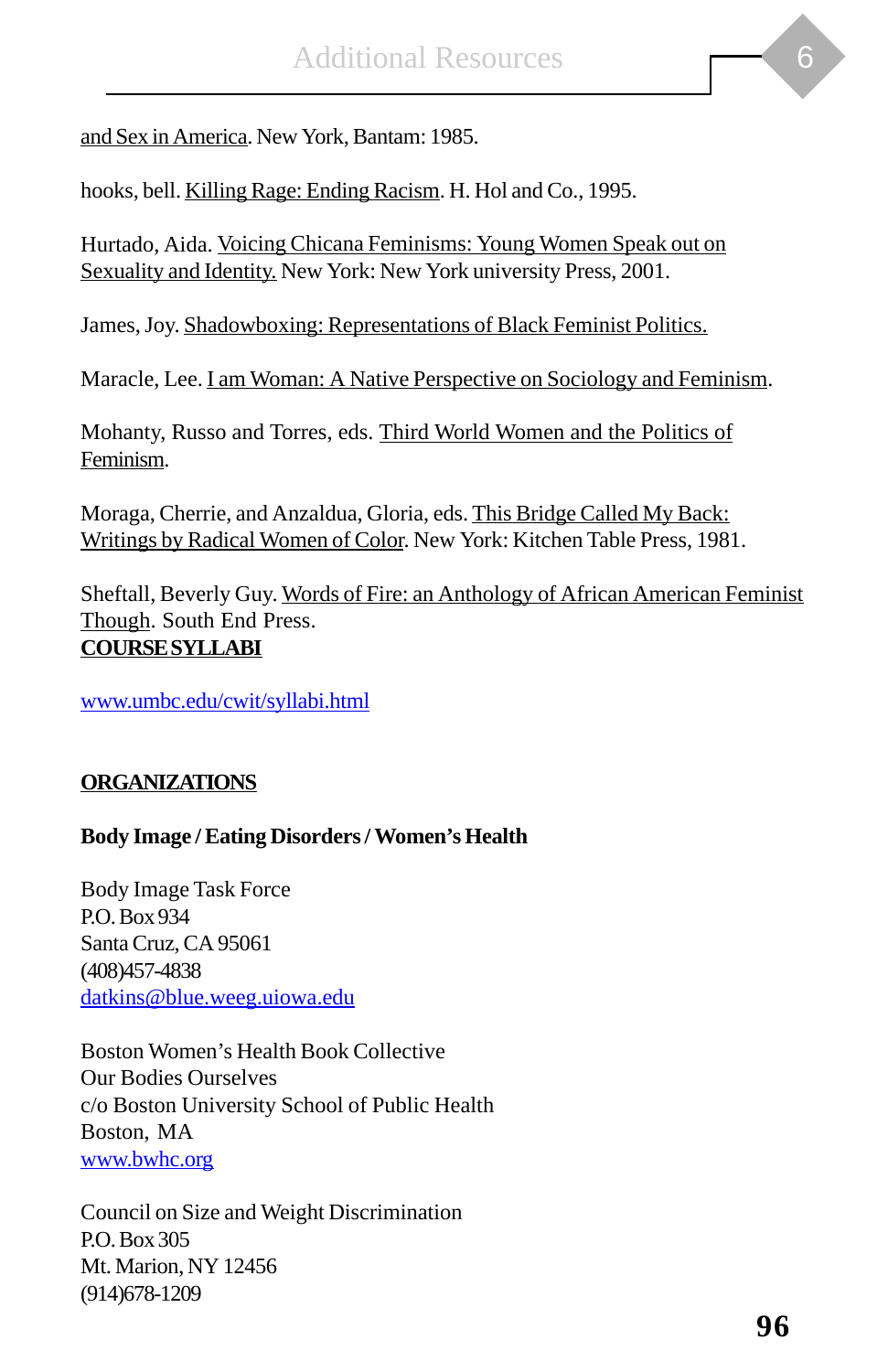and Sex in America. New York, Bantam: 1985.

hooks, bell. Killing Rage: Ending Racism. H. Hol and Co., 1995.

Hurtado, Aida. Voicing Chicana Feminisms: Young Women Speak out on Sexuality and Identity. New York: New York university Press, 2001.

James, Joy. Shadowboxing: Representations of Black Feminist Politics.

Maracle, Lee. I am Woman: A Native Perspective on Sociology and Feminism.

Mohanty, Russo and Torres, eds. Third World Women and the Politics of Feminism.

Moraga, Cherrie, and Anzaldua, Gloria, eds. This Bridge Called My Back: Writings by Radical Women of Color. New York: Kitchen Table Press, 1981.

Sheftall, Beverly Guy. Words of Fire: an Anthology of African American Feminist Though. South End Press.

**COURSE SYLLABI**

www.umbc.edu/cwit/syllabi.html

**ORGANIZATIONS**

**Body Image / Eating Disorders / Women's Health**

Body Image Task Force
P.O. Box 934
Santa Cruz, CA 95061
(408)457-4838
datkins@blue.weeg.uiowa.edu

Boston Women's Health Book Collective
Our Bodies Ourselves
c/o Boston University School of Public Health
Boston, MA
www.bwhc.org

Council on Size and Weight Discrimination
P.O. Box 305
Mt. Marion, NY 12456
(914)678-1209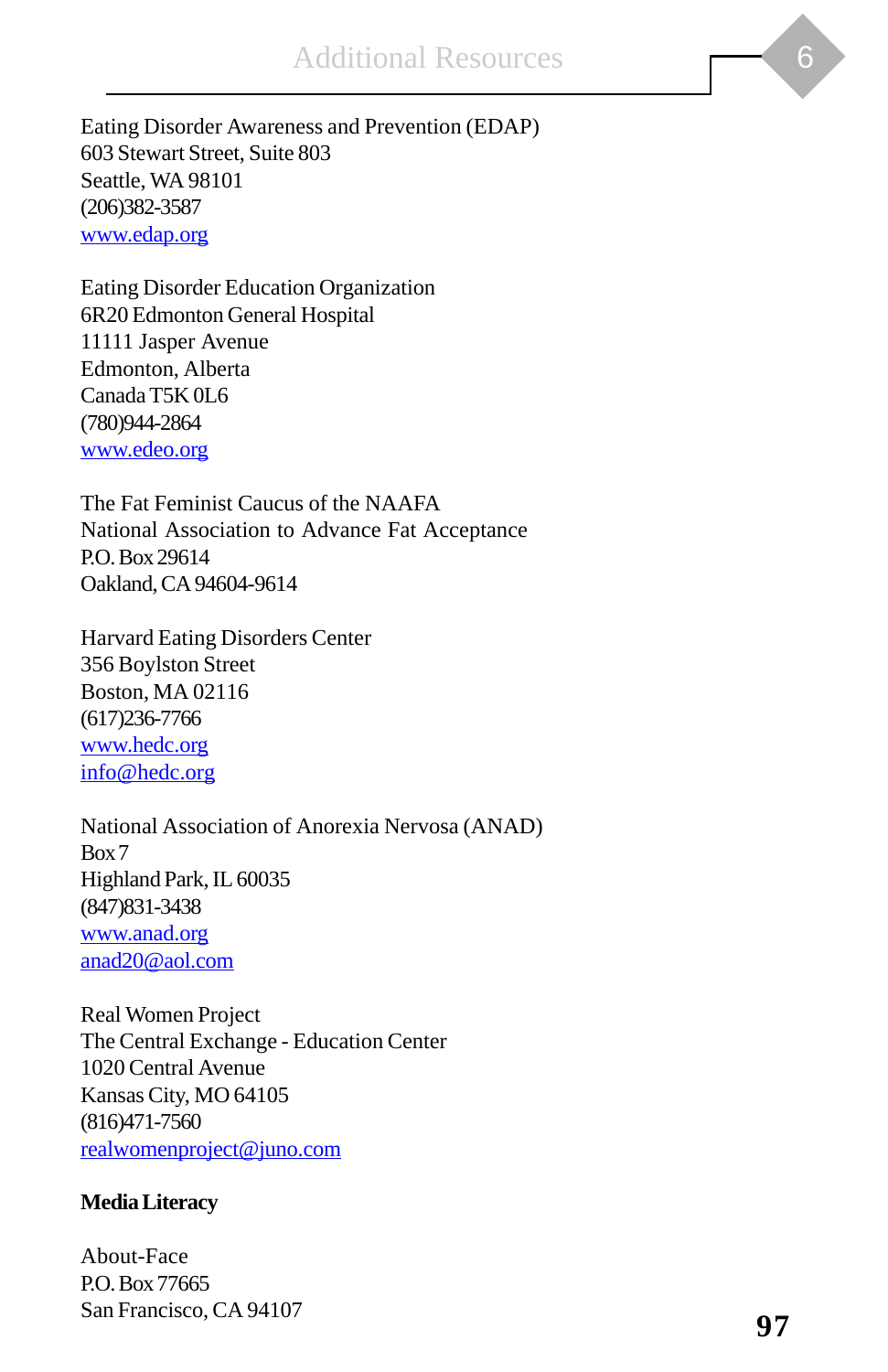Eating Disorder Awareness and Prevention (EDAP)
603 Stewart Street, Suite 803
Seattle, WA 98101
(206)382-3587
www.edap.org

Eating Disorder Education Organization
6R20 Edmonton General Hospital
11111 Jasper Avenue
Edmonton, Alberta
Canada T5K 0L6
(780)944-2864
www.edeo.org

The Fat Feminist Caucus of the NAAFA
National Association to Advance Fat Acceptance
P.O. Box 29614
Oakland, CA 94604-9614

Harvard Eating Disorders Center
356 Boylston Street
Boston, MA 02116
(617)236-7766
www.hedc.org
info@hedc.org

National Association of Anorexia Nervosa (ANAD)
Box 7
Highland Park, IL 60035
(847)831-3438
www.anad.org
anad20@aol.com

Real Women Project
The Central Exchange - Education Center
1020 Central Avenue
Kansas City, MO 64105
(816)471-7560
realwomenproject@juno.com

**Media Literacy**

About-Face
P.O. Box 77665
San Francisco, CA 94107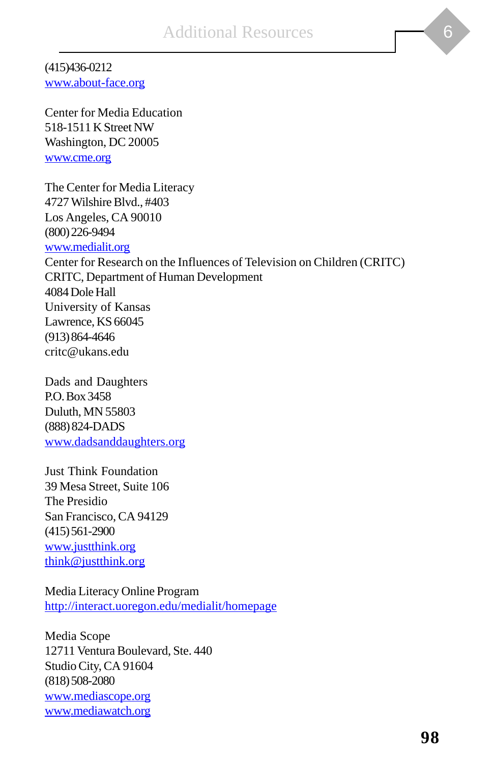(415)436-0212
www.about-face.org

Center for Media Education
518-1511 K Street NW
Washington, DC 20005
www.cme.org

The Center for Media Literacy
4727 Wilshire Blvd., #403
Los Angeles, CA 90010
(800) 226-9494
www.medialit.org
Center for Research on the Influences of Television on Children (CRITC)
CRITC, Department of Human Development
4084 Dole Hall
University of Kansas
Lawrence, KS 66045
(913) 864-4646
critc@ukans.edu

Dads and Daughters
P.O. Box 3458
Duluth, MN 55803
(888) 824-DADS
www.dadsanddaughters.org

Just Think Foundation
39 Mesa Street, Suite 106
The Presidio
San Francisco, CA 94129
(415) 561-2900
www.justthink.org
think@justthink.org

Media Literacy Online Program
http://interact.uoregon.edu/medialit/homepage

Media Scope
12711 Ventura Boulevard, Ste. 440
Studio City, CA 91604
(818) 508-2080
www.mediascope.org
www.mediawatch.org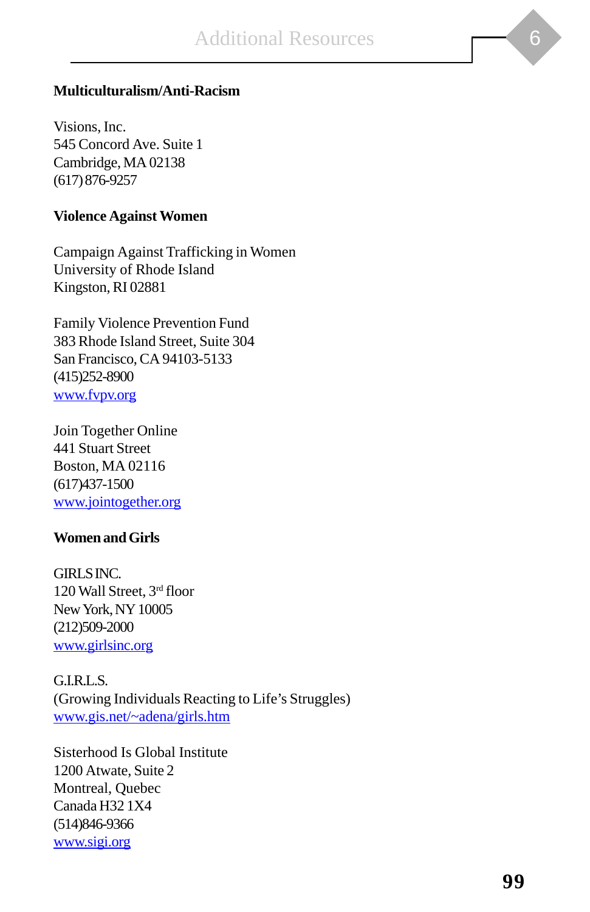**Multiculturalism/Anti-Racism**

Visions, Inc.
545 Concord Ave. Suite 1
Cambridge, MA 02138
(617) 876-9257

**Violence Against Women**

Campaign Against Trafficking in Women
University of Rhode Island
Kingston, RI 02881

Family Violence Prevention Fund
383 Rhode Island Street, Suite 304
San Francisco, CA 94103-5133
(415)252-8900
www.fvpv.org

Join Together Online
441 Stuart Street
Boston, MA 02116
(617)437-1500
www.jointogether.org

**Women and Girls**

GIRLS INC.
120 Wall Street, 3rd floor
New York, NY 10005
(212)509-2000
www.girlsinc.org

G.I.R.L.S.
(Growing Individuals Reacting to Life's Struggles)
www.gis.net/~adena/girls.htm

Sisterhood Is Global Institute
1200 Atwate, Suite 2
Montreal, Quebec
Canada H32 1X4
(514)846-9366
www.sigi.org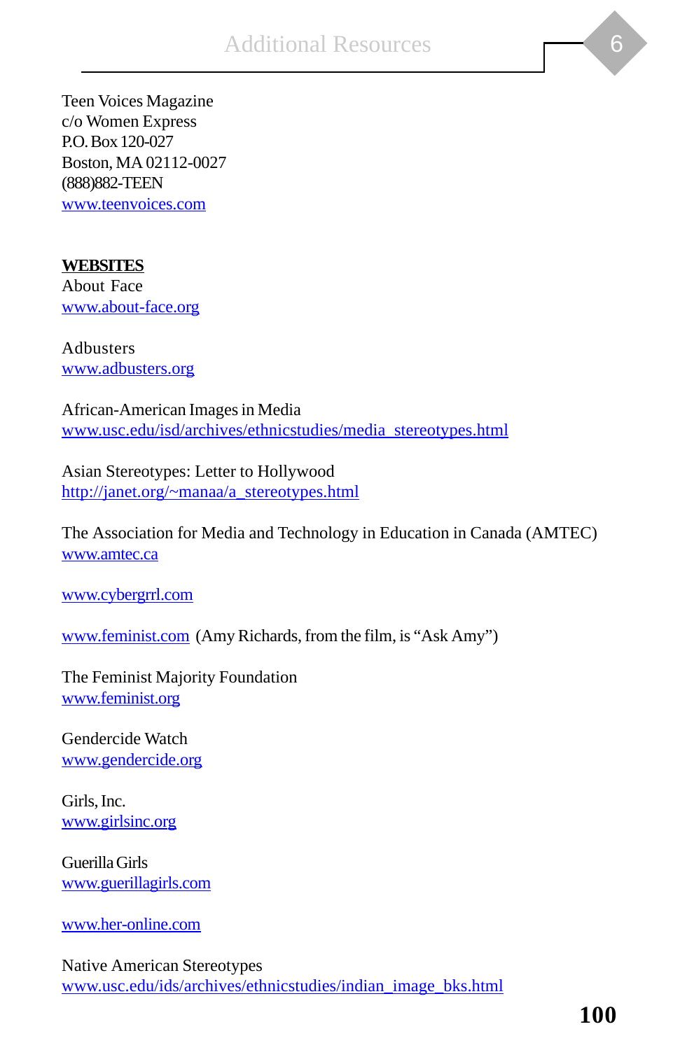Teen Voices Magazine  
c/o Women Express  
P.O. Box 120-027  
Boston, MA 02112-0027  
(888)882-TEEN  
www.teenvoices.com

**WEBSITES**

About Face  
www.about-face.org

Adbusters  
www.adbusters.org

African-American Images in Media  
www.usc.edu/isd/archives/ethnicstudies/media_stereotypes.html

Asian Stereotypes: Letter to Hollywood  
http://janet.org/~manaa/a_stereotypes.html

The Association for Media and Technology in Education in Canada (AMTEC)  
www.amtec.ca

www.cybergrrl.com

www.feminist.com (Amy Richards, from the film, is "Ask Amy")

The Feminist Majority Foundation  
www.feminist.org

Gendercide Watch  
www.gendercide.org

Girls, Inc.  
www.girlsinc.org

Guerilla Girls  
www.guerillagirls.com

www.her-online.com

Native American Stereotypes  
www.usc.edu/ids/archives/ethnicstudies/indian_image_bks.html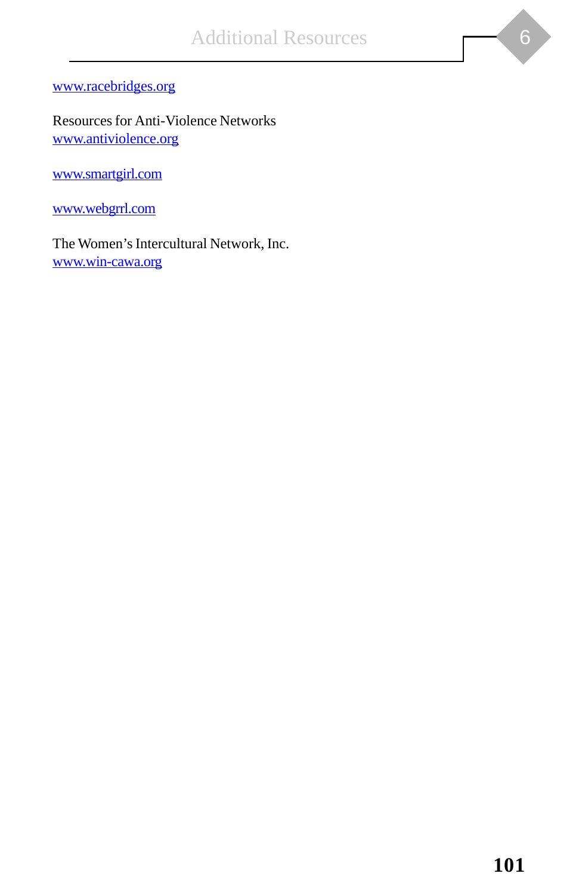www.racebridges.org

Resources for Anti-Violence Networks
www.antiviolence.org

www.smartgirl.com

www.webgrrl.com

The Women's Intercultural Network, Inc.
www.win-cawa.org